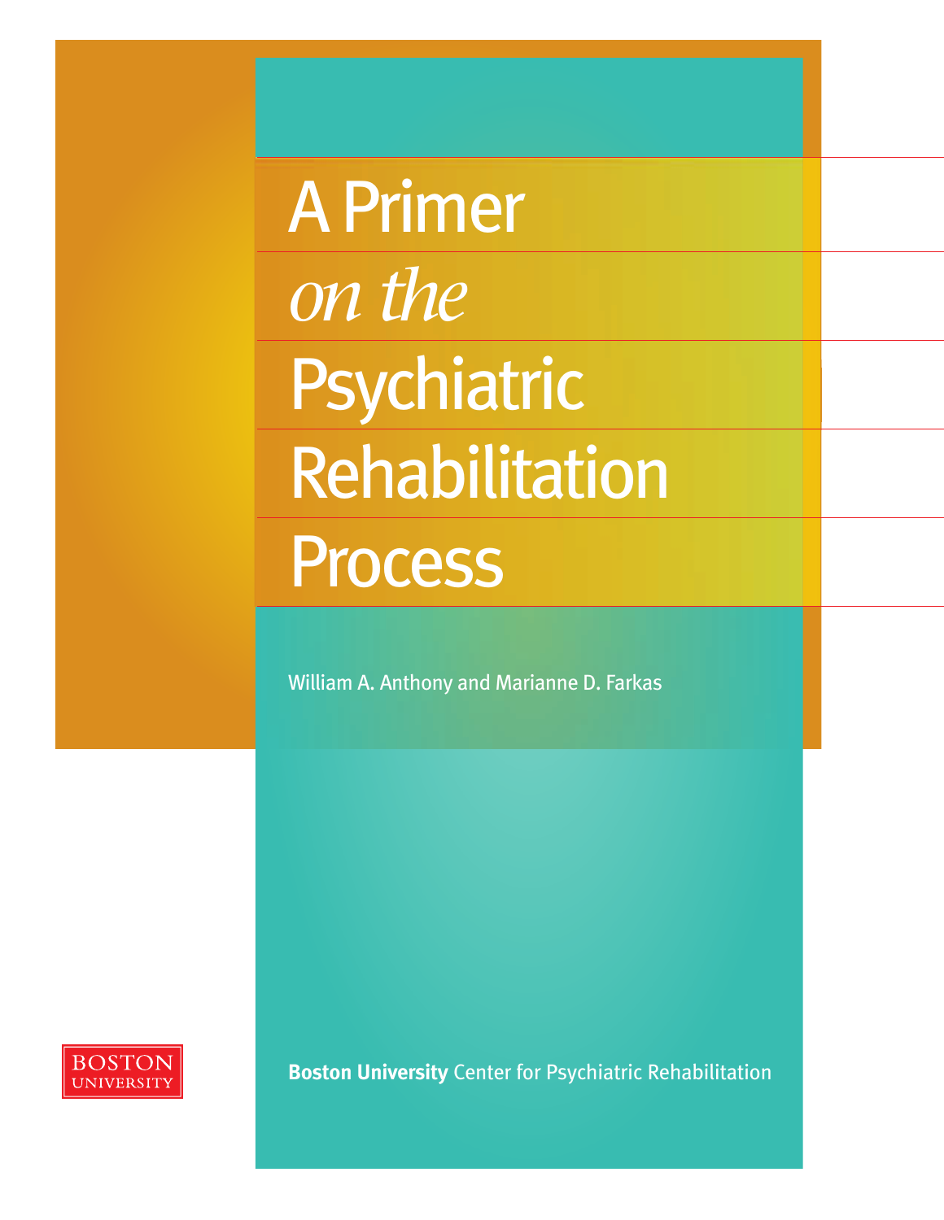# A Primer *on the* Psychiatric Rehabilitation Process

William A. Anthony and Marianne D. Farkas

**Boston University** Center for Psychiatric Rehabilitation

BOSTON UNIVERSITY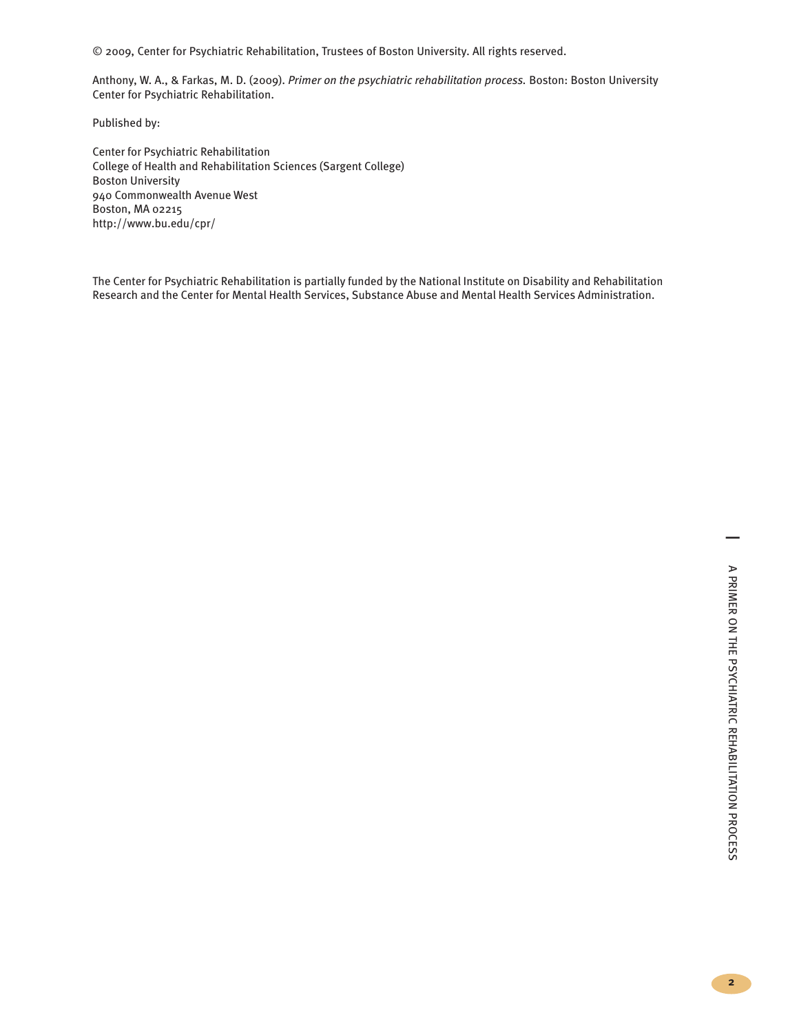© 2009, Center for Psychiatric Rehabilitation, Trustees of Boston University. All rights reserved.

Anthony, W. A., & Farkas, M. D. (2009). *Primer on the psychiatric rehabilitation process.* Boston: Boston University Center for Psychiatric Rehabilitation.

Published by:

Center for Psychiatric Rehabilitation
College of Health and Rehabilitation Sciences (Sargent College)
Boston University
940 Commonwealth Avenue West
Boston, MA 02215
http://www.bu.edu/cpr/

The Center for Psychiatric Rehabilitation is partially funded by the National Institute on Disability and Rehabilitation Research and the Center for Mental Health Services, Substance Abuse and Mental Health Services Administration.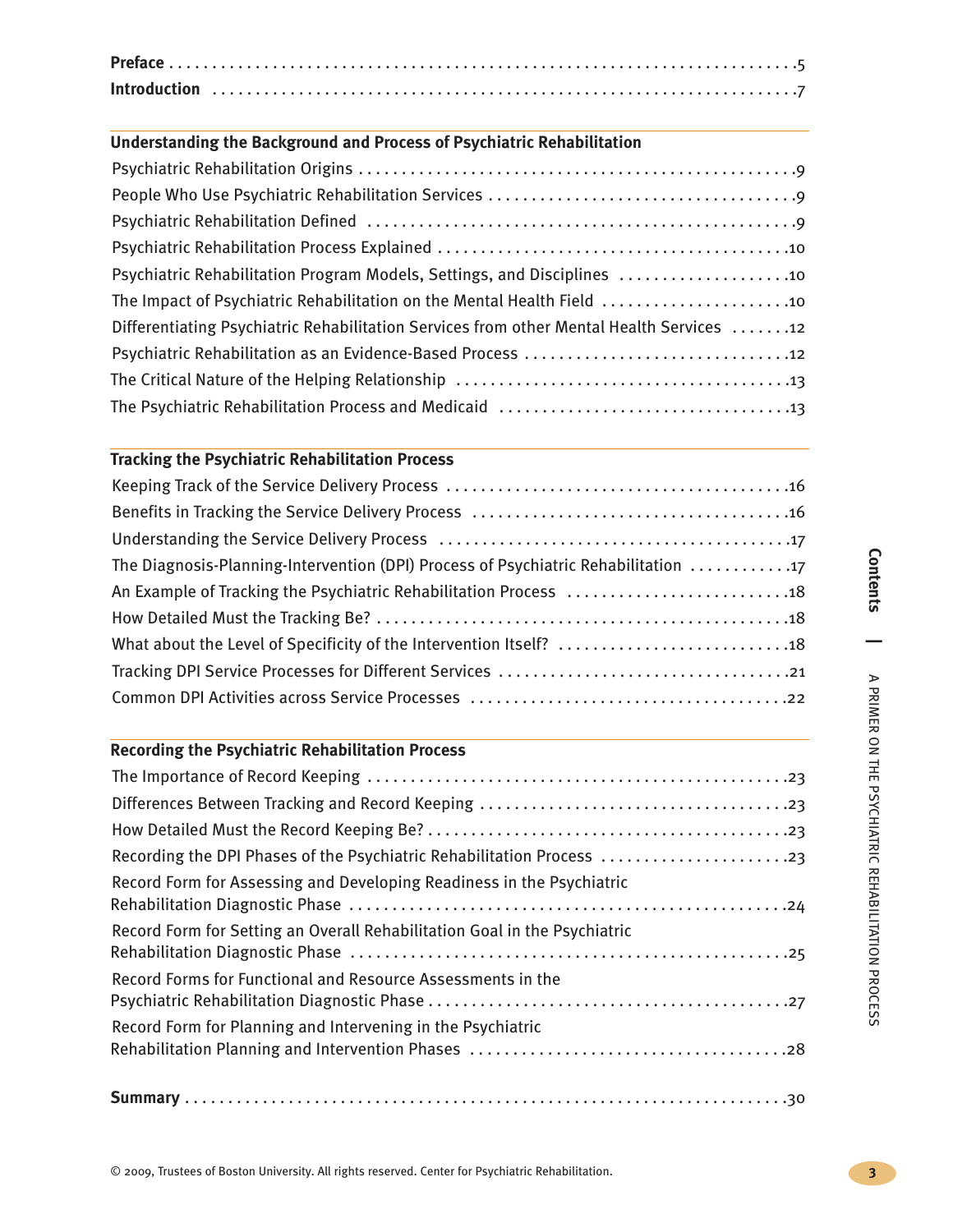**Preface** . . . . . . . . . . . . . . . . . . . . . . . . . . . . . . . . . . . . . . . . . . . . . . . . . . . . . . . . . . . . . . . . . . . .5

**Introduction** . . . . . . . . . . . . . . . . . . . . . . . . . . . . . . . . . . . . . . . . . . . . . . . . . . . . . . . . . . . . . . . . .7

**Understanding the Background and Process of Psychiatric Rehabilitation**

Psychiatric Rehabilitation Origins . . . . . . . . . . . . . . . . . . . . . . . . . . . . . . . . . . . . . . . . . . . . . . . . . .9

People Who Use Psychiatric Rehabilitation Services . . . . . . . . . . . . . . . . . . . . . . . . . . . . . . . . . . .9

Psychiatric Rehabilitation Defined . . . . . . . . . . . . . . . . . . . . . . . . . . . . . . . . . . . . . . . . . . . . . . . . . .9

Psychiatric Rehabilitation Process Explained . . . . . . . . . . . . . . . . . . . . . . . . . . . . . . . . . . . . . . . .10

Psychiatric Rehabilitation Program Models, Settings, and Disciplines . . . . . . . . . . . . . . . . . . . .10

The Impact of Psychiatric Rehabilitation on the Mental Health Field . . . . . . . . . . . . . . . . . . . . .10

Differentiating Psychiatric Rehabilitation Services from other Mental Health Services . . . . . . .12

Psychiatric Rehabilitation as an Evidence-Based Process . . . . . . . . . . . . . . . . . . . . . . . . . . . . . .12

The Critical Nature of the Helping Relationship . . . . . . . . . . . . . . . . . . . . . . . . . . . . . . . . . . . . . .13

The Psychiatric Rehabilitation Process and Medicaid . . . . . . . . . . . . . . . . . . . . . . . . . . . . . . . . .13

**Tracking the Psychiatric Rehabilitation Process**

Keeping Track of the Service Delivery Process . . . . . . . . . . . . . . . . . . . . . . . . . . . . . . . . . . . . . . .16

Benefits in Tracking the Service Delivery Process . . . . . . . . . . . . . . . . . . . . . . . . . . . . . . . . . . . .16

Understanding the Service Delivery Process . . . . . . . . . . . . . . . . . . . . . . . . . . . . . . . . . . . . . . . .17

The Diagnosis-Planning-Intervention (DPI) Process of Psychiatric Rehabilitation . . . . . . . . . . .17

An Example of Tracking the Psychiatric Rehabilitation Process . . . . . . . . . . . . . . . . . . . . . . . . .18

How Detailed Must the Tracking Be? . . . . . . . . . . . . . . . . . . . . . . . . . . . . . . . . . . . . . . . . . . . . . .18

What about the Level of Specificity of the Intervention Itself? . . . . . . . . . . . . . . . . . . . . . . . . . .18

Tracking DPI Service Processes for Different Services . . . . . . . . . . . . . . . . . . . . . . . . . . . . . . . . .21

Common DPI Activities across Service Processes . . . . . . . . . . . . . . . . . . . . . . . . . . . . . . . . . . . .22

**Recording the Psychiatric Rehabilitation Process**

The Importance of Record Keeping . . . . . . . . . . . . . . . . . . . . . . . . . . . . . . . . . . . . . . . . . . . . . . . .23

Differences Between Tracking and Record Keeping . . . . . . . . . . . . . . . . . . . . . . . . . . . . . . . . . . .23

How Detailed Must the Record Keeping Be? . . . . . . . . . . . . . . . . . . . . . . . . . . . . . . . . . . . . . . . . .23

Recording the DPI Phases of the Psychiatric Rehabilitation Process . . . . . . . . . . . . . . . . . . . . .23

Record Form for Assessing and Developing Readiness in the Psychiatric Rehabilitation Diagnostic Phase . . . . . . . . . . . . . . . . . . . . . . . . . . . . . . . . . . . . . . . . . . . . . . . . . .24

Record Form for Setting an Overall Rehabilitation Goal in the Psychiatric Rehabilitation Diagnostic Phase . . . . . . . . . . . . . . . . . . . . . . . . . . . . . . . . . . . . . . . . . . . . . . . . . .25

Record Forms for Functional and Resource Assessments in the Psychiatric Rehabilitation Diagnostic Phase . . . . . . . . . . . . . . . . . . . . . . . . . . . . . . . . . . . . . . . . . .27

Record Form for Planning and Intervening in the Psychiatric Rehabilitation Planning and Intervention Phases . . . . . . . . . . . . . . . . . . . . . . . . . . . . . . . . . . . .28

**Summary** . . . . . . . . . . . . . . . . . . . . . . . . . . . . . . . . . . . . . . . . . . . . . . . . . . . . . . . . . . . . . . . . . . .30

© 2009, Trustees of Boston University. All rights reserved. Center for Psychiatric Rehabilitation.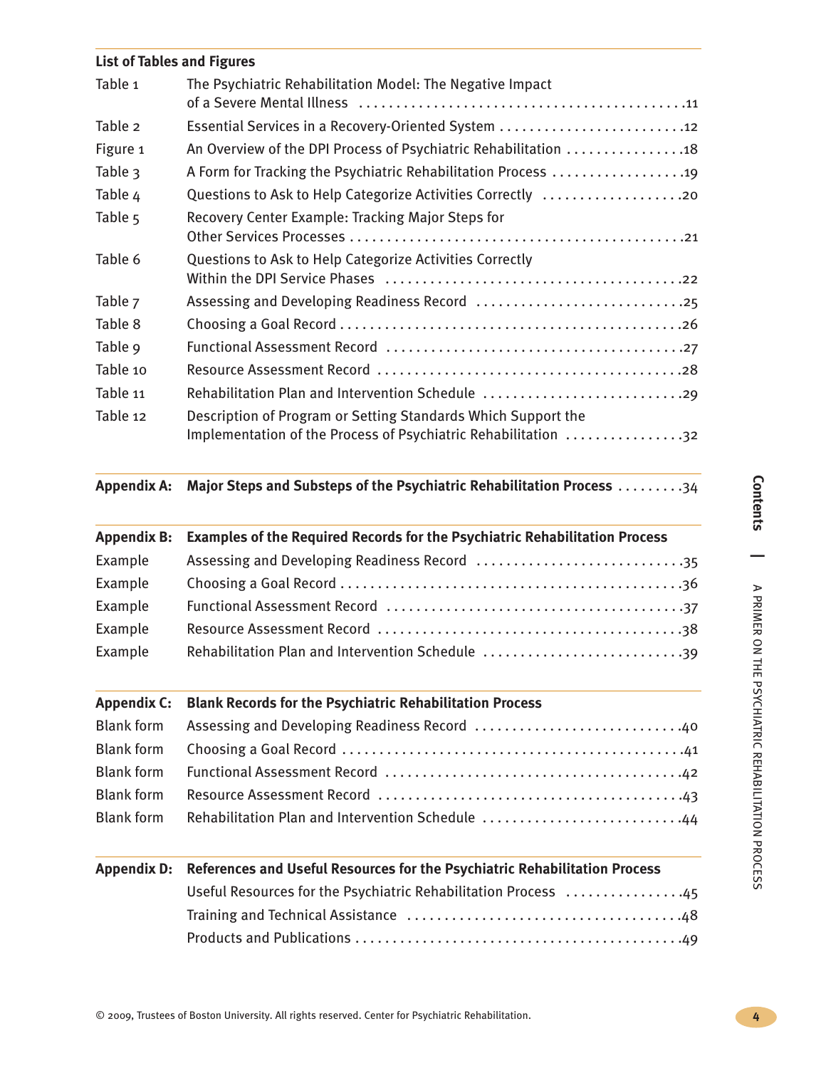## List of Tables and Figures

| | | |
|---|---|---|
| Table 1 | The Psychiatric Rehabilitation Model: The Negative Impact of a Severe Mental Illness | 11 |
| Table 2 | Essential Services in a Recovery-Oriented System | 12 |
| Figure 1 | An Overview of the DPI Process of Psychiatric Rehabilitation | 18 |
| Table 3 | A Form for Tracking the Psychiatric Rehabilitation Process | 19 |
| Table 4 | Questions to Ask to Help Categorize Activities Correctly | 20 |
| Table 5 | Recovery Center Example: Tracking Major Steps for Other Services Processes | 21 |
| Table 6 | Questions to Ask to Help Categorize Activities Correctly Within the DPI Service Phases | 22 |
| Table 7 | Assessing and Developing Readiness Record | 25 |
| Table 8 | Choosing a Goal Record | 26 |
| Table 9 | Functional Assessment Record | 27 |
| Table 10 | Resource Assessment Record | 28 |
| Table 11 | Rehabilitation Plan and Intervention Schedule | 29 |
| Table 12 | Description of Program or Setting Standards Which Support the Implementation of the Process of Psychiatric Rehabilitation | 32 |

**Appendix A: Major Steps and Substeps of the Psychiatric Rehabilitation Process** ......... 34

**Appendix B: Examples of the Required Records for the Psychiatric Rehabilitation Process**

| | | |
|---|---|---|
| Example | Assessing and Developing Readiness Record | 35 |
| Example | Choosing a Goal Record | 36 |
| Example | Functional Assessment Record | 37 |
| Example | Resource Assessment Record | 38 |
| Example | Rehabilitation Plan and Intervention Schedule | 39 |

**Appendix C: Blank Records for the Psychiatric Rehabilitation Process**

| | | |
|---|---|---|
| Blank form | Assessing and Developing Readiness Record | 40 |
| Blank form | Choosing a Goal Record | 41 |
| Blank form | Functional Assessment Record | 42 |
| Blank form | Resource Assessment Record | 43 |
| Blank form | Rehabilitation Plan and Intervention Schedule | 44 |

**Appendix D: References and Useful Resources for the Psychiatric Rehabilitation Process**

| | |
|---|---|
| Useful Resources for the Psychiatric Rehabilitation Process | 45 |
| Training and Technical Assistance | 48 |
| Products and Publications | 49 |

© 2009, Trustees of Boston University. All rights reserved. Center for Psychiatric Rehabilitation.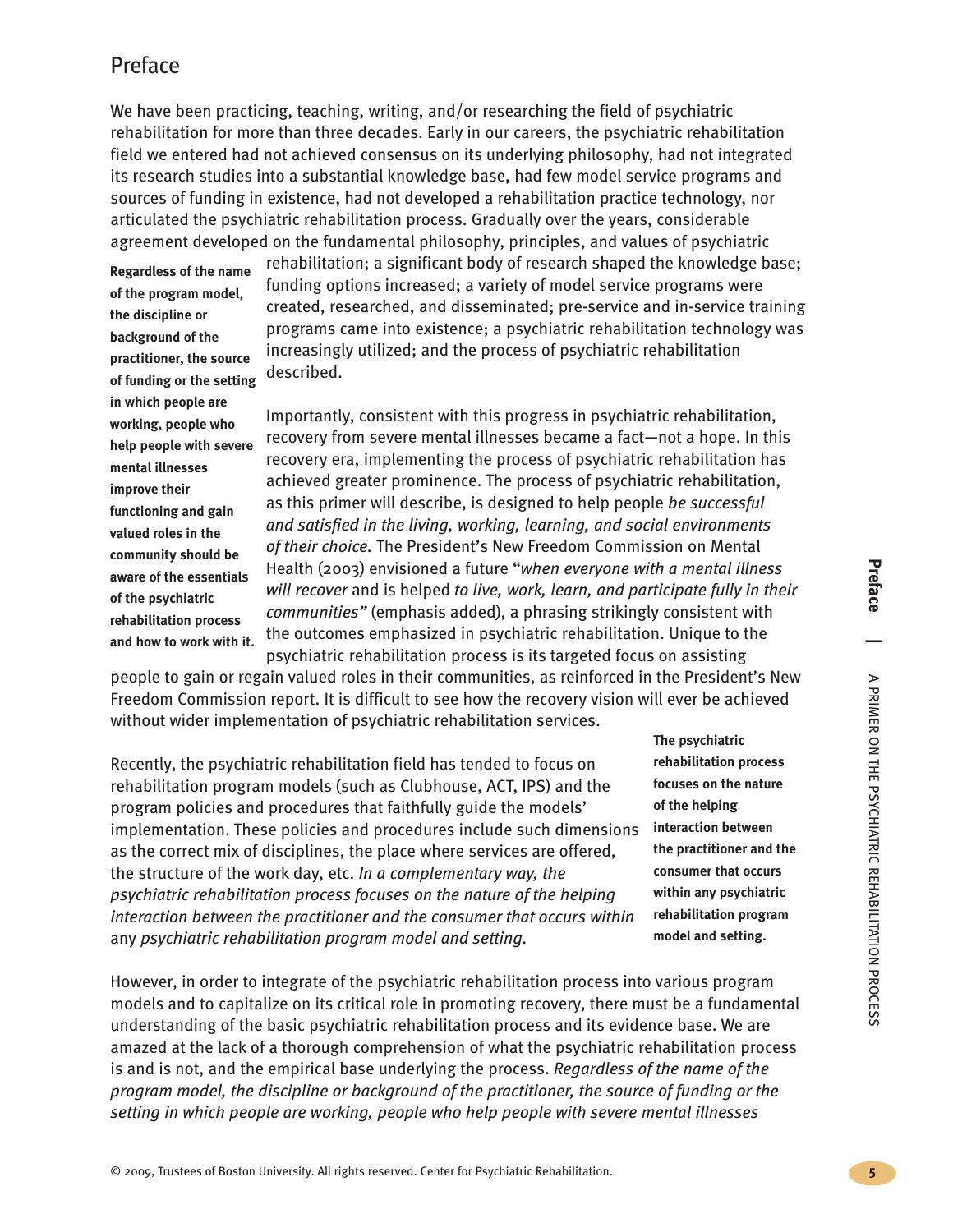# Preface

We have been practicing, teaching, writing, and/or researching the field of psychiatric rehabilitation for more than three decades. Early in our careers, the psychiatric rehabilitation field we entered had not achieved consensus on its underlying philosophy, had not integrated its research studies into a substantial knowledge base, had few model service programs and sources of funding in existence, had not developed a rehabilitation practice technology, nor articulated the psychiatric rehabilitation process. Gradually over the years, considerable agreement developed on the fundamental philosophy, principles, and values of psychiatric rehabilitation; a significant body of research shaped the knowledge base; funding options increased; a variety of model service programs were created, researched, and disseminated; pre-service and in-service training programs came into existence; a psychiatric rehabilitation technology was increasingly utilized; and the process of psychiatric rehabilitation described.

**Regardless of the name of the program model, the discipline or background of the practitioner, the source of funding or the setting in which people are working, people who help people with severe mental illnesses improve their functioning and gain valued roles in the community should be aware of the essentials of the psychiatric rehabilitation process and how to work with it.**

Importantly, consistent with this progress in psychiatric rehabilitation, recovery from severe mental illnesses became a fact—not a hope. In this recovery era, implementing the process of psychiatric rehabilitation has achieved greater prominence. The process of psychiatric rehabilitation, as this primer will describe, is designed to help people *be successful and satisfied in the living, working, learning, and social environments of their choice.* The President's New Freedom Commission on Mental Health (2003) envisioned a future "*when everyone with a mental illness will recover* and is helped *to live, work, learn, and participate fully in their communities"* (emphasis added), a phrasing strikingly consistent with the outcomes emphasized in psychiatric rehabilitation. Unique to the psychiatric rehabilitation process is its targeted focus on assisting people to gain or regain valued roles in their communities, as reinforced in the President's New Freedom Commission report. It is difficult to see how the recovery vision will ever be achieved without wider implementation of psychiatric rehabilitation services.

Recently, the psychiatric rehabilitation field has tended to focus on rehabilitation program models (such as Clubhouse, ACT, IPS) and the program policies and procedures that faithfully guide the models' implementation. These policies and procedures include such dimensions as the correct mix of disciplines, the place where services are offered, the structure of the work day, etc. *In a complementary way, the psychiatric rehabilitation process focuses on the nature of the helping interaction between the practitioner and the consumer that occurs within* any *psychiatric rehabilitation program model and setting.*

**The psychiatric rehabilitation process focuses on the nature of the helping interaction between the practitioner and the consumer that occurs within any psychiatric rehabilitation program model and setting.**

However, in order to integrate of the psychiatric rehabilitation process into various program models and to capitalize on its critical role in promoting recovery, there must be a fundamental understanding of the basic psychiatric rehabilitation process and its evidence base. We are amazed at the lack of a thorough comprehension of what the psychiatric rehabilitation process is and is not, and the empirical base underlying the process. *Regardless of the name of the program model, the discipline or background of the practitioner, the source of funding or the setting in which people are working, people who help people with severe mental illnesses*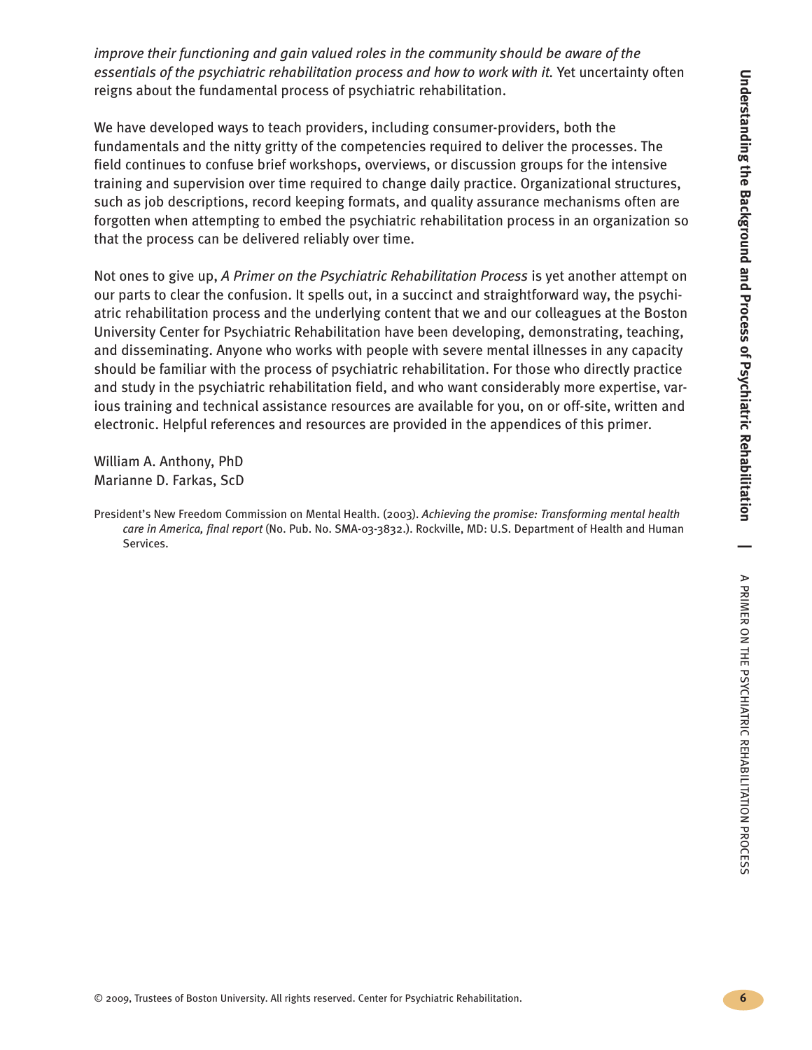*improve their functioning and gain valued roles in the community should be aware of the essentials of the psychiatric rehabilitation process and how to work with it.* Yet uncertainty often reigns about the fundamental process of psychiatric rehabilitation.

We have developed ways to teach providers, including consumer-providers, both the fundamentals and the nitty gritty of the competencies required to deliver the processes. The field continues to confuse brief workshops, overviews, or discussion groups for the intensive training and supervision over time required to change daily practice. Organizational structures, such as job descriptions, record keeping formats, and quality assurance mechanisms often are forgotten when attempting to embed the psychiatric rehabilitation process in an organization so that the process can be delivered reliably over time.

Not ones to give up, *A Primer on the Psychiatric Rehabilitation Process* is yet another attempt on our parts to clear the confusion. It spells out, in a succinct and straightforward way, the psychiatric rehabilitation process and the underlying content that we and our colleagues at the Boston University Center for Psychiatric Rehabilitation have been developing, demonstrating, teaching, and disseminating. Anyone who works with people with severe mental illnesses in any capacity should be familiar with the process of psychiatric rehabilitation. For those who directly practice and study in the psychiatric rehabilitation field, and who want considerably more expertise, various training and technical assistance resources are available for you, on or off-site, written and electronic. Helpful references and resources are provided in the appendices of this primer.

William A. Anthony, PhD
Marianne D. Farkas, ScD

President's New Freedom Commission on Mental Health. (2003). *Achieving the promise: Transforming mental health care in America, final report* (No. Pub. No. SMA-03-3832.). Rockville, MD: U.S. Department of Health and Human Services.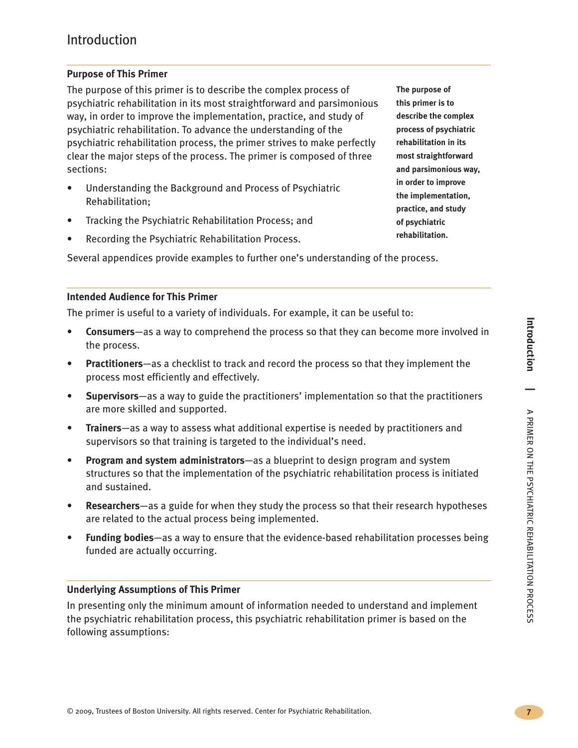# Introduction

## Purpose of This Primer

The purpose of this primer is to describe the complex process of psychiatric rehabilitation in its most straightforward and parsimonious way, in order to improve the implementation, practice, and study of psychiatric rehabilitation. To advance the understanding of the psychiatric rehabilitation process, the primer strives to make perfectly clear the major steps of the process. The primer is composed of three sections:

- Understanding the Background and Process of Psychiatric Rehabilitation;
- Tracking the Psychiatric Rehabilitation Process; and
- Recording the Psychiatric Rehabilitation Process.

Several appendices provide examples to further one's understanding of the process.

**The purpose of this primer is to describe the complex process of psychiatric rehabilitation in its most straightforward and parsimonious way, in order to improve the implementation, practice, and study of psychiatric rehabilitation.**

## Intended Audience for This Primer

The primer is useful to a variety of individuals. For example, it can be useful to:

- **Consumers**—as a way to comprehend the process so that they can become more involved in the process.
- **Practitioners**—as a checklist to track and record the process so that they implement the process most efficiently and effectively.
- **Supervisors**—as a way to guide the practitioners' implementation so that the practitioners are more skilled and supported.
- **Trainers**—as a way to assess what additional expertise is needed by practitioners and supervisors so that training is targeted to the individual's need.
- **Program and system administrators**—as a blueprint to design program and system structures so that the implementation of the psychiatric rehabilitation process is initiated and sustained.
- **Researchers**—as a guide for when they study the process so that their research hypotheses are related to the actual process being implemented.
- **Funding bodies**—as a way to ensure that the evidence-based rehabilitation processes being funded are actually occurring.

## Underlying Assumptions of This Primer

In presenting only the minimum amount of information needed to understand and implement the psychiatric rehabilitation process, this psychiatric rehabilitation primer is based on the following assumptions: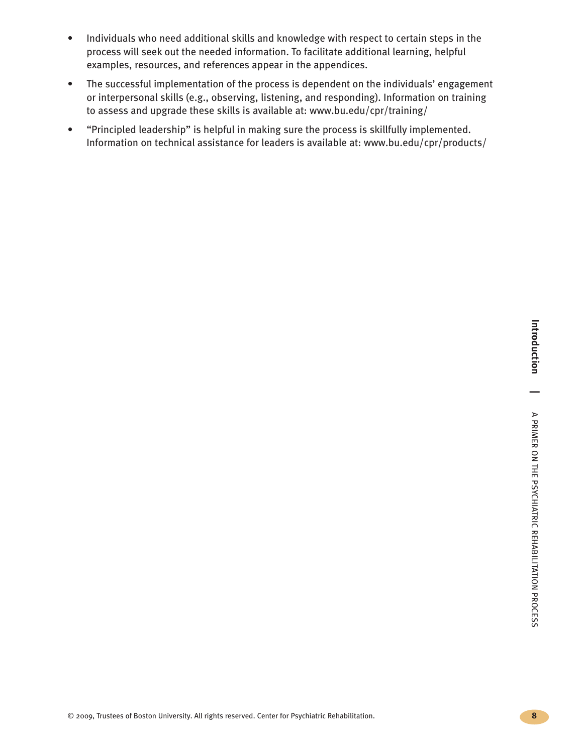- Individuals who need additional skills and knowledge with respect to certain steps in the process will seek out the needed information. To facilitate additional learning, helpful examples, resources, and references appear in the appendices.
- The successful implementation of the process is dependent on the individuals' engagement or interpersonal skills (e.g., observing, listening, and responding). Information on training to assess and upgrade these skills is available at: www.bu.edu/cpr/training/
- "Principled leadership" is helpful in making sure the process is skillfully implemented. Information on technical assistance for leaders is available at: www.bu.edu/cpr/products/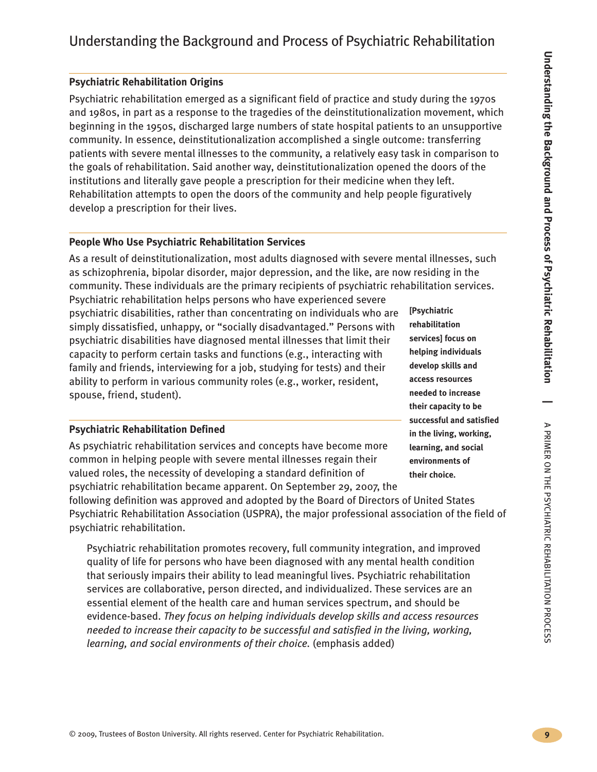# Understanding the Background and Process of Psychiatric Rehabilitation

## Psychiatric Rehabilitation Origins

Psychiatric rehabilitation emerged as a significant field of practice and study during the 1970s and 1980s, in part as a response to the tragedies of the deinstitutionalization movement, which beginning in the 1950s, discharged large numbers of state hospital patients to an unsupportive community. In essence, deinstitutionalization accomplished a single outcome: transferring patients with severe mental illnesses to the community, a relatively easy task in comparison to the goals of rehabilitation. Said another way, deinstitutionalization opened the doors of the institutions and literally gave people a prescription for their medicine when they left. Rehabilitation attempts to open the doors of the community and help people figuratively develop a prescription for their lives.

## People Who Use Psychiatric Rehabilitation Services

As a result of deinstitutionalization, most adults diagnosed with severe mental illnesses, such as schizophrenia, bipolar disorder, major depression, and the like, are now residing in the community. These individuals are the primary recipients of psychiatric rehabilitation services. Psychiatric rehabilitation helps persons who have experienced severe psychiatric disabilities, rather than concentrating on individuals who are simply dissatisfied, unhappy, or "socially disadvantaged." Persons with psychiatric disabilities have diagnosed mental illnesses that limit their capacity to perform certain tasks and functions (e.g., interacting with family and friends, interviewing for a job, studying for tests) and their ability to perform in various community roles (e.g., worker, resident, spouse, friend, student).

**[Psychiatric rehabilitation services] focus on helping individuals develop skills and access resources needed to increase their capacity to be successful and satisfied in the living, working, learning, and social environments of their choice.**

## Psychiatric Rehabilitation Defined

As psychiatric rehabilitation services and concepts have become more common in helping people with severe mental illnesses regain their valued roles, the necessity of developing a standard definition of psychiatric rehabilitation became apparent. On September 29, 2007, the following definition was approved and adopted by the Board of Directors of United States Psychiatric Rehabilitation Association (USPRA), the major professional association of the field of psychiatric rehabilitation.

> Psychiatric rehabilitation promotes recovery, full community integration, and improved quality of life for persons who have been diagnosed with any mental health condition that seriously impairs their ability to lead meaningful lives. Psychiatric rehabilitation services are collaborative, person directed, and individualized. These services are an essential element of the health care and human services spectrum, and should be evidence-based. *They focus on helping individuals develop skills and access resources needed to increase their capacity to be successful and satisfied in the living, working, learning, and social environments of their choice.* (emphasis added)

© 2009, Trustees of Boston University. All rights reserved. Center for Psychiatric Rehabilitation.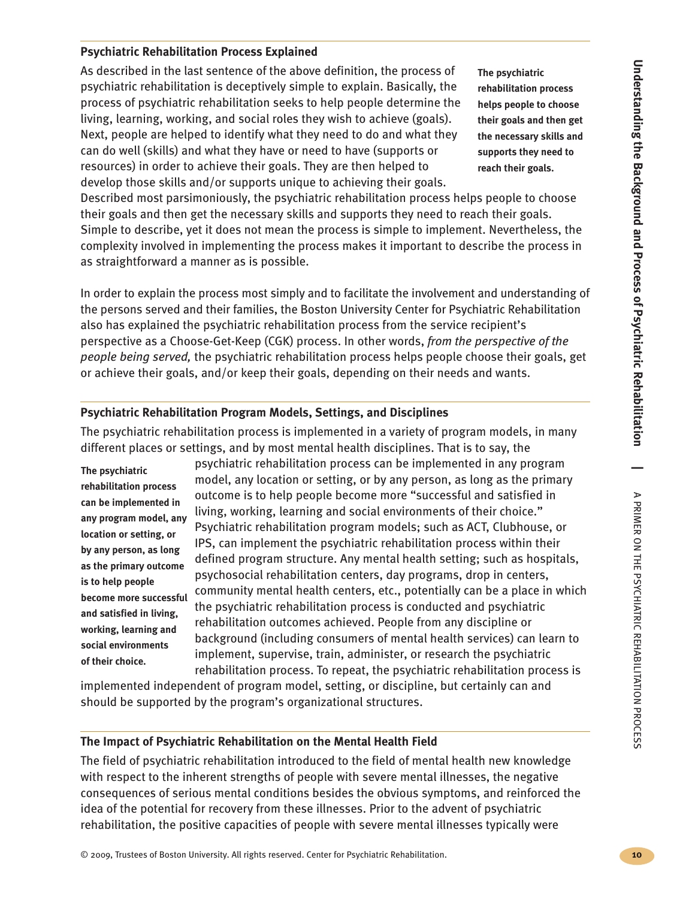### Psychiatric Rehabilitation Process Explained

As described in the last sentence of the above definition, the process of psychiatric rehabilitation is deceptively simple to explain. Basically, the process of psychiatric rehabilitation seeks to help people determine the living, learning, working, and social roles they wish to achieve (goals). Next, people are helped to identify what they need to do and what they can do well (skills) and what they have or need to have (supports or resources) in order to achieve their goals. They are then helped to develop those skills and/or supports unique to achieving their goals. Described most parsimoniously, the psychiatric rehabilitation process helps people to choose their goals and then get the necessary skills and supports they need to reach their goals. Simple to describe, yet it does not mean the process is simple to implement. Nevertheless, the complexity involved in implementing the process makes it important to describe the process in as straightforward a manner as is possible.

**The psychiatric rehabilitation process helps people to choose their goals and then get the necessary skills and supports they need to reach their goals.**

In order to explain the process most simply and to facilitate the involvement and understanding of the persons served and their families, the Boston University Center for Psychiatric Rehabilitation also has explained the psychiatric rehabilitation process from the service recipient's perspective as a Choose-Get-Keep (CGK) process. In other words, *from the perspective of the people being served,* the psychiatric rehabilitation process helps people choose their goals, get or achieve their goals, and/or keep their goals, depending on their needs and wants.

### Psychiatric Rehabilitation Program Models, Settings, and Disciplines

The psychiatric rehabilitation process is implemented in a variety of program models, in many different places or settings, and by most mental health disciplines. That is to say, the psychiatric rehabilitation process can be implemented in any program model, any location or setting, or by any person, as long as the primary outcome is to help people become more "successful and satisfied in living, working, learning and social environments of their choice." Psychiatric rehabilitation program models; such as ACT, Clubhouse, or IPS, can implement the psychiatric rehabilitation process within their defined program structure. Any mental health setting; such as hospitals, psychosocial rehabilitation centers, day programs, drop in centers, community mental health centers, etc., potentially can be a place in which the psychiatric rehabilitation process is conducted and psychiatric rehabilitation outcomes achieved. People from any discipline or background (including consumers of mental health services) can learn to implement, supervise, train, administer, or research the psychiatric rehabilitation process. To repeat, the psychiatric rehabilitation process is implemented independent of program model, setting, or discipline, but certainly can and should be supported by the program's organizational structures.

**The psychiatric rehabilitation process can be implemented in any program model, any location or setting, or by any person, as long as the primary outcome is to help people become more successful and satisfied in living, working, learning and social environments of their choice.**

### The Impact of Psychiatric Rehabilitation on the Mental Health Field

The field of psychiatric rehabilitation introduced to the field of mental health new knowledge with respect to the inherent strengths of people with severe mental illnesses, the negative consequences of serious mental conditions besides the obvious symptoms, and reinforced the idea of the potential for recovery from these illnesses. Prior to the advent of psychiatric rehabilitation, the positive capacities of people with severe mental illnesses typically were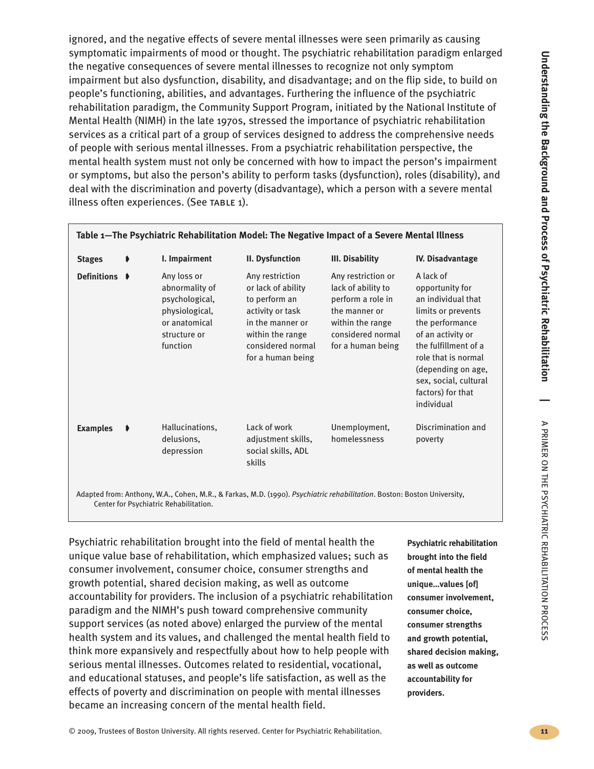ignored, and the negative effects of severe mental illnesses were seen primarily as causing symptomatic impairments of mood or thought. The psychiatric rehabilitation paradigm enlarged the negative consequences of severe mental illnesses to recognize not only symptom impairment but also dysfunction, disability, and disadvantage; and on the flip side, to build on people's functioning, abilities, and advantages. Furthering the influence of the psychiatric rehabilitation paradigm, the Community Support Program, initiated by the National Institute of Mental Health (NIMH) in the late 1970s, stressed the importance of psychiatric rehabilitation services as a critical part of a group of services designed to address the comprehensive needs of people with serious mental illnesses. From a psychiatric rehabilitation perspective, the mental health system must not only be concerned with how to impact the person's impairment or symptoms, but also the person's ability to perform tasks (dysfunction), roles (disability), and deal with the discrimination and poverty (disadvantage), which a person with a severe mental illness often experiences. (See TABLE 1).

**Table 1—The Psychiatric Rehabilitation Model: The Negative Impact of a Severe Mental Illness**

| **Stages** | **I. Impairment** | **II. Dysfunction** | **III. Disability** | **IV. Disadvantage** |
|---|---|---|---|---|
| **Definitions** | Any loss or abnormality of psychological, physiological, or anatomical structure or function | Any restriction or lack of ability to perform an activity or task in the manner or within the range considered normal for a human being | Any restriction or lack of ability to perform a role in the manner or within the range considered normal for a human being | A lack of opportunity for an individual that limits or prevents the performance of an activity or the fulfillment of a role that is normal (depending on age, sex, social, cultural factors) for that individual |
| **Examples** | Hallucinations, delusions, depression | Lack of work adjustment skills, social skills, ADL skills | Unemployment, homelessness | Discrimination and poverty |

Adapted from: Anthony, W.A., Cohen, M.R., & Farkas, M.D. (1990). *Psychiatric rehabilitation*. Boston: Boston University, Center for Psychiatric Rehabilitation.

Psychiatric rehabilitation brought into the field of mental health the unique value base of rehabilitation, which emphasized values; such as consumer involvement, consumer choice, consumer strengths and growth potential, shared decision making, as well as outcome accountability for providers. The inclusion of a psychiatric rehabilitation paradigm and the NIMH's push toward comprehensive community support services (as noted above) enlarged the purview of the mental health system and its values, and challenged the mental health field to think more expansively and respectfully about how to help people with serious mental illnesses. Outcomes related to residential, vocational, and educational statuses, and people's life satisfaction, as well as the effects of poverty and discrimination on people with mental illnesses became an increasing concern of the mental health field.

**Psychiatric rehabilitation brought into the field of mental health the unique...values [of] consumer involvement, consumer choice, consumer strengths and growth potential, shared decision making, as well as outcome accountability for providers.**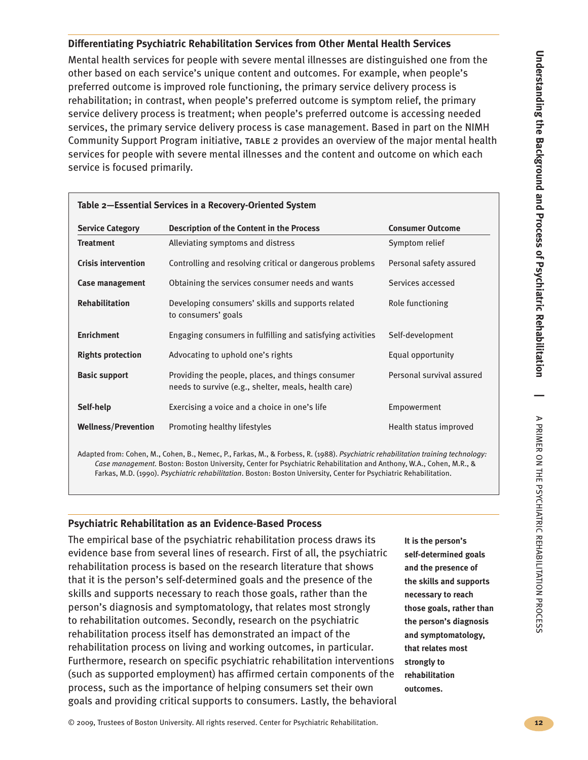## Differentiating Psychiatric Rehabilitation Services from Other Mental Health Services

Mental health services for people with severe mental illnesses are distinguished one from the other based on each service's unique content and outcomes. For example, when people's preferred outcome is improved role functioning, the primary service delivery process is rehabilitation; in contrast, when people's preferred outcome is symptom relief, the primary service delivery process is treatment; when people's preferred outcome is accessing needed services, the primary service delivery process is case management. Based in part on the NIMH Community Support Program initiative, TABLE 2 provides an overview of the major mental health services for people with severe mental illnesses and the content and outcome on which each service is focused primarily.

**Table 2—Essential Services in a Recovery-Oriented System**

| Service Category | Description of the Content in the Process | Consumer Outcome |
|---|---|---|
| **Treatment** | Alleviating symptoms and distress | Symptom relief |
| **Crisis intervention** | Controlling and resolving critical or dangerous problems | Personal safety assured |
| **Case management** | Obtaining the services consumer needs and wants | Services accessed |
| **Rehabilitation** | Developing consumers' skills and supports related to consumers' goals | Role functioning |
| **Enrichment** | Engaging consumers in fulfilling and satisfying activities | Self-development |
| **Rights protection** | Advocating to uphold one's rights | Equal opportunity |
| **Basic support** | Providing the people, places, and things consumer needs to survive (e.g., shelter, meals, health care) | Personal survival assured |
| **Self-help** | Exercising a voice and a choice in one's life | Empowerment |
| **Wellness/Prevention** | Promoting healthy lifestyles | Health status improved |

Adapted from: Cohen, M., Cohen, B., Nemec, P., Farkas, M., & Forbess, R. (1988). *Psychiatric rehabilitation training technology: Case management.* Boston: Boston University, Center for Psychiatric Rehabilitation and Anthony, W.A., Cohen, M.R., & Farkas, M.D. (1990). *Psychiatric rehabilitation*. Boston: Boston University, Center for Psychiatric Rehabilitation.

## Psychiatric Rehabilitation as an Evidence-Based Process

The empirical base of the psychiatric rehabilitation process draws its evidence base from several lines of research. First of all, the psychiatric rehabilitation process is based on the research literature that shows that it is the person's self-determined goals and the presence of the skills and supports necessary to reach those goals, rather than the person's diagnosis and symptomatology, that relates most strongly to rehabilitation outcomes. Secondly, research on the psychiatric rehabilitation process itself has demonstrated an impact of the rehabilitation process on living and working outcomes, in particular. Furthermore, research on specific psychiatric rehabilitation interventions (such as supported employment) has affirmed certain components of the process, such as the importance of helping consumers set their own goals and providing critical supports to consumers. Lastly, the behavioral

**It is the person's self-determined goals and the presence of the skills and supports necessary to reach those goals, rather than the person's diagnosis and symptomatology, that relates most strongly to rehabilitation outcomes.**

© 2009, Trustees of Boston University. All rights reserved. Center for Psychiatric Rehabilitation.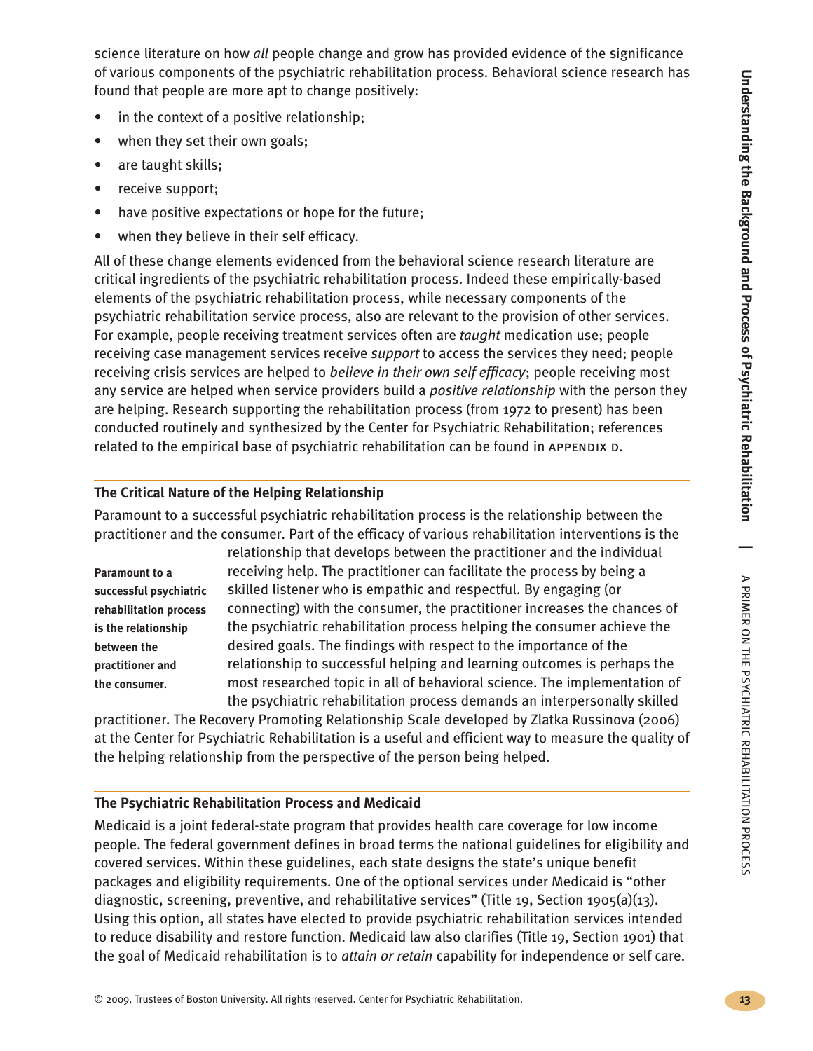science literature on how *all* people change and grow has provided evidence of the significance of various components of the psychiatric rehabilitation process. Behavioral science research has found that people are more apt to change positively:

- in the context of a positive relationship;
- when they set their own goals;
- are taught skills;
- receive support;
- have positive expectations or hope for the future;
- when they believe in their self efficacy.

All of these change elements evidenced from the behavioral science research literature are critical ingredients of the psychiatric rehabilitation process. Indeed these empirically-based elements of the psychiatric rehabilitation process, while necessary components of the psychiatric rehabilitation service process, also are relevant to the provision of other services. For example, people receiving treatment services often are *taught* medication use; people receiving case management services receive *support* to access the services they need; people receiving crisis services are helped to *believe in their own self efficacy*; people receiving most any service are helped when service providers build a *positive relationship* with the person they are helping. Research supporting the rehabilitation process (from 1972 to present) has been conducted routinely and synthesized by the Center for Psychiatric Rehabilitation; references related to the empirical base of psychiatric rehabilitation can be found in APPENDIX D.

### The Critical Nature of the Helping Relationship

Paramount to a successful psychiatric rehabilitation process is the relationship between the practitioner and the consumer. Part of the efficacy of various rehabilitation interventions is the relationship that develops between the practitioner and the individual receiving help. The practitioner can facilitate the process by being a skilled listener who is empathic and respectful. By engaging (or connecting) with the consumer, the practitioner increases the chances of the psychiatric rehabilitation process helping the consumer achieve the desired goals. The findings with respect to the importance of the relationship to successful helping and learning outcomes is perhaps the most researched topic in all of behavioral science. The implementation of the psychiatric rehabilitation process demands an interpersonally skilled practitioner. The Recovery Promoting Relationship Scale developed by Zlatka Russinova (2006) at the Center for Psychiatric Rehabilitation is a useful and efficient way to measure the quality of the helping relationship from the perspective of the person being helped.

**Paramount to a successful psychiatric rehabilitation process is the relationship between the practitioner and the consumer.**

### The Psychiatric Rehabilitation Process and Medicaid

Medicaid is a joint federal-state program that provides health care coverage for low income people. The federal government defines in broad terms the national guidelines for eligibility and covered services. Within these guidelines, each state designs the state's unique benefit packages and eligibility requirements. One of the optional services under Medicaid is "other diagnostic, screening, preventive, and rehabilitative services" (Title 19, Section 1905(a)(13). Using this option, all states have elected to provide psychiatric rehabilitation services intended to reduce disability and restore function. Medicaid law also clarifies (Title 19, Section 1901) that the goal of Medicaid rehabilitation is to *attain or retain* capability for independence or self care.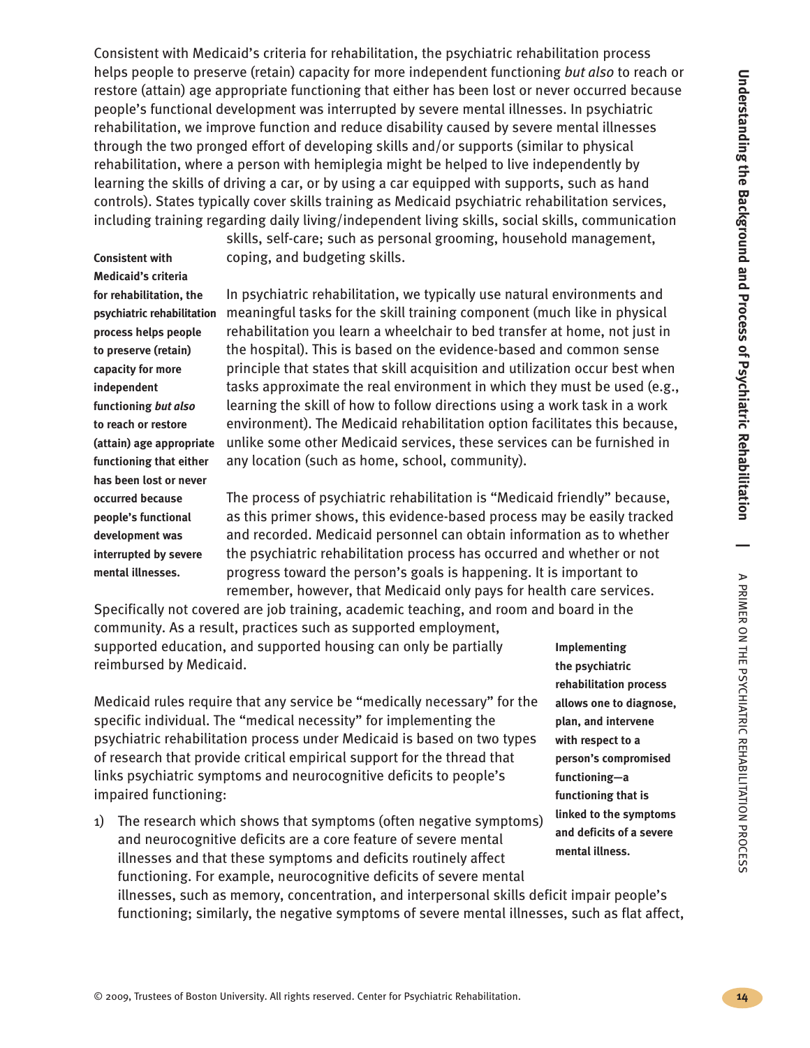Consistent with Medicaid's criteria for rehabilitation, the psychiatric rehabilitation process helps people to preserve (retain) capacity for more independent functioning *but also* to reach or restore (attain) age appropriate functioning that either has been lost or never occurred because people's functional development was interrupted by severe mental illnesses. In psychiatric rehabilitation, we improve function and reduce disability caused by severe mental illnesses through the two pronged effort of developing skills and/or supports (similar to physical rehabilitation, where a person with hemiplegia might be helped to live independently by learning the skills of driving a car, or by using a car equipped with supports, such as hand controls). States typically cover skills training as Medicaid psychiatric rehabilitation services, including training regarding daily living/independent living skills, social skills, communication skills, self-care; such as personal grooming, household management, coping, and budgeting skills.

**Consistent with Medicaid's criteria for rehabilitation, the psychiatric rehabilitation process helps people to preserve (retain) capacity for more independent functioning *but also* to reach or restore (attain) age appropriate functioning that either has been lost or never occurred because people's functional development was interrupted by severe mental illnesses.**

In psychiatric rehabilitation, we typically use natural environments and meaningful tasks for the skill training component (much like in physical rehabilitation you learn a wheelchair to bed transfer at home, not just in the hospital). This is based on the evidence-based and common sense principle that states that skill acquisition and utilization occur best when tasks approximate the real environment in which they must be used (e.g., learning the skill of how to follow directions using a work task in a work environment). The Medicaid rehabilitation option facilitates this because, unlike some other Medicaid services, these services can be furnished in any location (such as home, school, community).

The process of psychiatric rehabilitation is "Medicaid friendly" because, as this primer shows, this evidence-based process may be easily tracked and recorded. Medicaid personnel can obtain information as to whether the psychiatric rehabilitation process has occurred and whether or not progress toward the person's goals is happening. It is important to remember, however, that Medicaid only pays for health care services. Specifically not covered are job training, academic teaching, and room and board in the community. As a result, practices such as supported employment, supported education, and supported housing can only be partially reimbursed by Medicaid.

**Implementing the psychiatric rehabilitation process allows one to diagnose, plan, and intervene with respect to a person's compromised functioning—a functioning that is linked to the symptoms and deficits of a severe mental illness.**

Medicaid rules require that any service be "medically necessary" for the specific individual. The "medical necessity" for implementing the psychiatric rehabilitation process under Medicaid is based on two types of research that provide critical empirical support for the thread that links psychiatric symptoms and neurocognitive deficits to people's impaired functioning:

1) The research which shows that symptoms (often negative symptoms) and neurocognitive deficits are a core feature of severe mental illnesses and that these symptoms and deficits routinely affect functioning. For example, neurocognitive deficits of severe mental illnesses, such as memory, concentration, and interpersonal skills deficit impair people's functioning; similarly, the negative symptoms of severe mental illnesses, such as flat affect,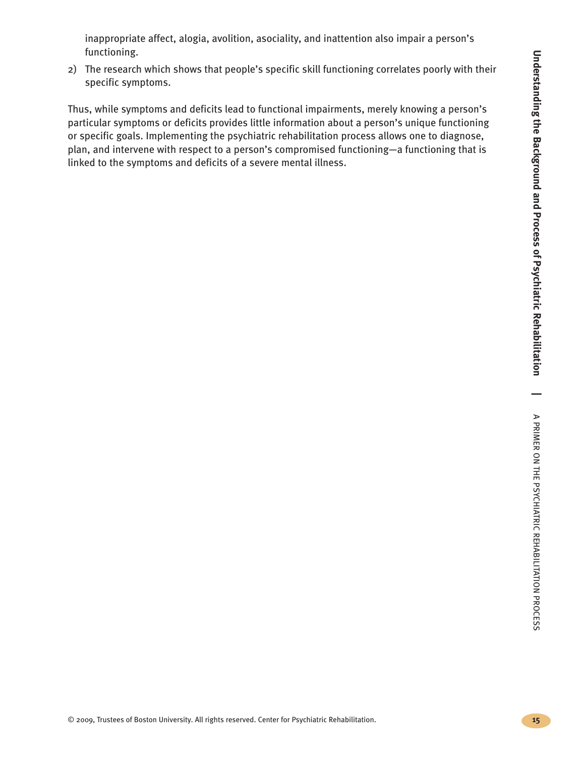inappropriate affect, alogia, avolition, asociality, and inattention also impair a person's functioning.

2) The research which shows that people's specific skill functioning correlates poorly with their specific symptoms.

Thus, while symptoms and deficits lead to functional impairments, merely knowing a person's particular symptoms or deficits provides little information about a person's unique functioning or specific goals. Implementing the psychiatric rehabilitation process allows one to diagnose, plan, and intervene with respect to a person's compromised functioning—a functioning that is linked to the symptoms and deficits of a severe mental illness.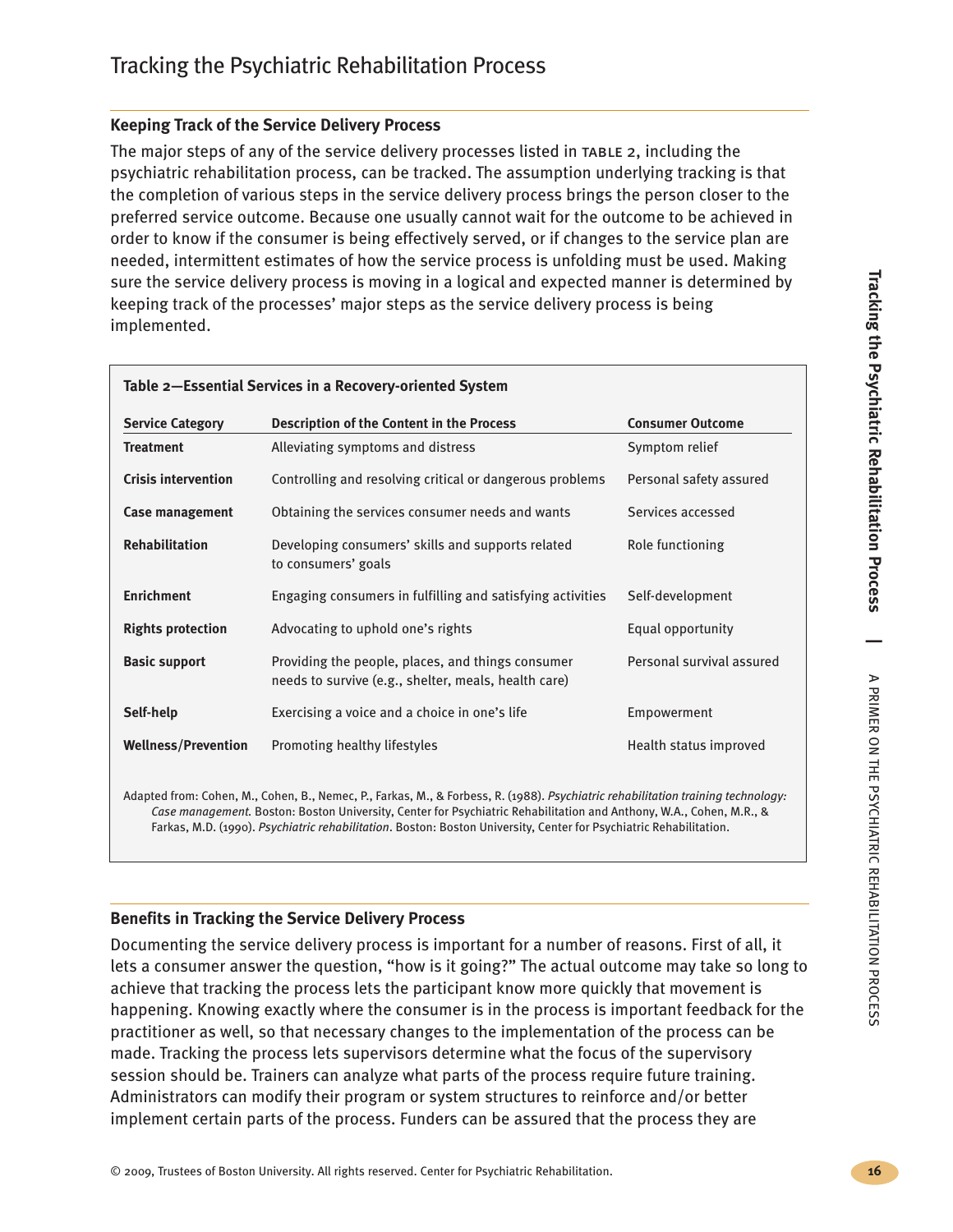# Tracking the Psychiatric Rehabilitation Process

## Keeping Track of the Service Delivery Process

The major steps of any of the service delivery processes listed in TABLE 2, including the psychiatric rehabilitation process, can be tracked. The assumption underlying tracking is that the completion of various steps in the service delivery process brings the person closer to the preferred service outcome. Because one usually cannot wait for the outcome to be achieved in order to know if the consumer is being effectively served, or if changes to the service plan are needed, intermittent estimates of how the service process is unfolding must be used. Making sure the service delivery process is moving in a logical and expected manner is determined by keeping track of the processes' major steps as the service delivery process is being implemented.

**Table 2—Essential Services in a Recovery-oriented System**

| Service Category | Description of the Content in the Process | Consumer Outcome |
|---|---|---|
| **Treatment** | Alleviating symptoms and distress | Symptom relief |
| **Crisis intervention** | Controlling and resolving critical or dangerous problems | Personal safety assured |
| **Case management** | Obtaining the services consumer needs and wants | Services accessed |
| **Rehabilitation** | Developing consumers' skills and supports related to consumers' goals | Role functioning |
| **Enrichment** | Engaging consumers in fulfilling and satisfying activities | Self-development |
| **Rights protection** | Advocating to uphold one's rights | Equal opportunity |
| **Basic support** | Providing the people, places, and things consumer needs to survive (e.g., shelter, meals, health care) | Personal survival assured |
| **Self-help** | Exercising a voice and a choice in one's life | Empowerment |
| **Wellness/Prevention** | Promoting healthy lifestyles | Health status improved |

Adapted from: Cohen, M., Cohen, B., Nemec, P., Farkas, M., & Forbess, R. (1988). *Psychiatric rehabilitation training technology: Case management.* Boston: Boston University, Center for Psychiatric Rehabilitation and Anthony, W.A., Cohen, M.R., & Farkas, M.D. (1990). *Psychiatric rehabilitation*. Boston: Boston University, Center for Psychiatric Rehabilitation.

## Benefits in Tracking the Service Delivery Process

Documenting the service delivery process is important for a number of reasons. First of all, it lets a consumer answer the question, "how is it going?" The actual outcome may take so long to achieve that tracking the process lets the participant know more quickly that movement is happening. Knowing exactly where the consumer is in the process is important feedback for the practitioner as well, so that necessary changes to the implementation of the process can be made. Tracking the process lets supervisors determine what the focus of the supervisory session should be. Trainers can analyze what parts of the process require future training. Administrators can modify their program or system structures to reinforce and/or better implement certain parts of the process. Funders can be assured that the process they are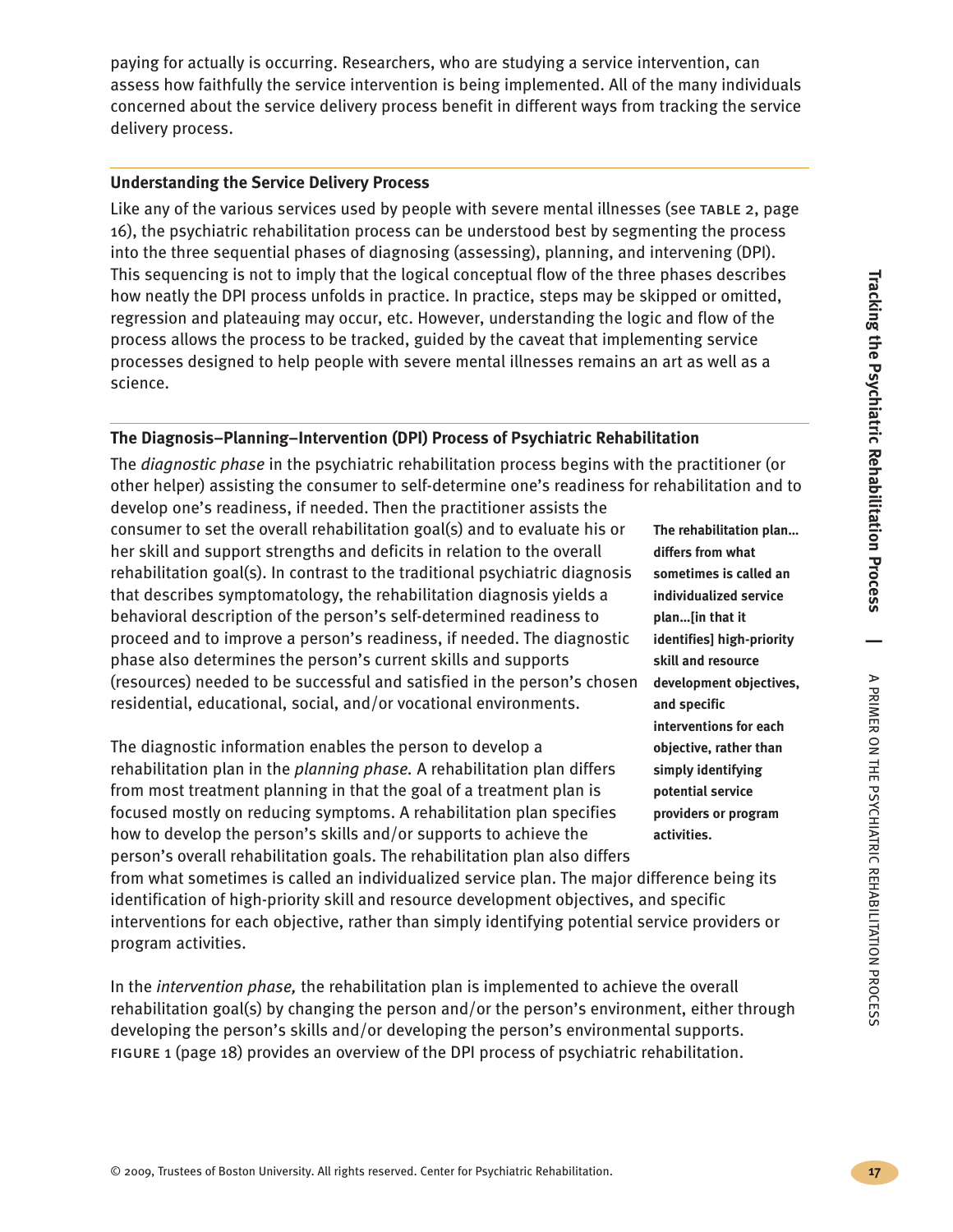paying for actually is occurring. Researchers, who are studying a service intervention, can assess how faithfully the service intervention is being implemented. All of the many individuals concerned about the service delivery process benefit in different ways from tracking the service delivery process.

### Understanding the Service Delivery Process

Like any of the various services used by people with severe mental illnesses (see TABLE 2, page 16), the psychiatric rehabilitation process can be understood best by segmenting the process into the three sequential phases of diagnosing (assessing), planning, and intervening (DPI). This sequencing is not to imply that the logical conceptual flow of the three phases describes how neatly the DPI process unfolds in practice. In practice, steps may be skipped or omitted, regression and plateauing may occur, etc. However, understanding the logic and flow of the process allows the process to be tracked, guided by the caveat that implementing service processes designed to help people with severe mental illnesses remains an art as well as a science.

### The Diagnosis–Planning–Intervention (DPI) Process of Psychiatric Rehabilitation

The *diagnostic phase* in the psychiatric rehabilitation process begins with the practitioner (or other helper) assisting the consumer to self-determine one's readiness for rehabilitation and to develop one's readiness, if needed. Then the practitioner assists the consumer to set the overall rehabilitation goal(s) and to evaluate his or her skill and support strengths and deficits in relation to the overall rehabilitation goal(s). In contrast to the traditional psychiatric diagnosis that describes symptomatology, the rehabilitation diagnosis yields a behavioral description of the person's self-determined readiness to proceed and to improve a person's readiness, if needed. The diagnostic phase also determines the person's current skills and supports (resources) needed to be successful and satisfied in the person's chosen residential, educational, social, and/or vocational environments.

**The rehabilitation plan… differs from what sometimes is called an individualized service plan…[in that it identifies] high-priority skill and resource development objectives, and specific interventions for each objective, rather than simply identifying potential service providers or program activities.**

The diagnostic information enables the person to develop a rehabilitation plan in the *planning phase*. A rehabilitation plan differs from most treatment planning in that the goal of a treatment plan is focused mostly on reducing symptoms. A rehabilitation plan specifies how to develop the person's skills and/or supports to achieve the person's overall rehabilitation goals. The rehabilitation plan also differs from what sometimes is called an individualized service plan. The major difference being its identification of high-priority skill and resource development objectives, and specific interventions for each objective, rather than simply identifying potential service providers or program activities.

In the *intervention phase,* the rehabilitation plan is implemented to achieve the overall rehabilitation goal(s) by changing the person and/or the person's environment, either through developing the person's skills and/or developing the person's environmental supports. FIGURE 1 (page 18) provides an overview of the DPI process of psychiatric rehabilitation.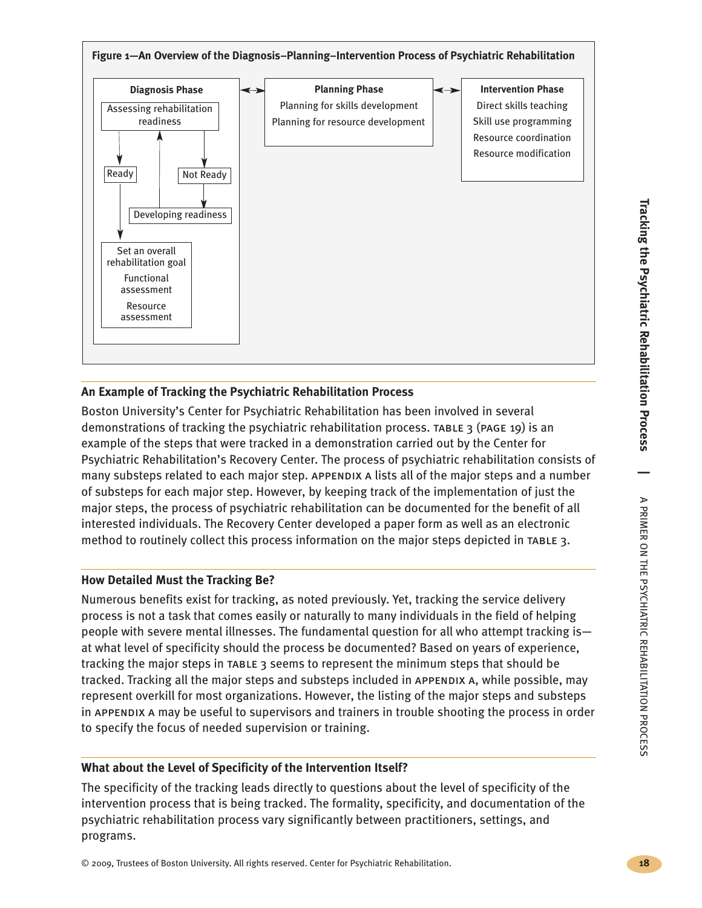**Figure 1—An Overview of the Diagnosis–Planning–Intervention Process of Psychiatric Rehabilitation**

**Diagnosis Phase**

Assessing rehabilitation readiness

Ready

Not Ready

Developing readiness

Set an overall rehabilitation goal

Functional assessment

Resource assessment

**Planning Phase**

Planning for skills development

Planning for resource development

**Intervention Phase**

Direct skills teaching

Skill use programming

Resource coordination

Resource modification

## An Example of Tracking the Psychiatric Rehabilitation Process

Boston University's Center for Psychiatric Rehabilitation has been involved in several demonstrations of tracking the psychiatric rehabilitation process. TABLE 3 (PAGE 19) is an example of the steps that were tracked in a demonstration carried out by the Center for Psychiatric Rehabilitation's Recovery Center. The process of psychiatric rehabilitation consists of many substeps related to each major step. APPENDIX A lists all of the major steps and a number of substeps for each major step. However, by keeping track of the implementation of just the major steps, the process of psychiatric rehabilitation can be documented for the benefit of all interested individuals. The Recovery Center developed a paper form as well as an electronic method to routinely collect this process information on the major steps depicted in TABLE 3.

## How Detailed Must the Tracking Be?

Numerous benefits exist for tracking, as noted previously. Yet, tracking the service delivery process is not a task that comes easily or naturally to many individuals in the field of helping people with severe mental illnesses. The fundamental question for all who attempt tracking is—at what level of specificity should the process be documented? Based on years of experience, tracking the major steps in TABLE 3 seems to represent the minimum steps that should be tracked. Tracking all the major steps and substeps included in APPENDIX A, while possible, may represent overkill for most organizations. However, the listing of the major steps and substeps in APPENDIX A may be useful to supervisors and trainers in trouble shooting the process in order to specify the focus of needed supervision or training.

## What about the Level of Specificity of the Intervention Itself?

The specificity of the tracking leads directly to questions about the level of specificity of the intervention process that is being tracked. The formality, specificity, and documentation of the psychiatric rehabilitation process vary significantly between practitioners, settings, and programs.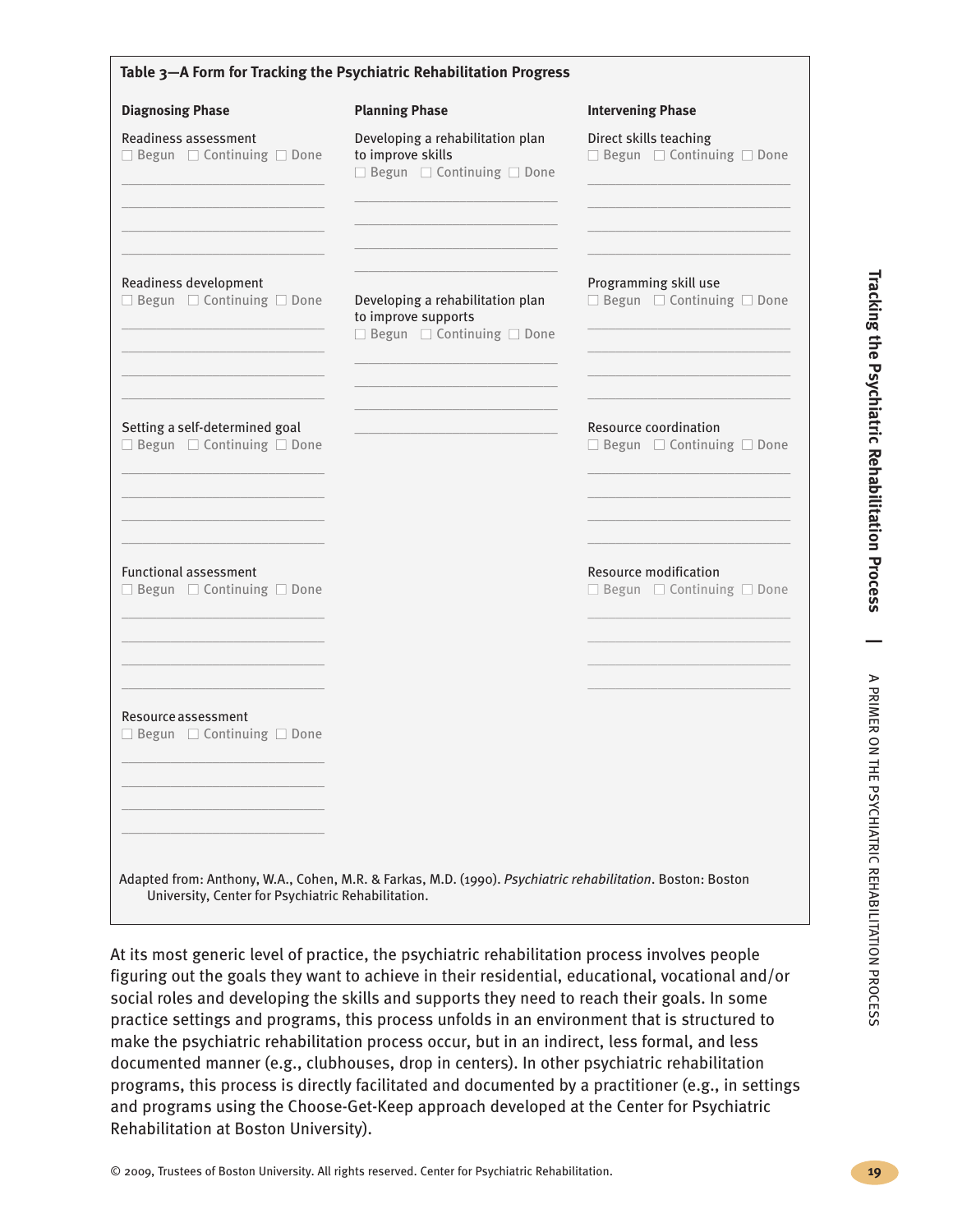**Table 3—A Form for Tracking the Psychiatric Rehabilitation Progress**

| Diagnosing Phase | Planning Phase | Intervening Phase |
| --- | --- | --- |
| Readiness assessment<br>☐ Begun ☐ Continuing ☐ Done | Developing a rehabilitation plan to improve skills<br>☐ Begun ☐ Continuing ☐ Done | Direct skills teaching<br>☐ Begun ☐ Continuing ☐ Done |
| Readiness development<br>☐ Begun ☐ Continuing ☐ Done | Developing a rehabilitation plan to improve supports<br>☐ Begun ☐ Continuing ☐ Done | Programming skill use<br>☐ Begun ☐ Continuing ☐ Done |
| Setting a self-determined goal<br>☐ Begun ☐ Continuing ☐ Done | | Resource coordination<br>☐ Begun ☐ Continuing ☐ Done |
| Functional assessment<br>☐ Begun ☐ Continuing ☐ Done | | Resource modification<br>☐ Begun ☐ Continuing ☐ Done |
| Resource assessment<br>☐ Begun ☐ Continuing ☐ Done | | |

Adapted from: Anthony, W.A., Cohen, M.R. & Farkas, M.D. (1990). *Psychiatric rehabilitation*. Boston: Boston University, Center for Psychiatric Rehabilitation.

At its most generic level of practice, the psychiatric rehabilitation process involves people figuring out the goals they want to achieve in their residential, educational, vocational and/or social roles and developing the skills and supports they need to reach their goals. In some practice settings and programs, this process unfolds in an environment that is structured to make the psychiatric rehabilitation process occur, but in an indirect, less formal, and less documented manner (e.g., clubhouses, drop in centers). In other psychiatric rehabilitation programs, this process is directly facilitated and documented by a practitioner (e.g., in settings and programs using the Choose-Get-Keep approach developed at the Center for Psychiatric Rehabilitation at Boston University).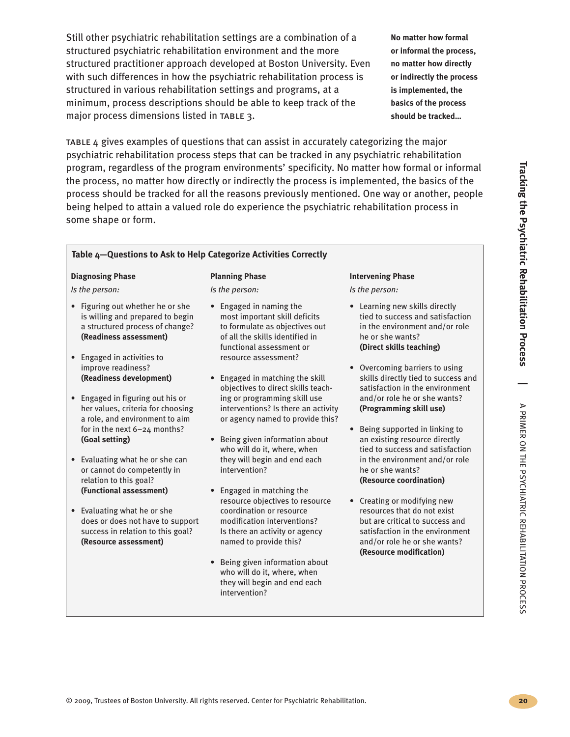Still other psychiatric rehabilitation settings are a combination of a structured psychiatric rehabilitation environment and the more structured practitioner approach developed at Boston University. Even with such differences in how the psychiatric rehabilitation process is structured in various rehabilitation settings and programs, at a minimum, process descriptions should be able to keep track of the major process dimensions listed in TABLE 3.

**No matter how formal or informal the process, no matter how directly or indirectly the process is implemented, the basics of the process should be tracked...**

TABLE 4 gives examples of questions that can assist in accurately categorizing the major psychiatric rehabilitation process steps that can be tracked in any psychiatric rehabilitation program, regardless of the program environments' specificity. No matter how formal or informal the process, no matter how directly or indirectly the process is implemented, the basics of the process should be tracked for all the reasons previously mentioned. One way or another, people being helped to attain a valued role do experience the psychiatric rehabilitation process in some shape or form.

**Table 4—Questions to Ask to Help Categorize Activities Correctly**

| Diagnosing Phase | Planning Phase | Intervening Phase |
|---|---|---|
| *Is the person:* | *Is the person:* | *Is the person:* |
| • Figuring out whether he or she is willing and prepared to begin a structured process of change? **(Readiness assessment)** | • Engaged in naming the most important skill deficits to formulate as objectives out of all the skills identified in functional assessment or resource assessment? | • Learning new skills directly tied to success and satisfaction in the environment and/or role he or she wants? **(Direct skills teaching)** |
| • Engaged in activities to improve readiness? **(Readiness development)** | • Engaged in matching the skill objectives to direct skills teaching or programming skill use interventions? Is there an activity or agency named to provide this? | • Overcoming barriers to using skills directly tied to success and satisfaction in the environment and/or role he or she wants? **(Programming skill use)** |
| • Engaged in figuring out his or her values, criteria for choosing a role, and environment to aim for in the next 6–24 months? **(Goal setting)** | • Being given information about who will do it, where, when they will begin and end each intervention? | • Being supported in linking to an existing resource directly tied to success and satisfaction in the environment and/or role he or she wants? **(Resource coordination)** |
| • Evaluating what he or she can or cannot do competently in relation to this goal? **(Functional assessment)** | • Engaged in matching the resource objectives to resource coordination or resource modification interventions? Is there an activity or agency named to provide this? | • Creating or modifying new resources that do not exist but are critical to success and satisfaction in the environment and/or role he or she wants? **(Resource modification)** |
| • Evaluating what he or she does or does not have to support success in relation to this goal? **(Resource assessment)** | • Being given information about who will do it, where, when they will begin and end each intervention? | |

© 2009, Trustees of Boston University. All rights reserved. Center for Psychiatric Rehabilitation.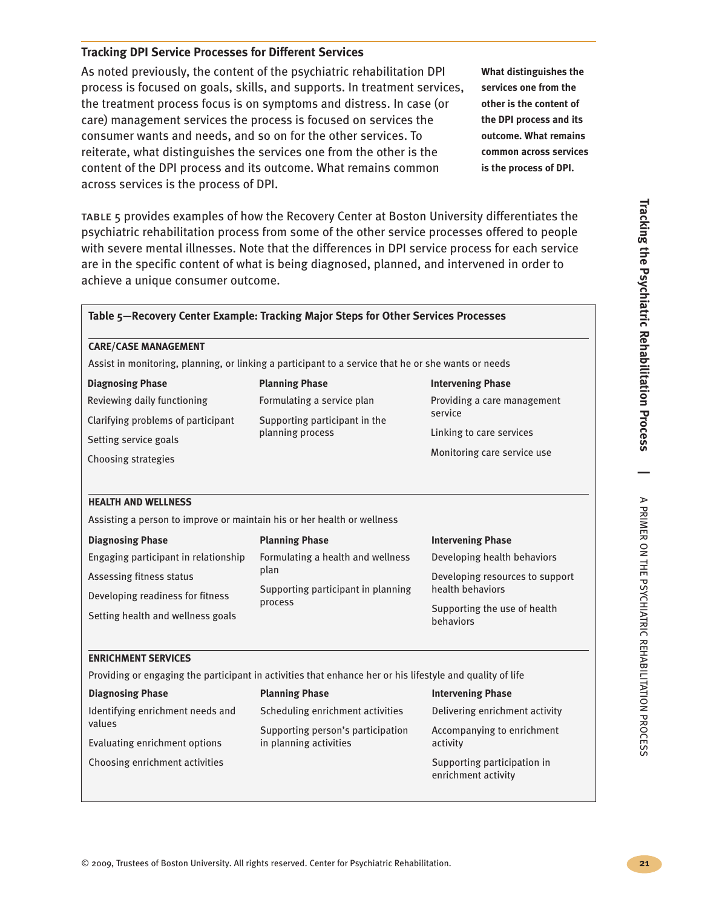## Tracking DPI Service Processes for Different Services

As noted previously, the content of the psychiatric rehabilitation DPI process is focused on goals, skills, and supports. In treatment services, the treatment process focus is on symptoms and distress. In case (or care) management services the process is focused on services the consumer wants and needs, and so on for the other services. To reiterate, what distinguishes the services one from the other is the content of the DPI process and its outcome. What remains common across services is the process of DPI.

**What distinguishes the services one from the other is the content of the DPI process and its outcome. What remains common across services is the process of DPI.**

TABLE 5 provides examples of how the Recovery Center at Boston University differentiates the psychiatric rehabilitation process from some of the other service processes offered to people with severe mental illnesses. Note that the differences in DPI service process for each service are in the specific content of what is being diagnosed, planned, and intervened in order to achieve a unique consumer outcome.

**Table 5—Recovery Center Example: Tracking Major Steps for Other Services Processes**

**CARE/CASE MANAGEMENT**

Assist in monitoring, planning, or linking a participant to a service that he or she wants or needs

| Diagnosing Phase | Planning Phase | Intervening Phase |
|---|---|---|
| Reviewing daily functioning | Formulating a service plan | Providing a care management service |
| Clarifying problems of participant | Supporting participant in the planning process | Linking to care services |
| Setting service goals | | Monitoring care service use |
| Choosing strategies | | |

**HEALTH AND WELLNESS**

Assisting a person to improve or maintain his or her health or wellness

| Diagnosing Phase | Planning Phase | Intervening Phase |
|---|---|---|
| Engaging participant in relationship | Formulating a health and wellness plan | Developing health behaviors |
| Assessing fitness status | Supporting participant in planning process | Developing resources to support health behaviors |
| Developing readiness for fitness | | Supporting the use of health behaviors |
| Setting health and wellness goals | | |

**ENRICHMENT SERVICES**

Providing or engaging the participant in activities that enhance her or his lifestyle and quality of life

| Diagnosing Phase | Planning Phase | Intervening Phase |
|---|---|---|
| Identifying enrichment needs and values | Scheduling enrichment activities | Delivering enrichment activity |
| Evaluating enrichment options | Supporting person's participation in planning activities | Accompanying to enrichment activity |
| Choosing enrichment activities | | Supporting participation in enrichment activity |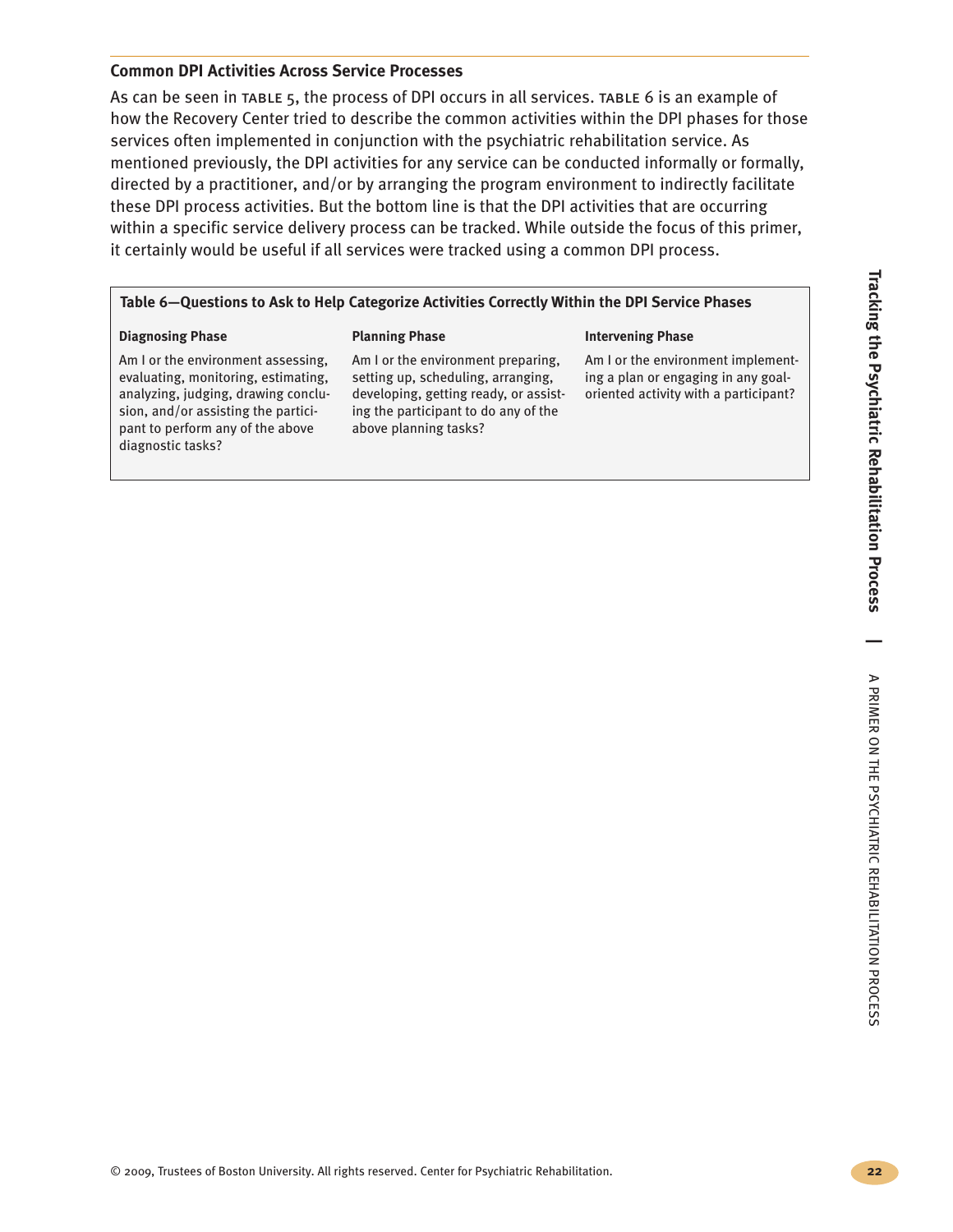### Common DPI Activities Across Service Processes

As can be seen in TABLE 5, the process of DPI occurs in all services. TABLE 6 is an example of how the Recovery Center tried to describe the common activities within the DPI phases for those services often implemented in conjunction with the psychiatric rehabilitation service. As mentioned previously, the DPI activities for any service can be conducted informally or formally, directed by a practitioner, and/or by arranging the program environment to indirectly facilitate these DPI process activities. But the bottom line is that the DPI activities that are occurring within a specific service delivery process can be tracked. While outside the focus of this primer, it certainly would be useful if all services were tracked using a common DPI process.

**Table 6—Questions to Ask to Help Categorize Activities Correctly Within the DPI Service Phases**

| Diagnosing Phase | Planning Phase | Intervening Phase |
| --- | --- | --- |
| Am I or the environment assessing, evaluating, monitoring, estimating, analyzing, judging, drawing conclusion, and/or assisting the participant to perform any of the above diagnostic tasks? | Am I or the environment preparing, setting up, scheduling, arranging, developing, getting ready, or assisting the participant to do any of the above planning tasks? | Am I or the environment implementing a plan or engaging in any goal-oriented activity with a participant? |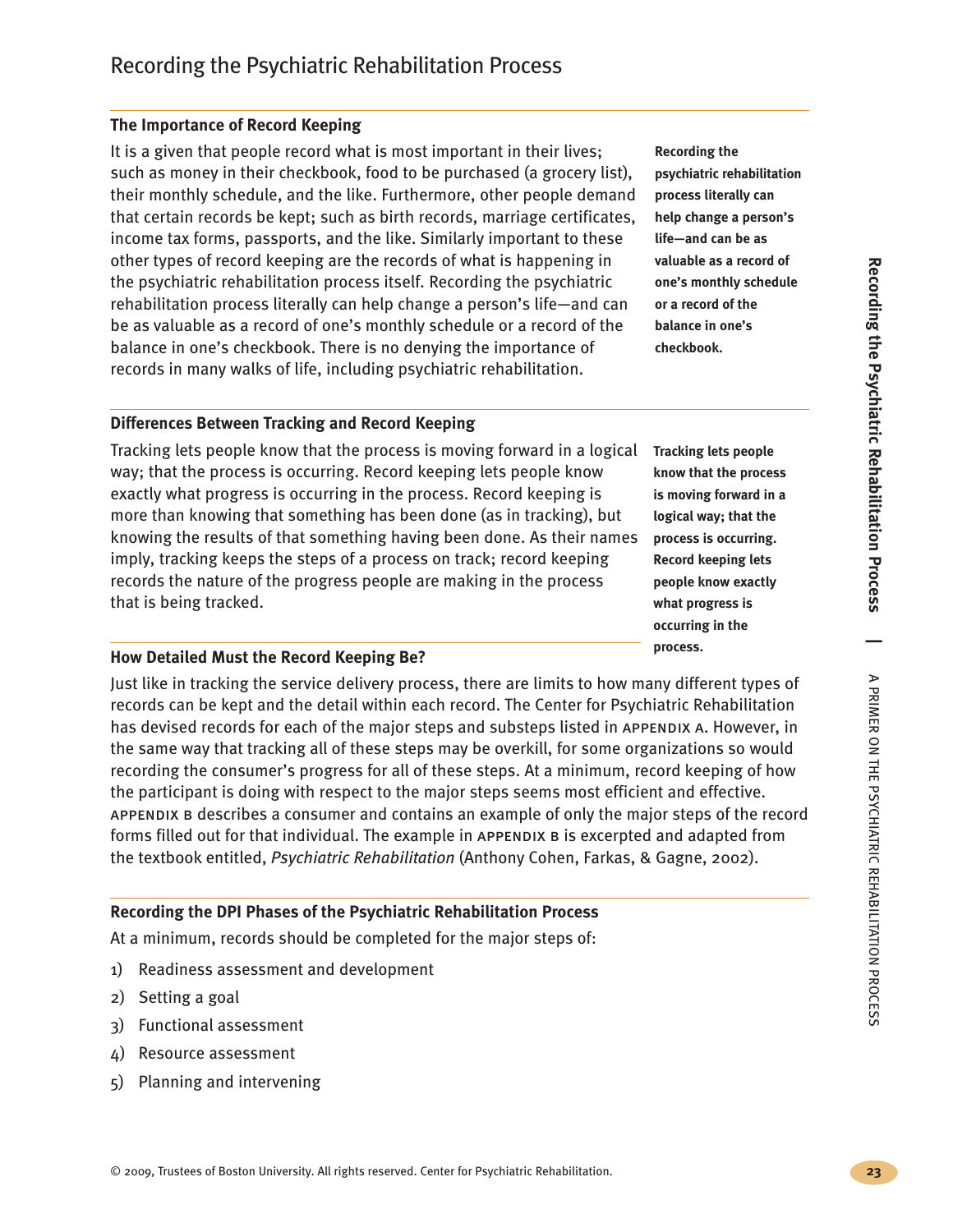# Recording the Psychiatric Rehabilitation Process

## The Importance of Record Keeping

It is a given that people record what is most important in their lives; such as money in their checkbook, food to be purchased (a grocery list), their monthly schedule, and the like. Furthermore, other people demand that certain records be kept; such as birth records, marriage certificates, income tax forms, passports, and the like. Similarly important to these other types of record keeping are the records of what is happening in the psychiatric rehabilitation process itself. Recording the psychiatric rehabilitation process literally can help change a person's life—and can be as valuable as a record of one's monthly schedule or a record of the balance in one's checkbook. There is no denying the importance of records in many walks of life, including psychiatric rehabilitation.

**Recording the psychiatric rehabilitation process literally can help change a person's life—and can be as valuable as a record of one's monthly schedule or a record of the balance in one's checkbook.**

## Differences Between Tracking and Record Keeping

Tracking lets people know that the process is moving forward in a logical way; that the process is occurring. Record keeping lets people know exactly what progress is occurring in the process. Record keeping is more than knowing that something has been done (as in tracking), but knowing the results of that something having been done. As their names imply, tracking keeps the steps of a process on track; record keeping records the nature of the progress people are making in the process that is being tracked.

**Tracking lets people know that the process is moving forward in a logical way; that the process is occurring. Record keeping lets people know exactly what progress is occurring in the process.**

## How Detailed Must the Record Keeping Be?

Just like in tracking the service delivery process, there are limits to how many different types of records can be kept and the detail within each record. The Center for Psychiatric Rehabilitation has devised records for each of the major steps and substeps listed in APPENDIX A. However, in the same way that tracking all of these steps may be overkill, for some organizations so would recording the consumer's progress for all of these steps. At a minimum, record keeping of how the participant is doing with respect to the major steps seems most efficient and effective. APPENDIX B describes a consumer and contains an example of only the major steps of the record forms filled out for that individual. The example in APPENDIX B is excerpted and adapted from the textbook entitled, *Psychiatric Rehabilitation* (Anthony Cohen, Farkas, & Gagne, 2002).

## Recording the DPI Phases of the Psychiatric Rehabilitation Process

At a minimum, records should be completed for the major steps of:

1) Readiness assessment and development
2) Setting a goal
3) Functional assessment
4) Resource assessment
5) Planning and intervening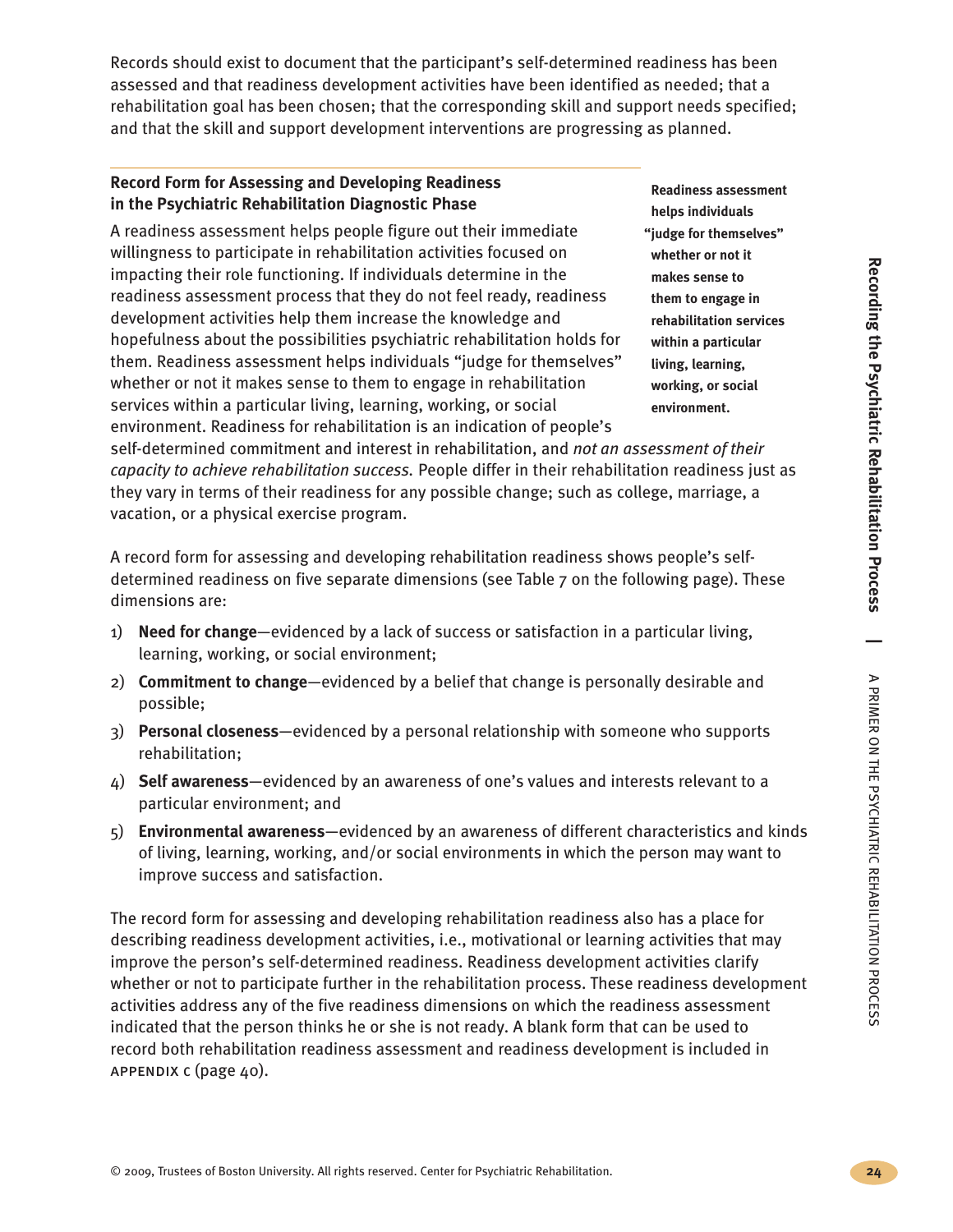Records should exist to document that the participant's self-determined readiness has been assessed and that readiness development activities have been identified as needed; that a rehabilitation goal has been chosen; that the corresponding skill and support needs specified; and that the skill and support development interventions are progressing as planned.

### Record Form for Assessing and Developing Readiness in the Psychiatric Rehabilitation Diagnostic Phase

A readiness assessment helps people figure out their immediate willingness to participate in rehabilitation activities focused on impacting their role functioning. If individuals determine in the readiness assessment process that they do not feel ready, readiness development activities help them increase the knowledge and hopefulness about the possibilities psychiatric rehabilitation holds for them. Readiness assessment helps individuals "judge for themselves" whether or not it makes sense to them to engage in rehabilitation services within a particular living, learning, working, or social environment. Readiness for rehabilitation is an indication of people's self-determined commitment and interest in rehabilitation, and *not an assessment of their capacity to achieve rehabilitation success.* People differ in their rehabilitation readiness just as they vary in terms of their readiness for any possible change; such as college, marriage, a vacation, or a physical exercise program.

**Readiness assessment helps individuals "judge for themselves" whether or not it makes sense to them to engage in rehabilitation services within a particular living, learning, working, or social environment.**

A record form for assessing and developing rehabilitation readiness shows people's self-determined readiness on five separate dimensions (see Table 7 on the following page). These dimensions are:

1) **Need for change**—evidenced by a lack of success or satisfaction in a particular living, learning, working, or social environment;
2) **Commitment to change**—evidenced by a belief that change is personally desirable and possible;
3) **Personal closeness**—evidenced by a personal relationship with someone who supports rehabilitation;
4) **Self awareness**—evidenced by an awareness of one's values and interests relevant to a particular environment; and
5) **Environmental awareness**—evidenced by an awareness of different characteristics and kinds of living, learning, working, and/or social environments in which the person may want to improve success and satisfaction.

The record form for assessing and developing rehabilitation readiness also has a place for describing readiness development activities, i.e., motivational or learning activities that may improve the person's self-determined readiness. Readiness development activities clarify whether or not to participate further in the rehabilitation process. These readiness development activities address any of the five readiness dimensions on which the readiness assessment indicated that the person thinks he or she is not ready. A blank form that can be used to record both rehabilitation readiness assessment and readiness development is included in APPENDIX C (page 40).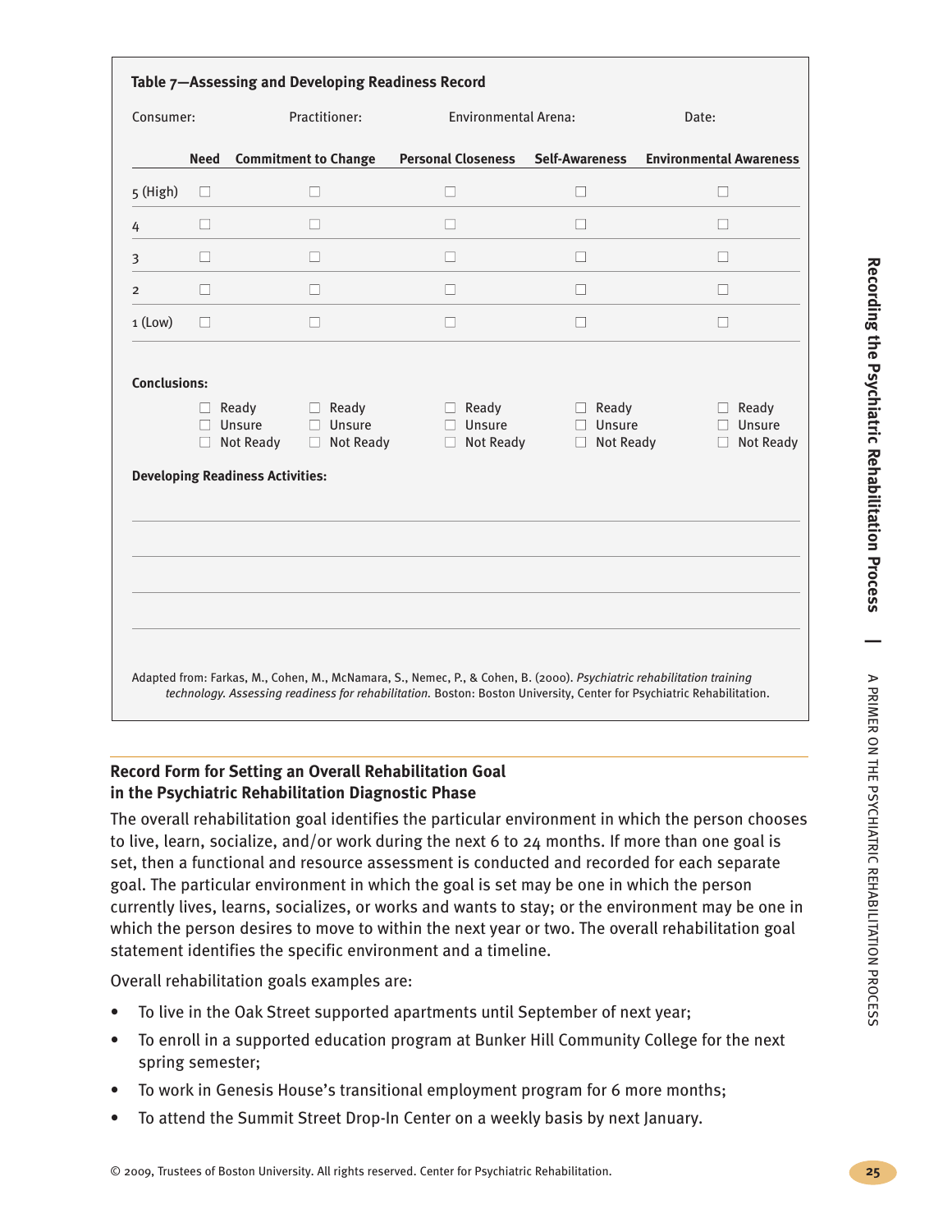**Table 7—Assessing and Developing Readiness Record**

Consumer: Practitioner: Environmental Arena: Date:

| | Need | Commitment to Change | Personal Closeness | Self-Awareness | Environmental Awareness |
|---|---|---|---|---|---|
| 5 (High) | ☐ | ☐ | ☐ | ☐ | ☐ |
| 4 | ☐ | ☐ | ☐ | ☐ | ☐ |
| 3 | ☐ | ☐ | ☐ | ☐ | ☐ |
| 2 | ☐ | ☐ | ☐ | ☐ | ☐ |
| 1 (Low) | ☐ | ☐ | ☐ | ☐ | ☐ |
| **Conclusions:** | ☐ Ready ☐ Unsure ☐ Not Ready | ☐ Ready ☐ Unsure ☐ Not Ready | ☐ Ready ☐ Unsure ☐ Not Ready | ☐ Ready ☐ Unsure ☐ Not Ready | ☐ Ready ☐ Unsure ☐ Not Ready |

**Developing Readiness Activities:**

Adapted from: Farkas, M., Cohen, M., McNamara, S., Nemec, P., & Cohen, B. (2000). *Psychiatric rehabilitation training technology. Assessing readiness for rehabilitation.* Boston: Boston University, Center for Psychiatric Rehabilitation.

## Record Form for Setting an Overall Rehabilitation Goal in the Psychiatric Rehabilitation Diagnostic Phase

The overall rehabilitation goal identifies the particular environment in which the person chooses to live, learn, socialize, and/or work during the next 6 to 24 months. If more than one goal is set, then a functional and resource assessment is conducted and recorded for each separate goal. The particular environment in which the goal is set may be one in which the person currently lives, learns, socializes, or works and wants to stay; or the environment may be one in which the person desires to move to within the next year or two. The overall rehabilitation goal statement identifies the specific environment and a timeline.

Overall rehabilitation goals examples are:

- To live in the Oak Street supported apartments until September of next year;
- To enroll in a supported education program at Bunker Hill Community College for the next spring semester;
- To work in Genesis House's transitional employment program for 6 more months;
- To attend the Summit Street Drop-In Center on a weekly basis by next January.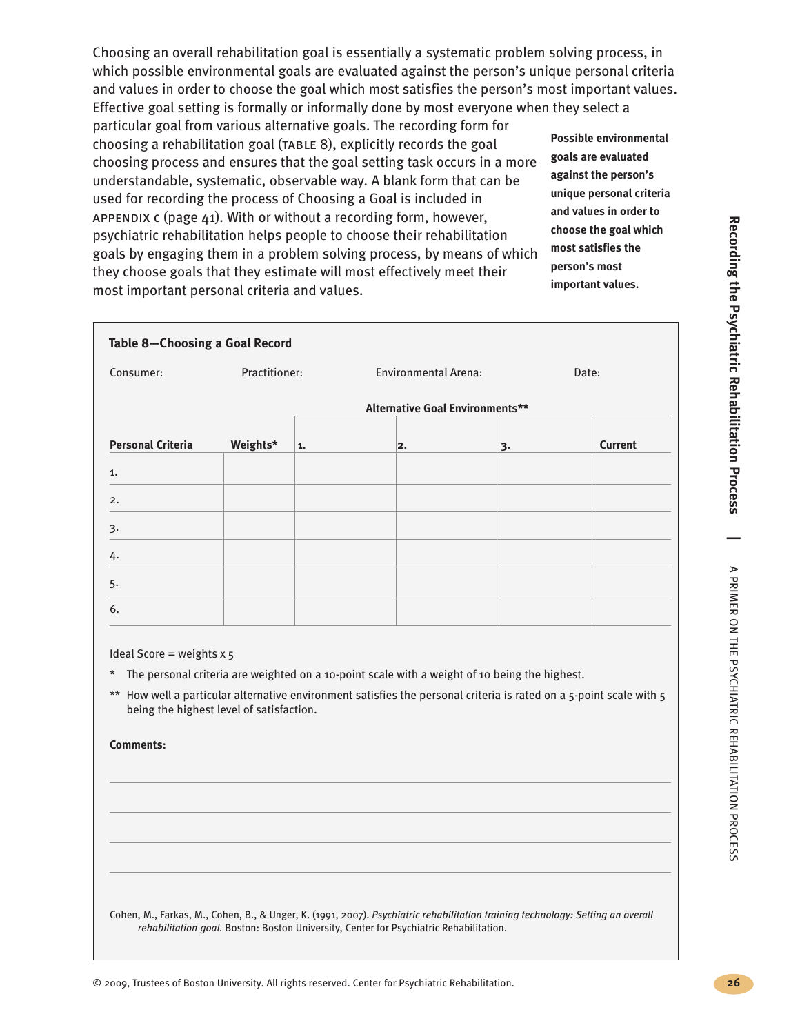Choosing an overall rehabilitation goal is essentially a systematic problem solving process, in which possible environmental goals are evaluated against the person's unique personal criteria and values in order to choose the goal which most satisfies the person's most important values. Effective goal setting is formally or informally done by most everyone when they select a particular goal from various alternative goals. The recording form for choosing a rehabilitation goal (TABLE 8), explicitly records the goal choosing process and ensures that the goal setting task occurs in a more understandable, systematic, observable way. A blank form that can be used for recording the process of Choosing a Goal is included in APPENDIX C (page 41). With or without a recording form, however, psychiatric rehabilitation helps people to choose their rehabilitation goals by engaging them in a problem solving process, by means of which they choose goals that they estimate will most effectively meet their most important personal criteria and values.

**Possible environmental goals are evaluated against the person's unique personal criteria and values in order to choose the goal which most satisfies the person's most important values.**

**Table 8—Choosing a Goal Record**

Consumer: Practitioner: Environmental Arena: Date:

| | | Alternative Goal Environments** | | | |
|---|---|---|---|---|---|
| **Personal Criteria** | **Weights*** | **1.** | **2.** | **3.** | **Current** |
| 1. | | | | | |
| 2. | | | | | |
| 3. | | | | | |
| 4. | | | | | |
| 5. | | | | | |
| 6. | | | | | |

Ideal Score = weights x 5

\* The personal criteria are weighted on a 10-point scale with a weight of 10 being the highest.

\*\* How well a particular alternative environment satisfies the personal criteria is rated on a 5-point scale with 5 being the highest level of satisfaction.

**Comments:**

Cohen, M., Farkas, M., Cohen, B., & Unger, K. (1991, 2007). *Psychiatric rehabilitation training technology: Setting an overall rehabilitation goal.* Boston: Boston University, Center for Psychiatric Rehabilitation.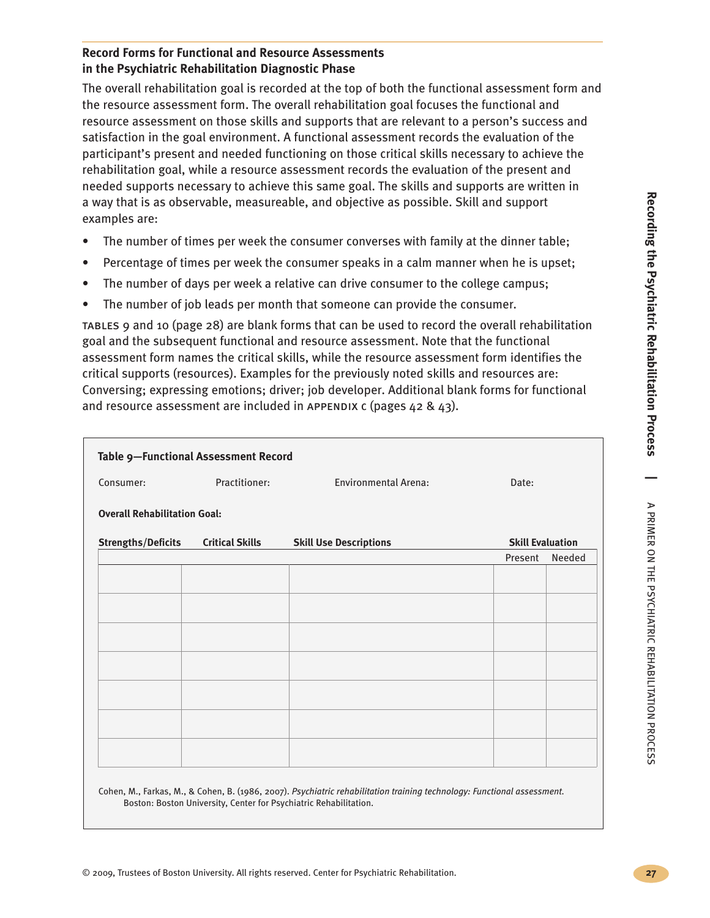### Record Forms for Functional and Resource Assessments in the Psychiatric Rehabilitation Diagnostic Phase

The overall rehabilitation goal is recorded at the top of both the functional assessment form and the resource assessment form. The overall rehabilitation goal focuses the functional and resource assessment on those skills and supports that are relevant to a person's success and satisfaction in the goal environment. A functional assessment records the evaluation of the participant's present and needed functioning on those critical skills necessary to achieve the rehabilitation goal, while a resource assessment records the evaluation of the present and needed supports necessary to achieve this same goal. The skills and supports are written in a way that is as observable, measureable, and objective as possible. Skill and support examples are:

- The number of times per week the consumer converses with family at the dinner table;
- Percentage of times per week the consumer speaks in a calm manner when he is upset;
- The number of days per week a relative can drive consumer to the college campus;
- The number of job leads per month that someone can provide the consumer.

TABLES 9 and 10 (page 28) are blank forms that can be used to record the overall rehabilitation goal and the subsequent functional and resource assessment. Note that the functional assessment form names the critical skills, while the resource assessment form identifies the critical supports (resources). Examples for the previously noted skills and resources are: Conversing; expressing emotions; driver; job developer. Additional blank forms for functional and resource assessment are included in APPENDIX C (pages 42 & 43).

**Table 9—Functional Assessment Record**

Consumer: Practitioner: Environmental Arena: Date:

**Overall Rehabilitation Goal:**

| Strengths/Deficits | Critical Skills | Skill Use Descriptions | Skill Evaluation | |
|---|---|---|---|---|
| | | | Present | Needed |
| | | | | |
| | | | | |
| | | | | |
| | | | | |
| | | | | |
| | | | | |
| | | | | |

Cohen, M., Farkas, M., & Cohen, B. (1986, 2007). *Psychiatric rehabilitation training technology: Functional assessment.* Boston: Boston University, Center for Psychiatric Rehabilitation.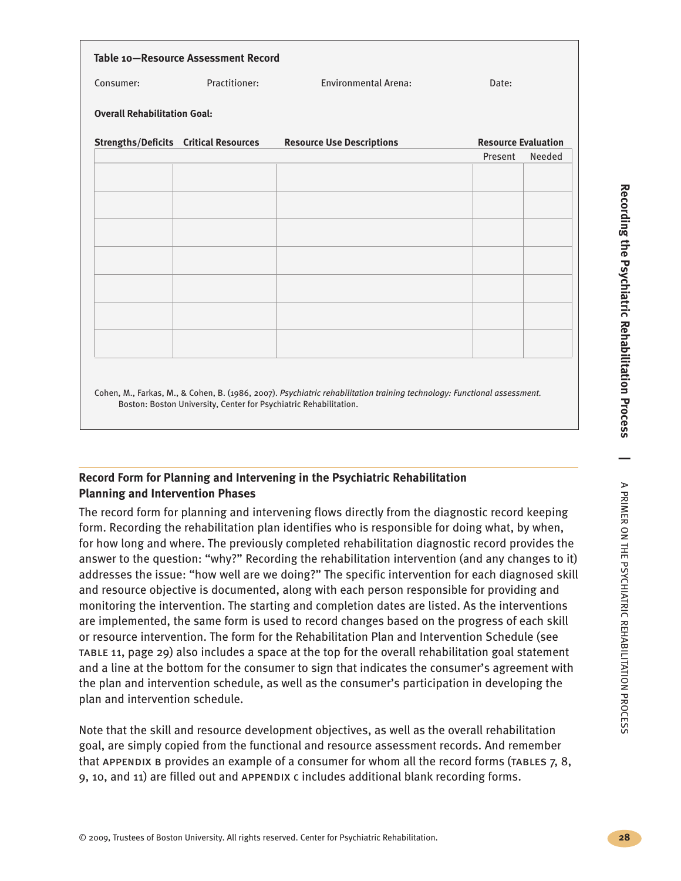**Table 10—Resource Assessment Record**

Consumer: Practitioner: Environmental Arena: Date:

**Overall Rehabilitation Goal:**

| Strengths/Deficits | Critical Resources | Resource Use Descriptions | Resource Evaluation | |
|---|---|---|---|---|
| | | | Present | Needed |
| | | | | |
| | | | | |
| | | | | |
| | | | | |
| | | | | |
| | | | | |
| | | | | |

Cohen, M., Farkas, M., & Cohen, B. (1986, 2007). *Psychiatric rehabilitation training technology: Functional assessment.* Boston: Boston University, Center for Psychiatric Rehabilitation.

## Record Form for Planning and Intervening in the Psychiatric Rehabilitation Planning and Intervention Phases

The record form for planning and intervening flows directly from the diagnostic record keeping form. Recording the rehabilitation plan identifies who is responsible for doing what, by when, for how long and where. The previously completed rehabilitation diagnostic record provides the answer to the question: "why?" Recording the rehabilitation intervention (and any changes to it) addresses the issue: "how well are we doing?" The specific intervention for each diagnosed skill and resource objective is documented, along with each person responsible for providing and monitoring the intervention. The starting and completion dates are listed. As the interventions are implemented, the same form is used to record changes based on the progress of each skill or resource intervention. The form for the Rehabilitation Plan and Intervention Schedule (see TABLE 11, page 29) also includes a space at the top for the overall rehabilitation goal statement and a line at the bottom for the consumer to sign that indicates the consumer's agreement with the plan and intervention schedule, as well as the consumer's participation in developing the plan and intervention schedule.

Note that the skill and resource development objectives, as well as the overall rehabilitation goal, are simply copied from the functional and resource assessment records. And remember that APPENDIX B provides an example of a consumer for whom all the record forms (TABLES 7, 8, 9, 10, and 11) are filled out and APPENDIX C includes additional blank recording forms.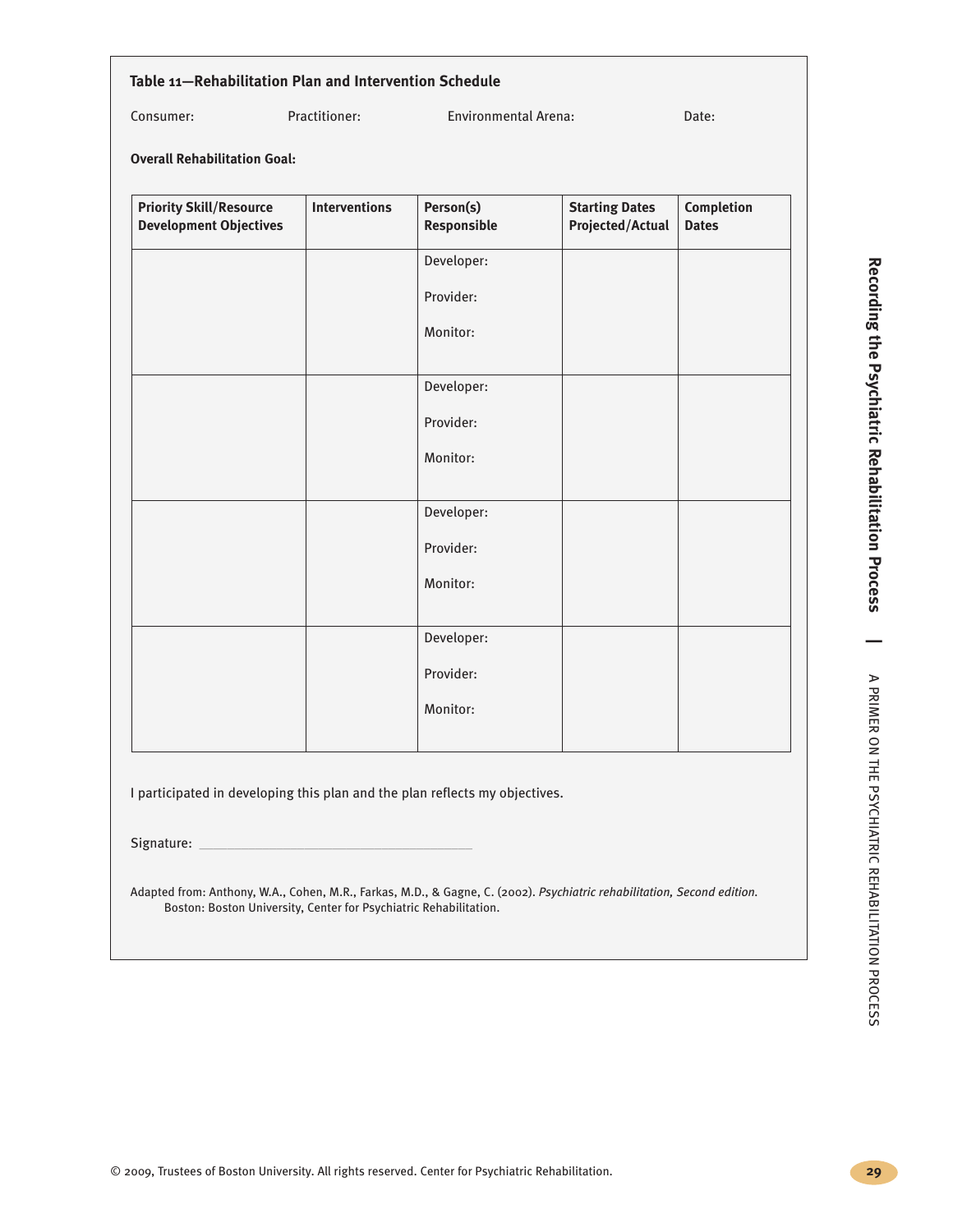### Table 11—Rehabilitation Plan and Intervention Schedule

Consumer: Practitioner: Environmental Arena: Date:

**Overall Rehabilitation Goal:**

| Priority Skill/Resource Development Objectives | Interventions | Person(s) Responsible | Starting Dates Projected/Actual | Completion Dates |
|---|---|---|---|---|
| | | Developer:<br>Provider:<br>Monitor: | | |
| | | Developer:<br>Provider:<br>Monitor: | | |
| | | Developer:<br>Provider:<br>Monitor: | | |
| | | Developer:<br>Provider:<br>Monitor: | | |

I participated in developing this plan and the plan reflects my objectives.

Signature: ___________________________________

Adapted from: Anthony, W.A., Cohen, M.R., Farkas, M.D., & Gagne, C. (2002). *Psychiatric rehabilitation, Second edition.* Boston: Boston University, Center for Psychiatric Rehabilitation.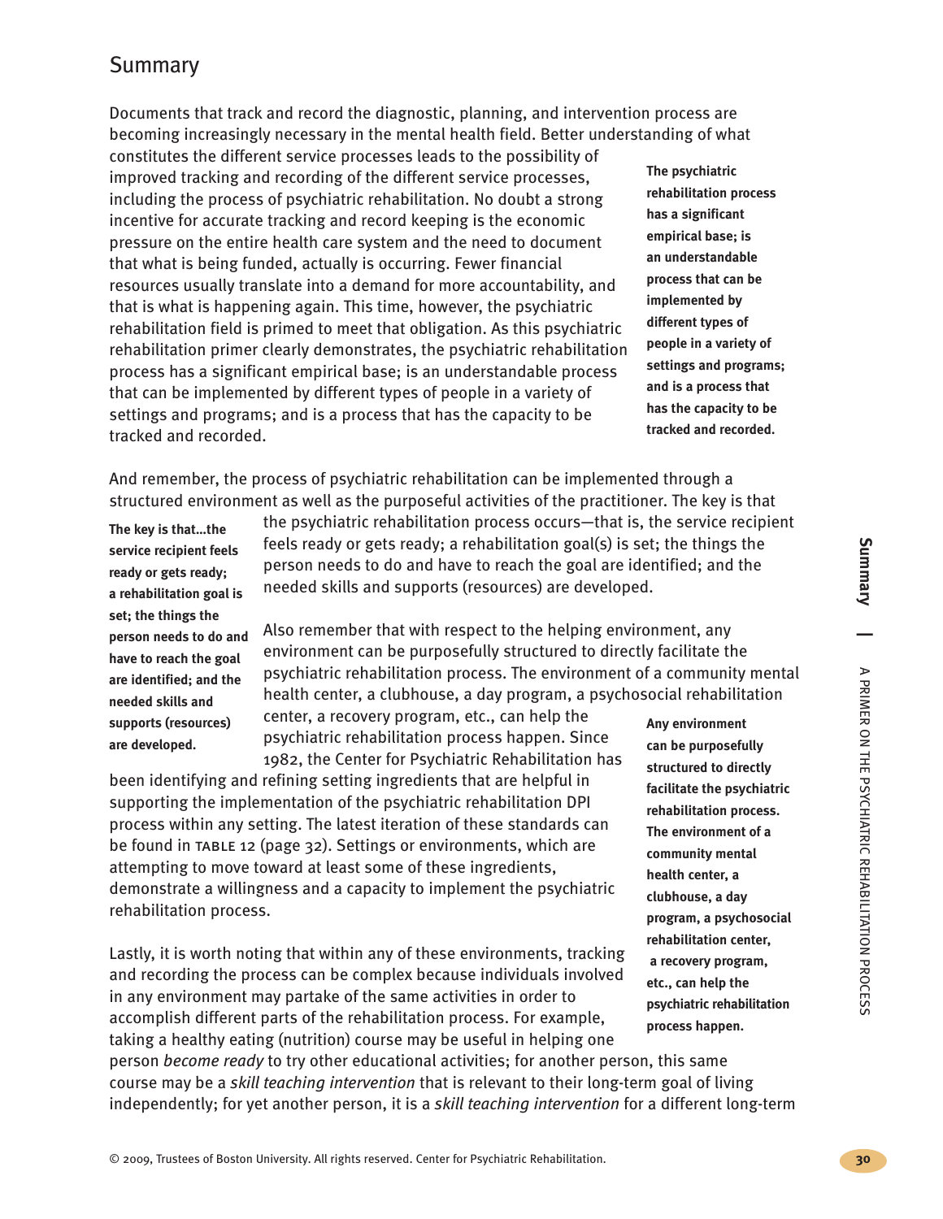## Summary

Documents that track and record the diagnostic, planning, and intervention process are becoming increasingly necessary in the mental health field. Better understanding of what constitutes the different service processes leads to the possibility of improved tracking and recording of the different service processes, including the process of psychiatric rehabilitation. No doubt a strong incentive for accurate tracking and record keeping is the economic pressure on the entire health care system and the need to document that what is being funded, actually is occurring. Fewer financial resources usually translate into a demand for more accountability, and that is what is happening again. This time, however, the psychiatric rehabilitation field is primed to meet that obligation. As this psychiatric rehabilitation primer clearly demonstrates, the psychiatric rehabilitation process has a significant empirical base; is an understandable process that can be implemented by different types of people in a variety of settings and programs; and is a process that has the capacity to be tracked and recorded.

**The psychiatric rehabilitation process has a significant empirical base; is an understandable process that can be implemented by different types of people in a variety of settings and programs; and is a process that has the capacity to be tracked and recorded.**

And remember, the process of psychiatric rehabilitation can be implemented through a structured environment as well as the purposeful activities of the practitioner. The key is that the psychiatric rehabilitation process occurs—that is, the service recipient feels ready or gets ready; a rehabilitation goal(s) is set; the things the person needs to do and have to reach the goal are identified; and the needed skills and supports (resources) are developed.

**The key is that…the service recipient feels ready or gets ready; a rehabilitation goal is set; the things the person needs to do and have to reach the goal are identified; and the needed skills and supports (resources) are developed.**

Also remember that with respect to the helping environment, any environment can be purposefully structured to directly facilitate the psychiatric rehabilitation process. The environment of a community mental health center, a clubhouse, a day program, a psychosocial rehabilitation center, a recovery program, etc., can help the psychiatric rehabilitation process happen. Since 1982, the Center for Psychiatric Rehabilitation has been identifying and refining setting ingredients that are helpful in supporting the implementation of the psychiatric rehabilitation DPI process within any setting. The latest iteration of these standards can be found in TABLE 12 (page 32). Settings or environments, which are attempting to move toward at least some of these ingredients, demonstrate a willingness and a capacity to implement the psychiatric rehabilitation process.

**Any environment can be purposefully structured to directly facilitate the psychiatric rehabilitation process. The environment of a community mental health center, a clubhouse, a day program, a psychosocial rehabilitation center, a recovery program, etc., can help the psychiatric rehabilitation process happen.**

Lastly, it is worth noting that within any of these environments, tracking and recording the process can be complex because individuals involved in any environment may partake of the same activities in order to accomplish different parts of the rehabilitation process. For example, taking a healthy eating (nutrition) course may be useful in helping one person *become ready* to try other educational activities; for another person, this same course may be a *skill teaching intervention* that is relevant to their long-term goal of living independently; for yet another person, it is a *skill teaching intervention* for a different long-term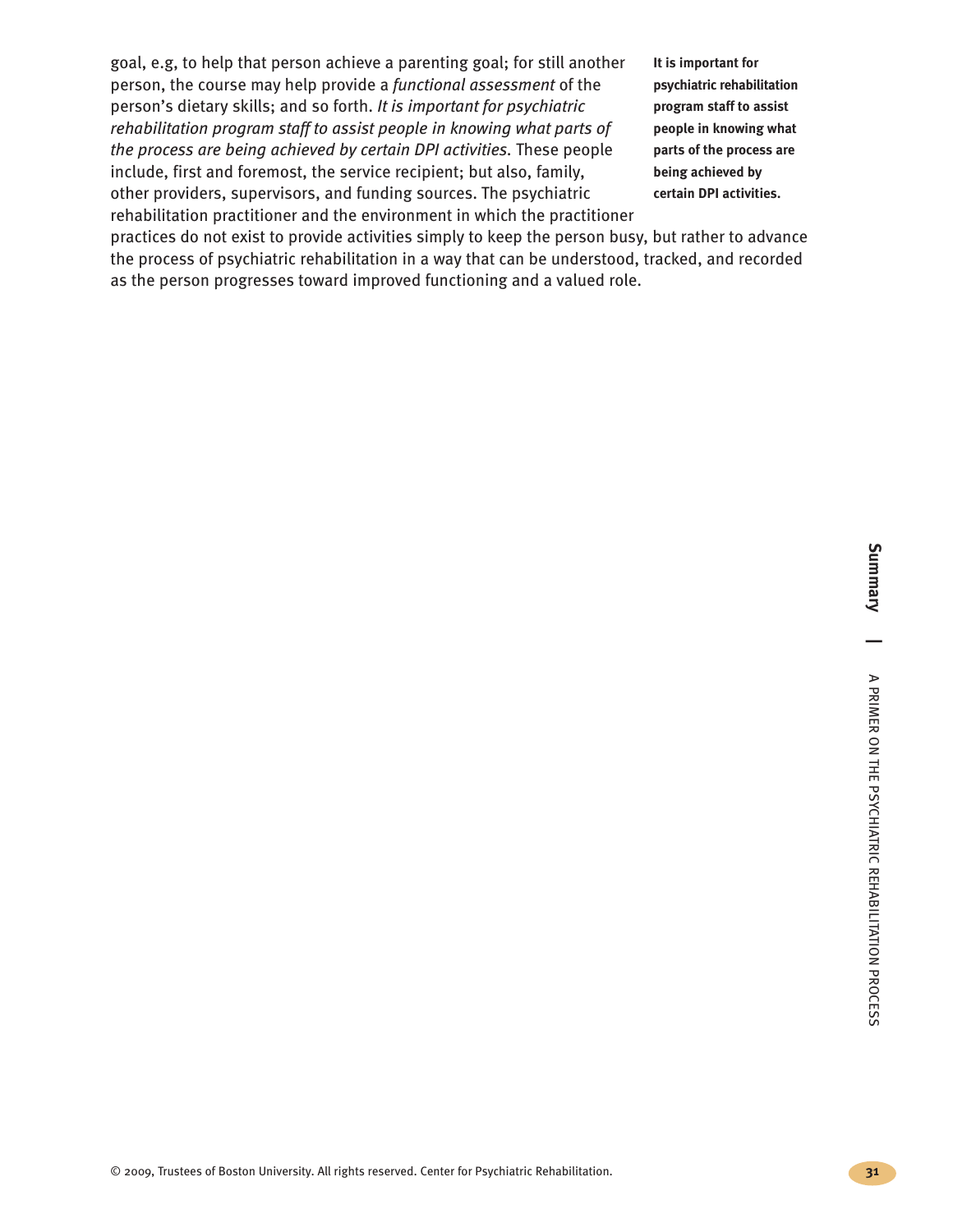goal, e.g, to help that person achieve a parenting goal; for still another person, the course may help provide a *functional assessment* of the person's dietary skills; and so forth. *It is important for psychiatric rehabilitation program staff to assist people in knowing what parts of the process are being achieved by certain DPI activities.* These people include, first and foremost, the service recipient; but also, family, other providers, supervisors, and funding sources. The psychiatric rehabilitation practitioner and the environment in which the practitioner practices do not exist to provide activities simply to keep the person busy, but rather to advance the process of psychiatric rehabilitation in a way that can be understood, tracked, and recorded as the person progresses toward improved functioning and a valued role.

**It is important for psychiatric rehabilitation program staff to assist people in knowing what parts of the process are being achieved by certain DPI activities.**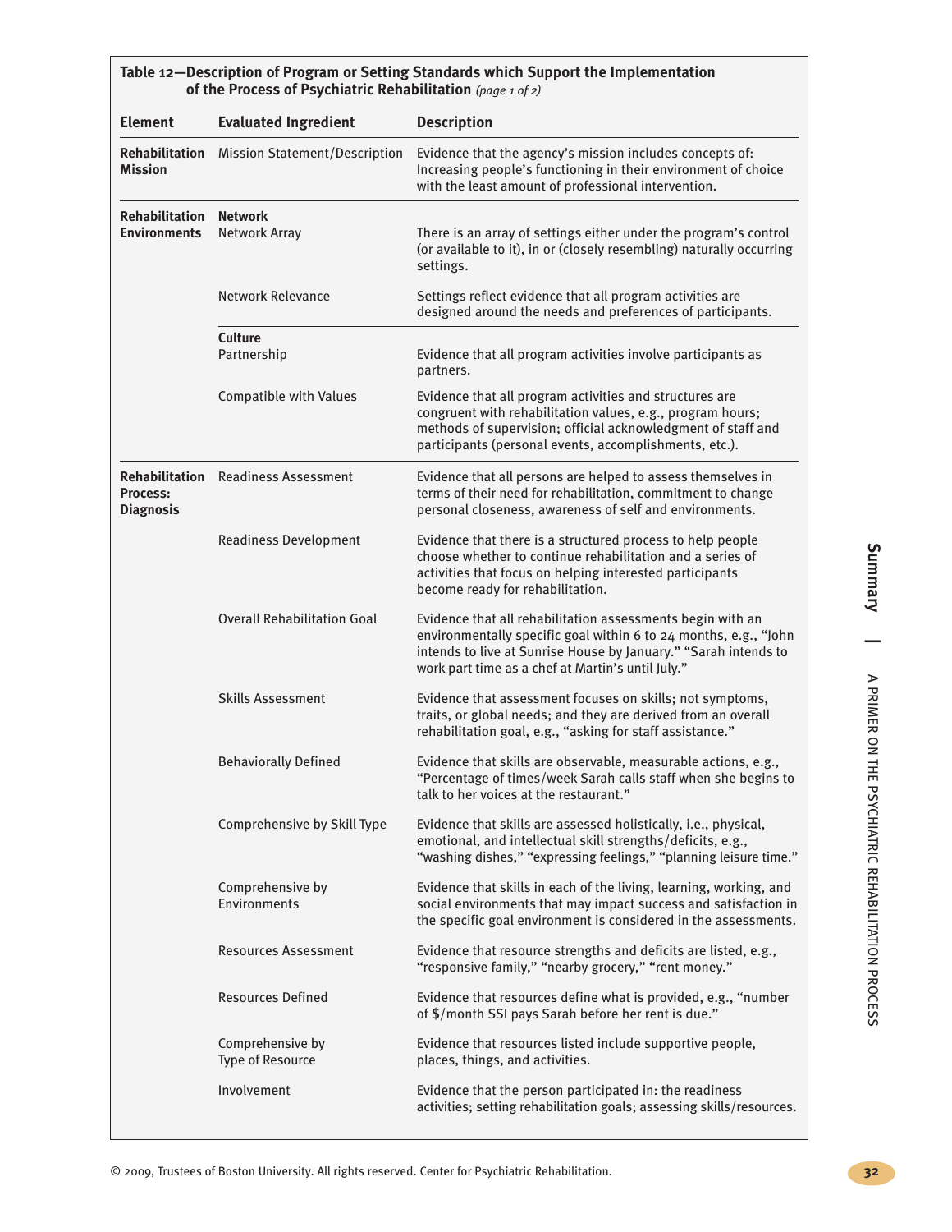**Table 12—Description of Program or Setting Standards which Support the Implementation of the Process of Psychiatric Rehabilitation** *(page 1 of 2)*

| Element | Evaluated Ingredient | Description |
|---|---|---|
| **Rehabilitation Mission** | Mission Statement/Description | Evidence that the agency's mission includes concepts of: Increasing people's functioning in their environment of choice with the least amount of professional intervention. |
| **Rehabilitation Environments** | **Network** | |
| | Network Array | There is an array of settings either under the program's control (or available to it), in or (closely resembling) naturally occurring settings. |
| | Network Relevance | Settings reflect evidence that all program activities are designed around the needs and preferences of participants. |
| | **Culture** | |
| | Partnership | Evidence that all program activities involve participants as partners. |
| | Compatible with Values | Evidence that all program activities and structures are congruent with rehabilitation values, e.g., program hours; methods of supervision; official acknowledgment of staff and participants (personal events, accomplishments, etc.). |
| **Rehabilitation Process: Diagnosis** | Readiness Assessment | Evidence that all persons are helped to assess themselves in terms of their need for rehabilitation, commitment to change personal closeness, awareness of self and environments. |
| | Readiness Development | Evidence that there is a structured process to help people choose whether to continue rehabilitation and a series of activities that focus on helping interested participants become ready for rehabilitation. |
| | Overall Rehabilitation Goal | Evidence that all rehabilitation assessments begin with an environmentally specific goal within 6 to 24 months, e.g., "John intends to live at Sunrise House by January." "Sarah intends to work part time as a chef at Martin's until July." |
| | Skills Assessment | Evidence that assessment focuses on skills; not symptoms, traits, or global needs; and they are derived from an overall rehabilitation goal, e.g., "asking for staff assistance." |
| | Behaviorally Defined | Evidence that skills are observable, measurable actions, e.g., "Percentage of times/week Sarah calls staff when she begins to talk to her voices at the restaurant." |
| | Comprehensive by Skill Type | Evidence that skills are assessed holistically, i.e., physical, emotional, and intellectual skill strengths/deficits, e.g., "washing dishes," "expressing feelings," "planning leisure time." |
| | Comprehensive by Environments | Evidence that skills in each of the living, learning, working, and social environments that may impact success and satisfaction in the specific goal environment is considered in the assessments. |
| | Resources Assessment | Evidence that resource strengths and deficits are listed, e.g., "responsive family," "nearby grocery," "rent money." |
| | Resources Defined | Evidence that resources define what is provided, e.g., "number of $/month SSI pays Sarah before her rent is due." |
| | Comprehensive by Type of Resource | Evidence that resources listed include supportive people, places, things, and activities. |
| | Involvement | Evidence that the person participated in: the readiness activities; setting rehabilitation goals; assessing skills/resources. |

© 2009, Trustees of Boston University. All rights reserved. Center for Psychiatric Rehabilitation.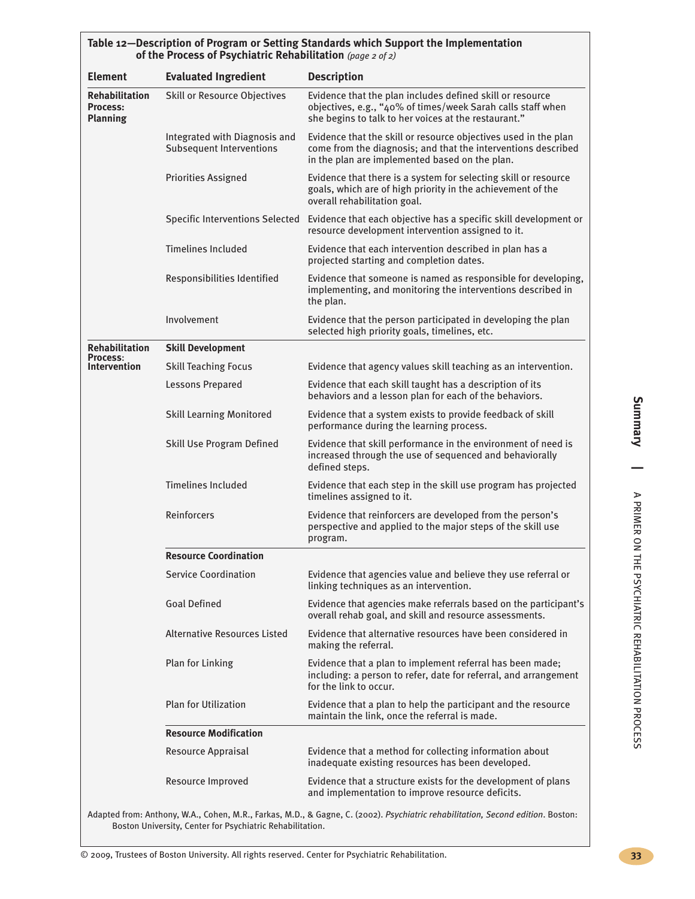**Table 12—Description of Program or Setting Standards which Support the Implementation of the Process of Psychiatric Rehabilitation** *(page 2 of 2)*

| Element | Evaluated Ingredient | Description |
|---|---|---|
| **Rehabilitation Process: Planning** | Skill or Resource Objectives | Evidence that the plan includes defined skill or resource objectives, e.g., "40% of times/week Sarah calls staff when she begins to talk to her voices at the restaurant." |
| | Integrated with Diagnosis and Subsequent Interventions | Evidence that the skill or resource objectives used in the plan come from the diagnosis; and that the interventions described in the plan are implemented based on the plan. |
| | Priorities Assigned | Evidence that there is a system for selecting skill or resource goals, which are of high priority in the achievement of the overall rehabilitation goal. |
| | Specific Interventions Selected | Evidence that each objective has a specific skill development or resource development intervention assigned to it. |
| | Timelines Included | Evidence that each intervention described in plan has a projected starting and completion dates. |
| | Responsibilities Identified | Evidence that someone is named as responsible for developing, implementing, and monitoring the interventions described in the plan. |
| | Involvement | Evidence that the person participated in developing the plan selected high priority goals, timelines, etc. |
| **Rehabilitation Process: Intervention** | **Skill Development** | |
| | Skill Teaching Focus | Evidence that agency values skill teaching as an intervention. |
| | Lessons Prepared | Evidence that each skill taught has a description of its behaviors and a lesson plan for each of the behaviors. |
| | Skill Learning Monitored | Evidence that a system exists to provide feedback of skill performance during the learning process. |
| | Skill Use Program Defined | Evidence that skill performance in the environment of need is increased through the use of sequenced and behaviorally defined steps. |
| | Timelines Included | Evidence that each step in the skill use program has projected timelines assigned to it. |
| | Reinforcers | Evidence that reinforcers are developed from the person's perspective and applied to the major steps of the skill use program. |
| | **Resource Coordination** | |
| | Service Coordination | Evidence that agencies value and believe they use referral or linking techniques as an intervention. |
| | Goal Defined | Evidence that agencies make referrals based on the participant's overall rehab goal, and skill and resource assessments. |
| | Alternative Resources Listed | Evidence that alternative resources have been considered in making the referral. |
| | Plan for Linking | Evidence that a plan to implement referral has been made; including: a person to refer, date for referral, and arrangement for the link to occur. |
| | Plan for Utilization | Evidence that a plan to help the participant and the resource maintain the link, once the referral is made. |
| | **Resource Modification** | |
| | Resource Appraisal | Evidence that a method for collecting information about inadequate existing resources has been developed. |
| | Resource Improved | Evidence that a structure exists for the development of plans and implementation to improve resource deficits. |

Adapted from: Anthony, W.A., Cohen, M.R., Farkas, M.D., & Gagne, C. (2002). *Psychiatric rehabilitation, Second edition*. Boston: Boston University, Center for Psychiatric Rehabilitation.

© 2009, Trustees of Boston University. All rights reserved. Center for Psychiatric Rehabilitation.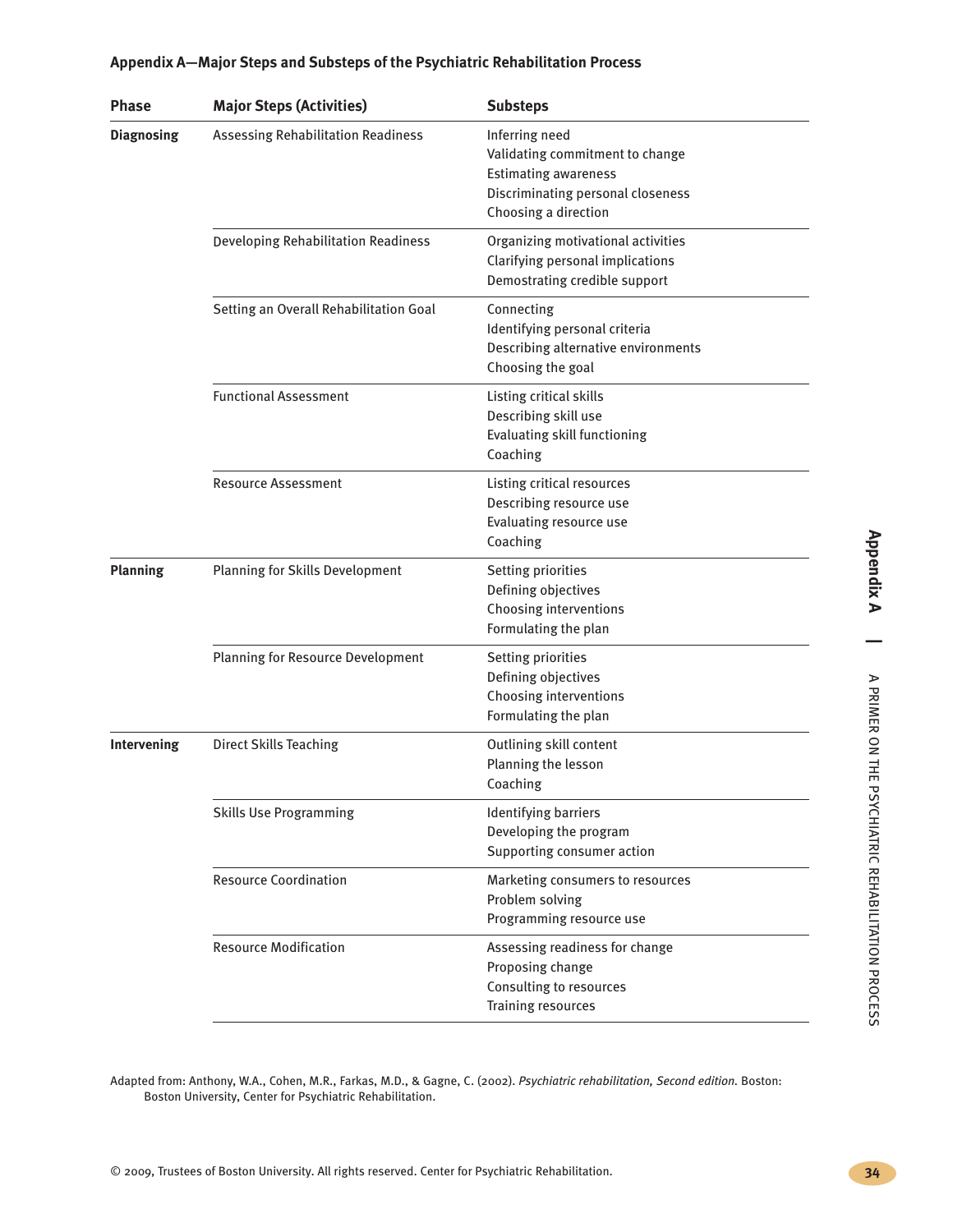## Appendix A—Major Steps and Substeps of the Psychiatric Rehabilitation Process

| Phase | Major Steps (Activities) | Substeps |
|---|---|---|
| **Diagnosing** | Assessing Rehabilitation Readiness | Inferring need<br>Validating commitment to change<br>Estimating awareness<br>Discriminating personal closeness<br>Choosing a direction |
| | Developing Rehabilitation Readiness | Organizing motivational activities<br>Clarifying personal implications<br>Demostrating credible support |
| | Setting an Overall Rehabilitation Goal | Connecting<br>Identifying personal criteria<br>Describing alternative environments<br>Choosing the goal |
| | Functional Assessment | Listing critical skills<br>Describing skill use<br>Evaluating skill functioning<br>Coaching |
| | Resource Assessment | Listing critical resources<br>Describing resource use<br>Evaluating resource use<br>Coaching |
| **Planning** | Planning for Skills Development | Setting priorities<br>Defining objectives<br>Choosing interventions<br>Formulating the plan |
| | Planning for Resource Development | Setting priorities<br>Defining objectives<br>Choosing interventions<br>Formulating the plan |
| **Intervening** | Direct Skills Teaching | Outlining skill content<br>Planning the lesson<br>Coaching |
| | Skills Use Programming | Identifying barriers<br>Developing the program<br>Supporting consumer action |
| | Resource Coordination | Marketing consumers to resources<br>Problem solving<br>Programming resource use |
| | Resource Modification | Assessing readiness for change<br>Proposing change<br>Consulting to resources<br>Training resources |

Adapted from: Anthony, W.A., Cohen, M.R., Farkas, M.D., & Gagne, C. (2002). *Psychiatric rehabilitation, Second edition.* Boston: Boston University, Center for Psychiatric Rehabilitation.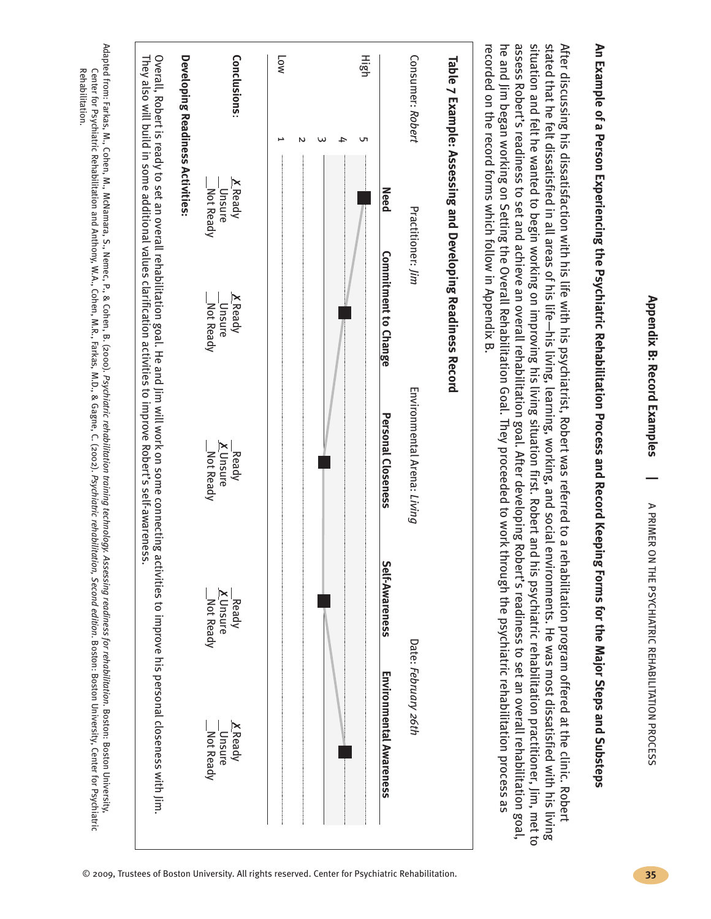## An Example of a Person Experiencing the Psychiatric Rehabilitation Process and Record Keeping Forms for the Major Steps and Substeps

After discussing his dissatisfaction with his life with his psychiatrist, Robert was referred to a rehabilitation program offered at the clinic. Robert stated that he felt dissatisfied in all areas of his life—his living, learning, working, and social environments. He was most dissatisfied with his living situation and felt he wanted to begin working on improving his living situation first. Robert and his psychiatric rehabilitation practitioner, Jim, met to assess Robert's readiness to set and achieve an overall rehabilitation goal. After developing Robert's readiness to set an overall rehabilitation goal, he and Jim began working on Setting the Overall Rehabilitation Goal. They proceeded to work through the psychiatric rehabilitation process as recorded on the record forms which follow in Appendix B.

### Table 7 Example: Assessing and Developing Readiness Record

Consumer: *Robert* Practitioner: *Jim* Environmental Arena: *Living* Date: *February 26th*

Need

Commitment to Change

Personal Closeness

Self-Awareness

Environmental Awareness

High

5

4

3

2

1

Low

| | Need | Commitment to Change | Personal Closeness | Self-Awareness | Environmental Awareness |
|---|---|---|---|---|---|
| **Conclusions:** | **X** Ready<br>\_\_Unsure<br>\_\_Not Ready | **X** Ready<br>\_\_Unsure<br>\_\_Not Ready | \_\_Ready<br>**X** Unsure<br>\_\_Not Ready | \_\_Ready<br>**X** Unsure<br>\_\_Not Ready | **X** Ready<br>\_\_Unsure<br>\_\_Not Ready |

**Developing Readiness Activities:**

Overall, Robert is ready to set an overall rehabilitation goal. He and Jim will work on some connecting activities to improve his personal closeness with Jim. They also will build in some additional values clarification activities to improve Robert's self-awareness.

Adapted from: Farkas, M., Cohen, M., McNamara, S., Nemec, P., & Cohen, B. (2000). *Psychiatric rehabilitation training technology. Assessing readiness for rehabilitation.* Boston: Boston University, Center for Psychiatric Rehabilitation and Anthony, W.A., Cohen, M.R., Farkas, M.D., & Gagne, C. (2002). *Psychiatric rehabilitation, Second edition.* Boston: Boston University, Center for Psychiatric Rehabilitation.

© 2009, Trustees of Boston University. All rights reserved. Center for Psychiatric Rehabilitation.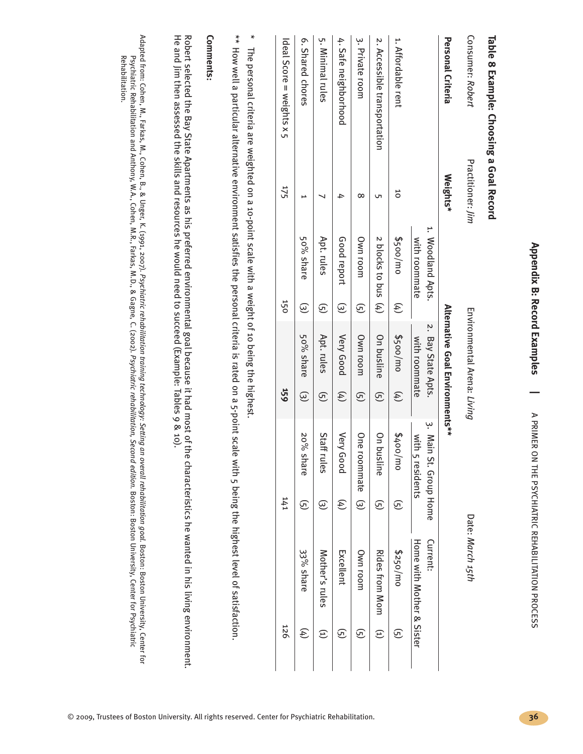# Appendix B: Record Examples

## Table 8 Example: Choosing a Goal Record

Consumer: *Robert* Practitioner: *Jim* Environmental Arena: *Living* Date: *March 15th*

| Personal Criteria | Weights* | 1. Woodland Apts. with roommate | | 2. Bay State Apts. with roommate | | 3. Main St. Group Home with 5 residents | | Current: Home with Mother & Sister | |
|---|---|---|---|---|---|---|---|---|---|
| | | **Alternative Goal Environments**** | | | | | | | |
| 1. Affordable rent | 10 | $500/mo | (4) | $500/mo | (4) | $400/mo | (5) | $250/mo | (5) |
| 2. Accessible transportation | 5 | 2 blocks to bus | (4) | On busline | (5) | On busline | (5) | Rides from Mom | (1) |
| 3. Private room | 8 | Own room | (5) | Own room | (5) | One roommate | (3) | Own room | (5) |
| 4. Safe neighborhood | 4 | Good report | (3) | Very Good | (4) | Very Good | (4) | Excellent | (5) |
| 5. Minimal rules | 7 | Apt. rules | (5) | Apt. rules | (5) | Staff rules | (3) | Mother's rules | (1) |
| 6. Shared chores | 1 | 50% share | (3) | 50% share | (3) | 20% share | (5) | 33% share | (4) |
| Ideal Score = weights x 5 | 175 | 150 | | **159** | | 141 | | 126 | |

\* The personal criteria are weighted on a 10-point scale with a weight of 10 being the highest.

\*\* How well a particular alternative environment satisfies the personal criteria is rated on a 5-point scale with 5 being the highest level of satisfaction.

**Comments:**

Robert selected the Bay State Apartments as his preferred environmental goal because it had most of the characteristics he wanted in his living environment. He and Jim then assessed the skills and resources he would need to succeed (Example: Tables 9 & 10).

Adapted from: Cohen, M., Farkas, M., Cohen, B., & Unger, K. (1991, 2007). *Psychiatric rehabilitation training technology: Setting an overall rehabilitation goal.* Boston: Boston University, Center for Psychiatric Rehabilitation and Anthony, W.A., Cohen, M.R., Farkas, M.D., & Gagne, C. (2002). *Psychiatric rehabilitation, Second edition.* Boston: Boston University, Center for Psychiatric Rehabilitation.

© 2009, Trustees of Boston University. All rights reserved. Center for Psychiatric Rehabilitation.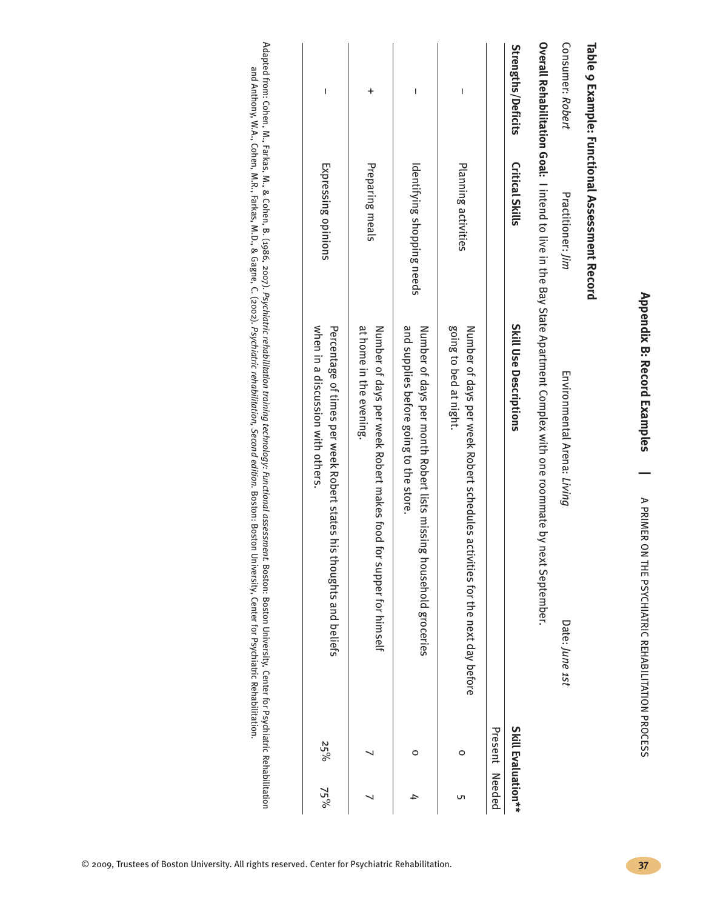### Table 9 Example: Functional Assessment Record

Consumer: *Robert* Practitioner: *Jim* Environmental Arena: *Living* Date: *June 1st*

**Overall Rehabilitation Goal:** I intend to live in the Bay State Apartment Complex with one roommate by next September.

| Strengths/Deficits | Critical Skills | Skill Use Descriptions | Skill Evaluation** | |
|---|---|---|---|---|
| | | | Present | Needed |
| – | Planning activities | Number of days per week Robert schedules activities for the next day before going to bed at night. | 0 | 5 |
| – | Identifying shopping needs | Number of days per month Robert lists missing household groceries and supplies before going to the store. | 0 | 4 |
| + | Preparing meals | Number of days per week Robert makes food for supper for himself at home in the evening. | 7 | 7 |
| – | Expressing opinions | Percentage of times per week Robert states his thoughts and beliefs when in a discussion with others. | 25% | 75% |

Adapted from: Cohen, M., Farkas, M., & Cohen, B. (1986, 2007). *Psychiatric rehabilitation training technology: Functional assessment.* Boston: Boston University, Center for Psychiatric Rehabilitation and Anthony, W.A., Cohen, M.R., Farkas, M.D., & Gagne, C. (2002). *Psychiatric rehabilitation, Second edition.* Boston: Boston University, Center for Psychiatric Rehabilitation.

© 2009, Trustees of Boston University. All rights reserved. Center for Psychiatric Rehabilitation.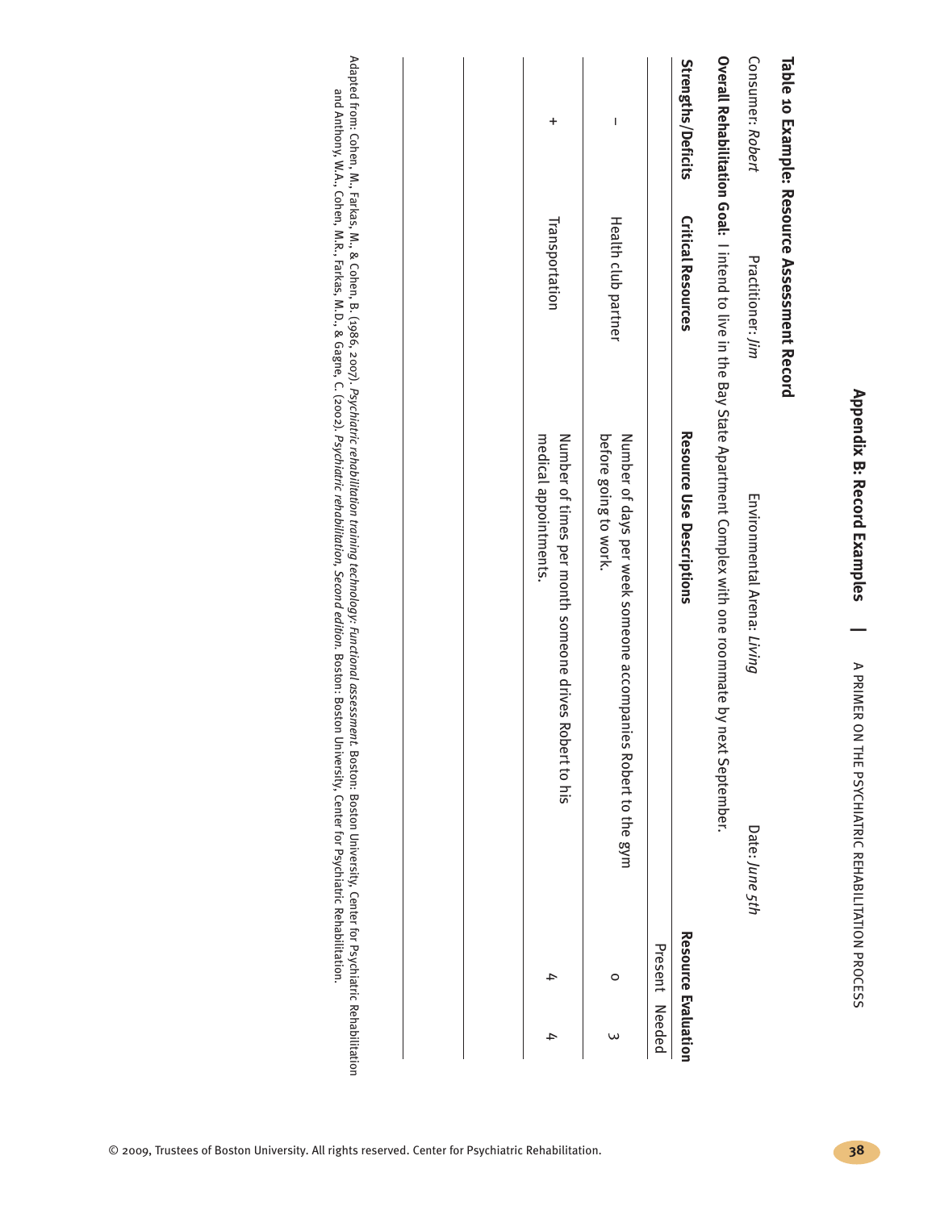## Table 10 Example: Resource Assessment Record

Consumer: *Robert* Practitioner: *Jim* Environmental Arena: *Living* Date: *June 5th*

**Overall Rehabilitation Goal:** I intend to live in the Bay State Apartment Complex with one roommate by next September.

| Strengths/Deficits | Critical Resources | Resource Use Descriptions | Resource Evaluation | |
|---|---|---|---|---|
| | | | Present | Needed |
| – | Health club partner | Number of days per week someone accompanies Robert to the gym before going to work. | 0 | 3 |
| + | Transportation | Number of times per month someone drives Robert to his medical appointments. | 4 | 4 |
| | | | | |
| | | | | |

Adapted from: Cohen, M., Farkas, M., & Cohen, B. (1986, 2007). *Psychiatric rehabilitation training technology: Functional assessment.* Boston: Boston University, Center for Psychiatric Rehabilitation and Anthony, W.A., Cohen, M.R., Farkas, M.D., & Gagne, C. (2002). *Psychiatric rehabilitation, Second edition.* Boston: Boston University, Center for Psychiatric Rehabilitation.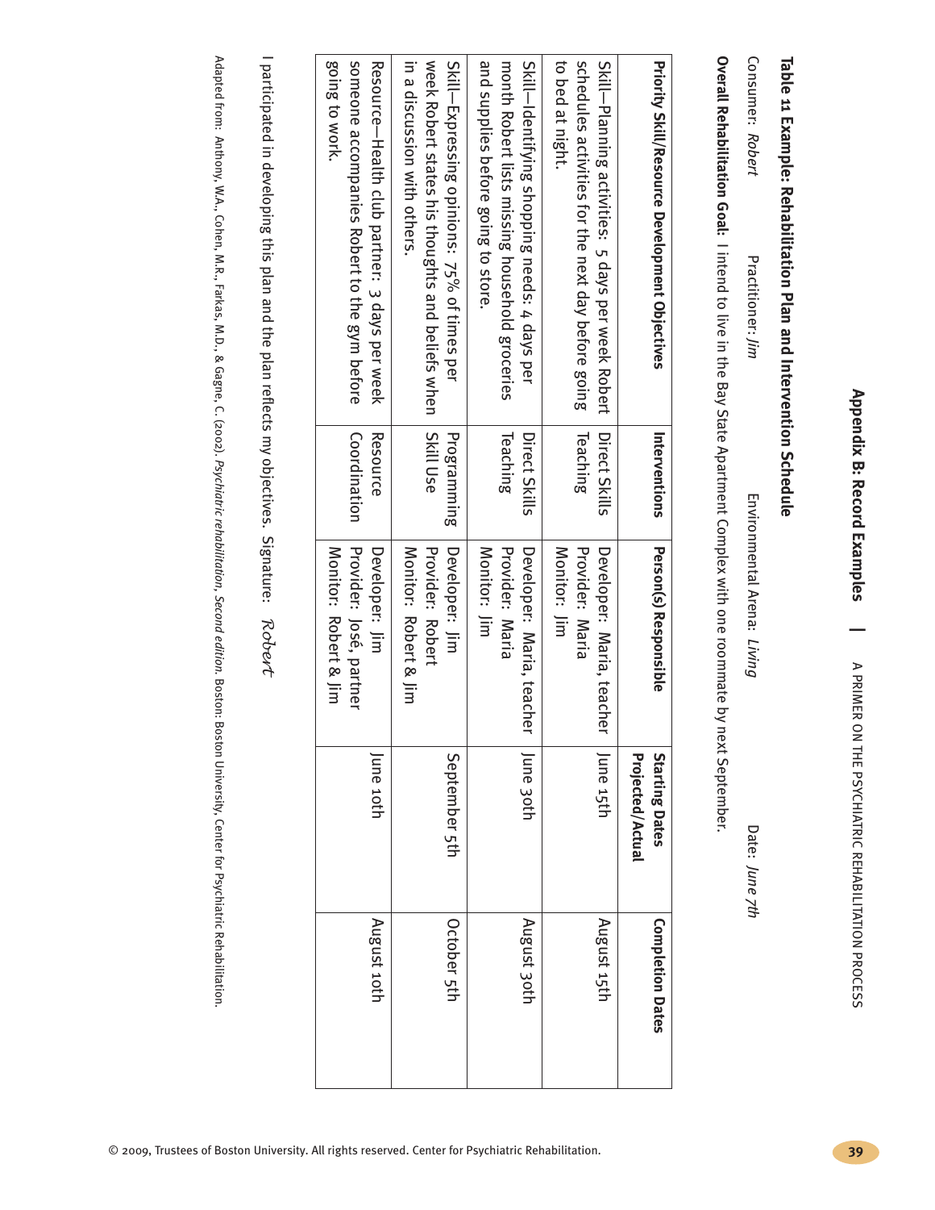## Table 11 Example: Rehabilitation Plan and Intervention Schedule

Consumer: *Robert* Practitioner: *Jim* Environmental Arena: *Living* Date: *June 7th*

**Overall Rehabilitation Goal:** I intend to live in the Bay State Apartment Complex with one roommate by next September.

| Priority Skill/Resource Development Objectives | Interventions | Person(s) Responsible | Starting Dates Projected/Actual | Completion Dates |
|---|---|---|---|---|
| Skill—Planning activities: 5 days per week Robert schedules activities for the next day before going to bed at night. | Direct Skills Teaching | Developer: Maria, teacher<br>Provider: Maria<br>Monitor: Jim | June 15th | August 15th |
| Skill—Identifying shopping needs: 4 days per month Robert lists missing household groceries and supplies before going to store. | Direct Skills Teaching | Developer: Maria, teacher<br>Provider: Maria<br>Monitor: Jim | June 30th | August 30th |
| Skill—Expressing opinions: 75% of times per week Robert states his thoughts and beliefs when in a discussion with others. | Programming Skill Use | Developer: Jim<br>Provider: Robert<br>Monitor: Robert & Jim | September 5th | October 5th |
| Resource—Health club partner: 3 days per week someone accompanies Robert to the gym before going to work. | Resource Coordination | Developer: Jim<br>Provider: José, partner<br>Monitor: Robert & Jim | June 10th | August 10th |

I participated in developing this plan and the plan reflects my objectives. Signature: *Robert*

Adapted from: Anthony, W.A., Cohen, M.R., Farkas, M.D., & Gagne, C. (2002). *Psychiatric rehabilitation, Second edition.* Boston: Boston University, Center for Psychiatric Rehabilitation.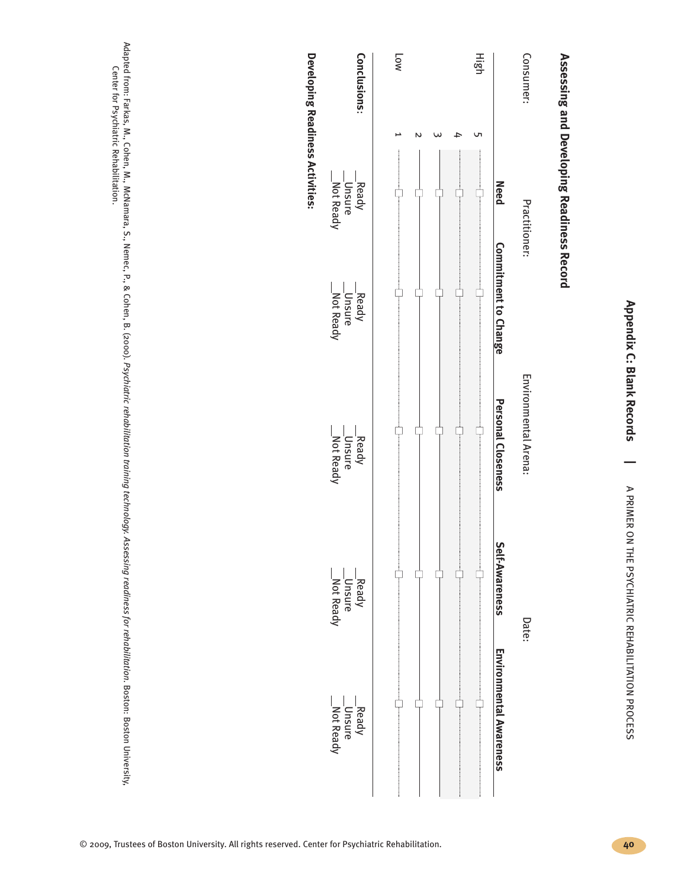## Appendix C: Blank Records

### Assessing and Developing Readiness Record

Consumer: Practitioner: Environmental Arena: Date:

| | | Need | Commitment to Change | Personal Closeness | Self-Awareness | Environmental Awareness |
|---|---|---|---|---|---|---|
| High | 5 | ☐ | ☐ | ☐ | ☐ | ☐ |
| | 4 | ☐ | ☐ | ☐ | ☐ | ☐ |
| | 3 | ☐ | ☐ | ☐ | ☐ | ☐ |
| | 2 | ☐ | ☐ | ☐ | ☐ | ☐ |
| Low | 1 | ☐ | ☐ | ☐ | ☐ | ☐ |
| **Conclusions:** | | __Ready<br>__Unsure<br>__Not Ready | __Ready<br>__Unsure<br>__Not Ready | __Ready<br>__Unsure<br>__Not Ready | __Ready<br>__Unsure<br>__Not Ready | __Ready<br>__Unsure<br>__Not Ready |

**Developing Readiness Activities:**

Adapted from: Farkas, M., Cohen, M., McNamara, S., Nemec, P., & Cohen, B. (2000). *Psychiatric rehabilitation training technology. Assessing readiness for rehabilitation.* Boston: Boston University, Center for Psychiatric Rehabilitation.

© 2009, Trustees of Boston University. All rights reserved. Center for Psychiatric Rehabilitation.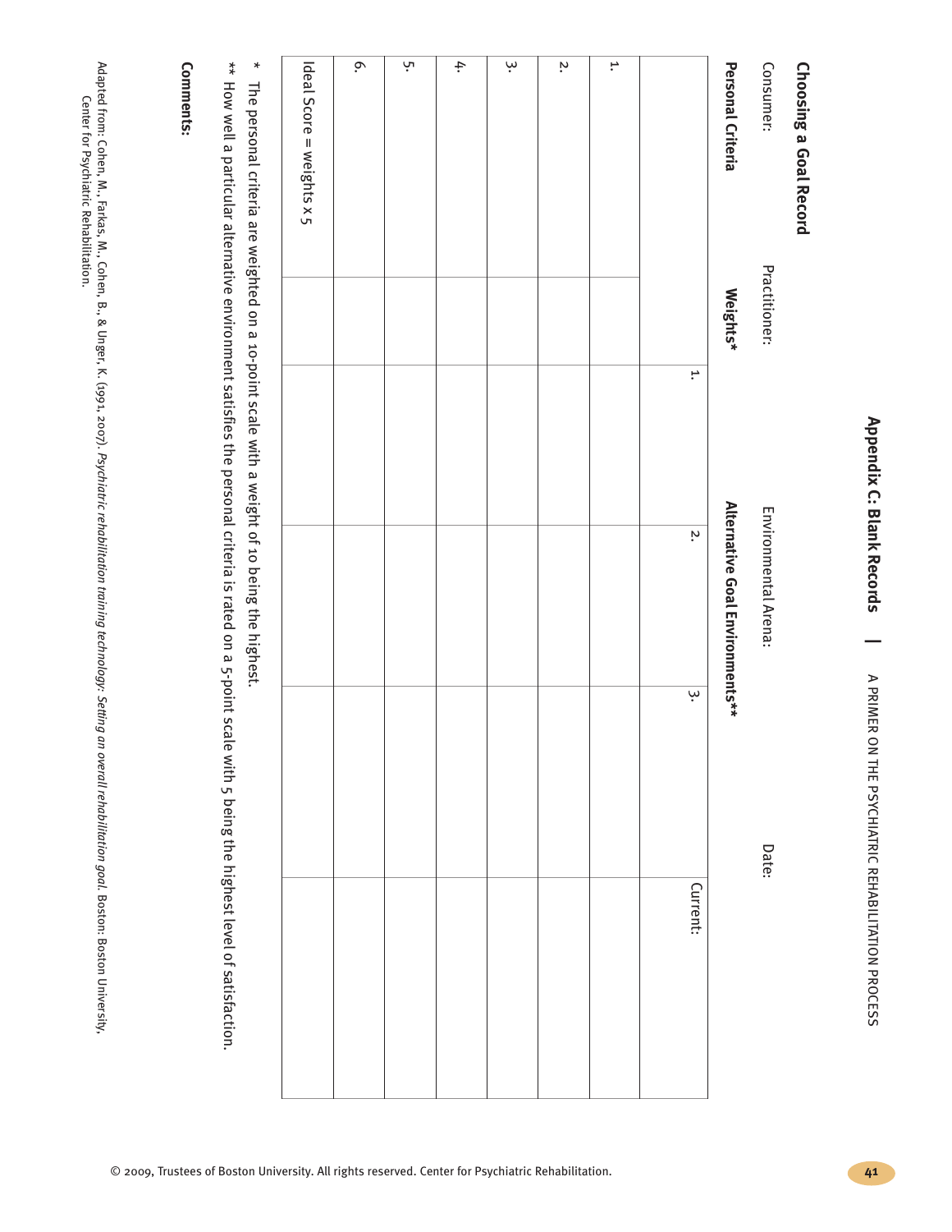## Appendix C: Blank Records

### Choosing a Goal Record

Consumer: Practitioner: Environmental Arena: Date:

| Personal Criteria | Weights* | Alternative Goal Environments** | | | |
|---|---|---|---|---|---|
| | | 1. | 2. | 3. | Current: |
| 1. | | | | | |
| 2. | | | | | |
| 3. | | | | | |
| 4. | | | | | |
| 5. | | | | | |
| 6. | | | | | |
| Ideal Score = weights x 5 | | | | | |

\* The personal criteria are weighted on a 10-point scale with a weight of 10 being the highest.

\*\* How well a particular alternative environment satisfies the personal criteria is rated on a 5-point scale with 5 being the highest level of satisfaction.

**Comments:**

Adapted from: Cohen, M., Farkas, M., Cohen, B., & Unger, K. (1991, 2007). *Psychiatric rehabilitation training technology: Setting an overall rehabilitation goal.* Boston: Boston University, Center for Psychiatric Rehabilitation.

© 2009, Trustees of Boston University. All rights reserved. Center for Psychiatric Rehabilitation.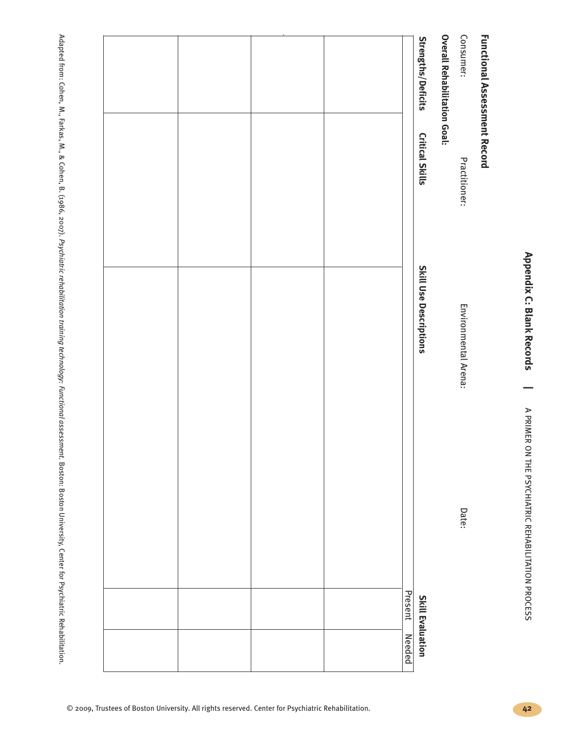## Appendix C: Blank Records

### Functional Assessment Record

Consumer: Practitioner: Environmental Arena: Date:

**Overall Rehabilitation Goal:**

| **Strengths/Deficits** | **Critical Skills** | **Skill Use Descriptions** | **Skill Evaluation** | |
|---|---|---|---|---|
| | | | Present | Needed |
| | | | | |
| | | | | |
| | | | | |
| | | | | |

Adapted from: Cohen, M., Farkas, M., & Cohen, B. (1986, 2007). *Psychiatric rehabilitation training technology: Functional assessment.* Boston: Boston University, Center for Psychiatric Rehabilitation.

© 2009, Trustees of Boston University. All rights reserved. Center for Psychiatric Rehabilitation.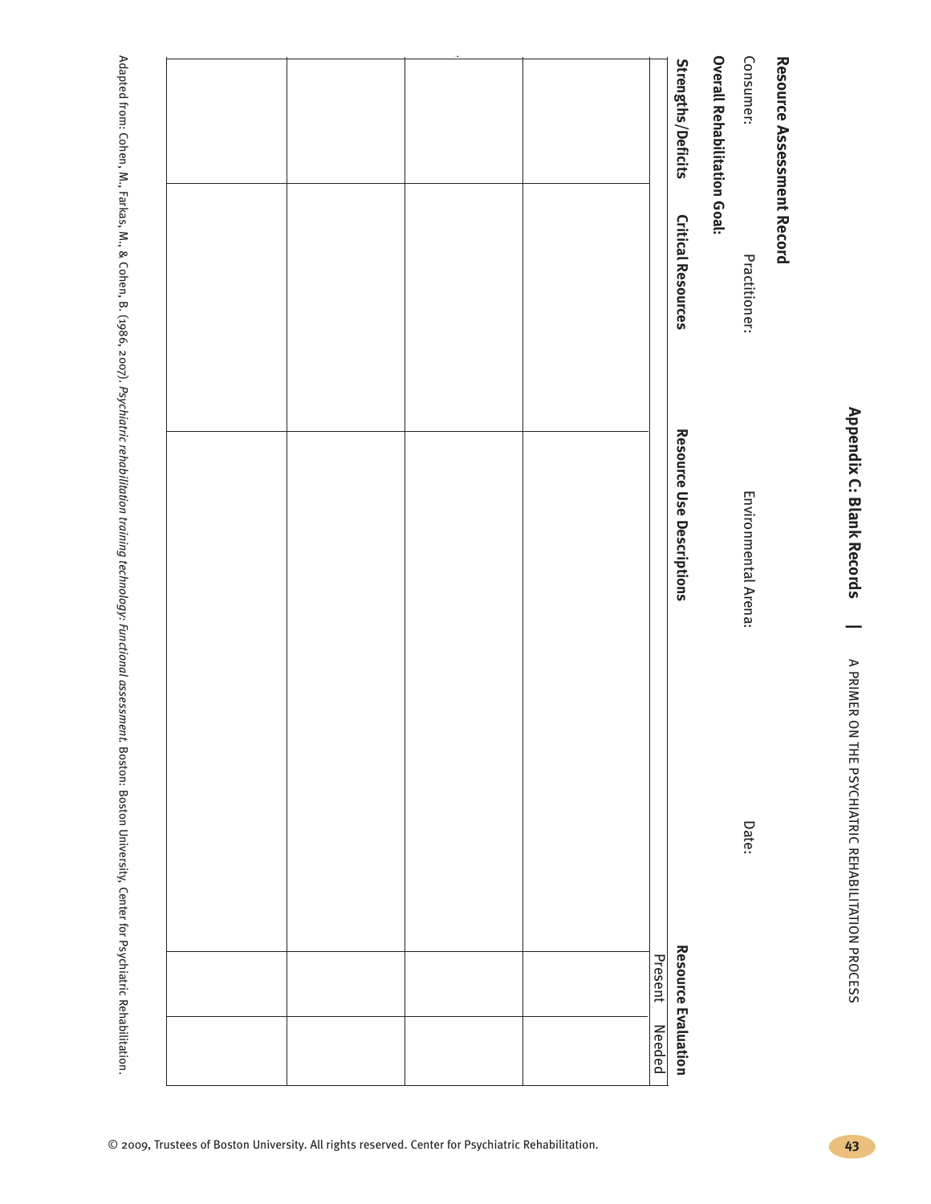## Resource Assessment Record

Consumer: Practitioner: Environmental Arena: Date:

**Overall Rehabilitation Goal:**

| Strengths/Deficits | Critical Resources | Resource Use Descriptions | Resource Evaluation | |
|---|---|---|---|---|
| | | | Present | Needed |
| | | | | |
| | | | | |
| | | | | |
| | | | | |

Adapted from: Cohen, M., Farkas, M., & Cohen, B. (1986, 2007). *Psychiatric rehabilitation training technology: Functional assessment.* Boston: Boston University, Center for Psychiatric Rehabilitation.

© 2009, Trustees of Boston University. All rights reserved. Center for Psychiatric Rehabilitation.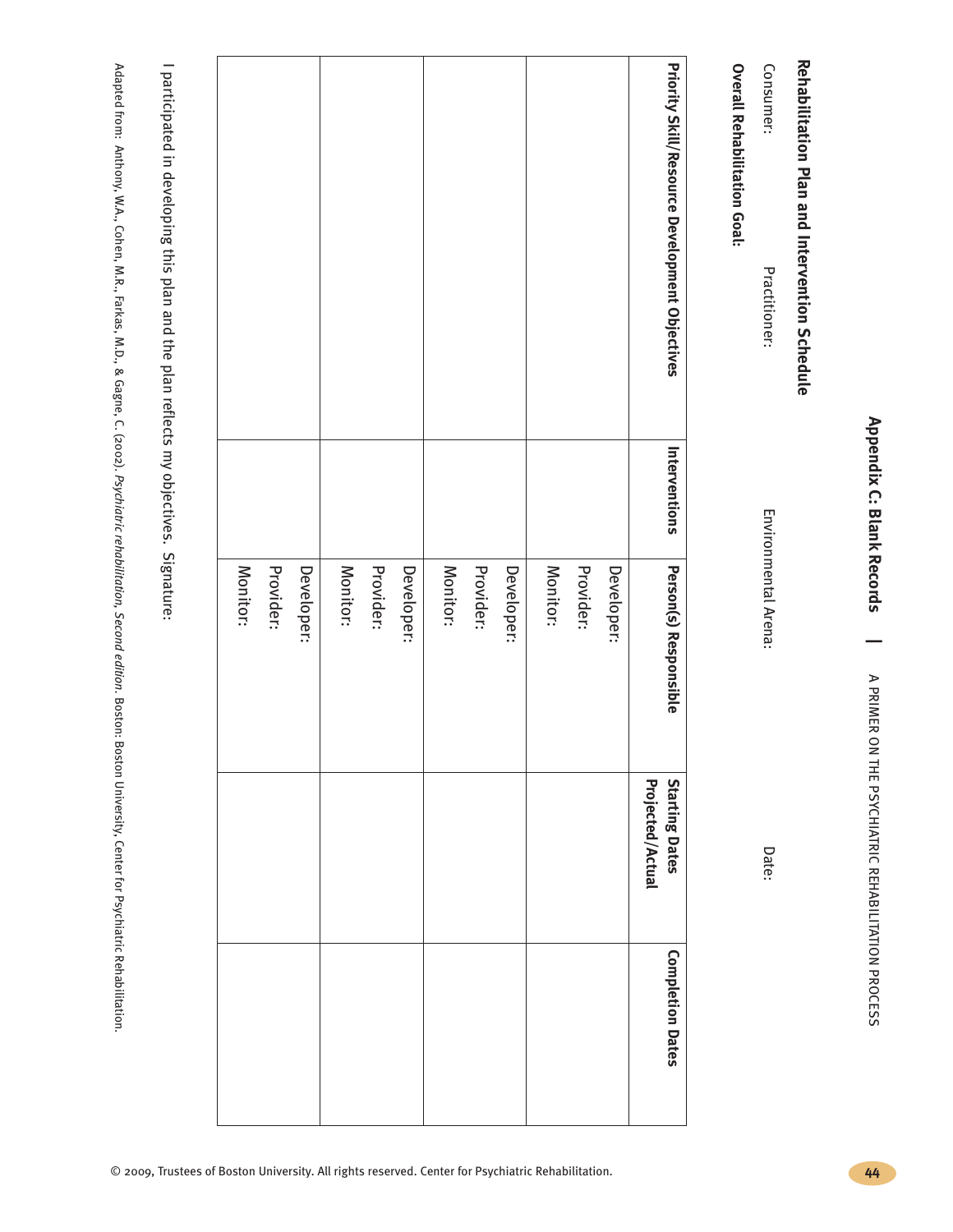## Appendix C: Blank Records

### Rehabilitation Plan and Intervention Schedule

Consumer: Practitioner: Environmental Arena: Date:

**Overall Rehabilitation Goal:**

| Priority Skill/Resource Development Objectives | Interventions | Person(s) Responsible | Starting Dates Projected/Actual | Completion Dates |
|---|---|---|---|---|
| | | Developer: Provider: Monitor: | | |
| | | Developer: Provider: Monitor: | | |
| | | Developer: Provider: Monitor: | | |
| | | Developer: Provider: Monitor: | | |

I participated in developing this plan and the plan reflects my objectives. Signature:

Adapted from: Anthony, W.A., Cohen, M.R., Farkas, M.D., & Gagne, C. (2002). *Psychiatric rehabilitation, Second edition*. Boston: Boston University, Center for Psychiatric Rehabilitation.

© 2009, Trustees of Boston University. All rights reserved. Center for Psychiatric Rehabilitation.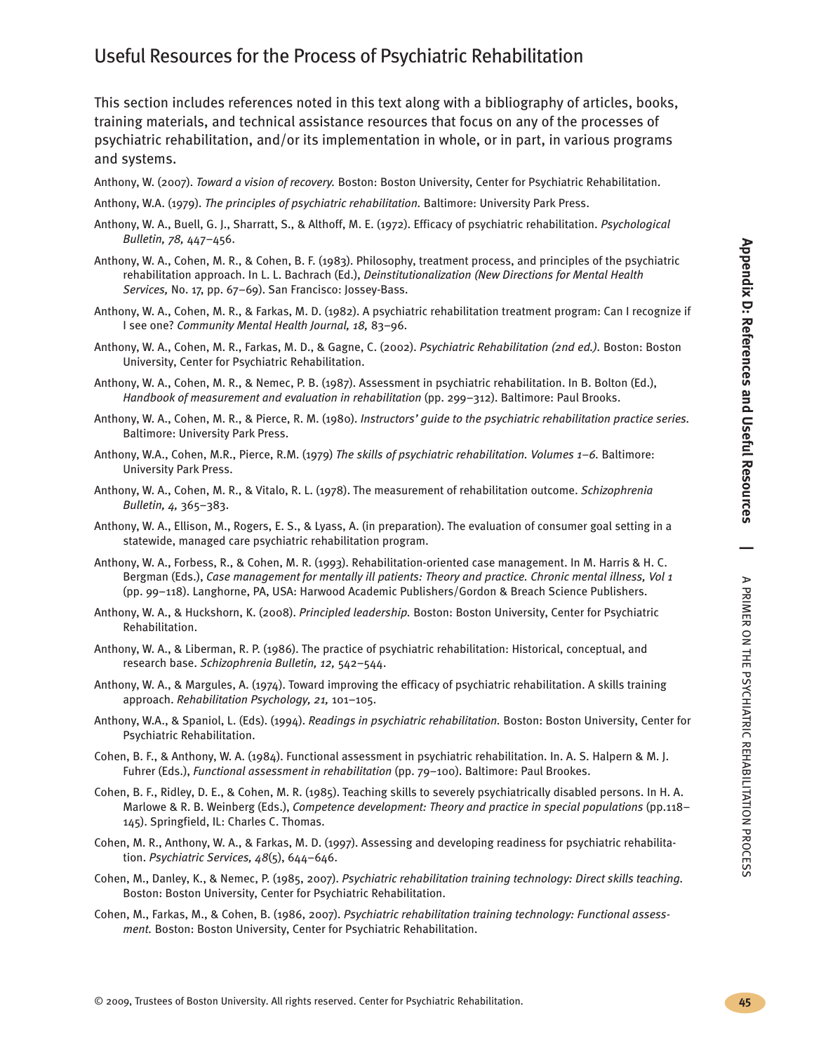## Useful Resources for the Process of Psychiatric Rehabilitation

This section includes references noted in this text along with a bibliography of articles, books, training materials, and technical assistance resources that focus on any of the processes of psychiatric rehabilitation, and/or its implementation in whole, or in part, in various programs and systems.

Anthony, W. (2007). *Toward a vision of recovery.* Boston: Boston University, Center for Psychiatric Rehabilitation.

Anthony, W.A. (1979). *The principles of psychiatric rehabilitation.* Baltimore: University Park Press.

Anthony, W. A., Buell, G. J., Sharratt, S., & Althoff, M. E. (1972). Efficacy of psychiatric rehabilitation. *Psychological Bulletin, 78,* 447–456.

Anthony, W. A., Cohen, M. R., & Cohen, B. F. (1983). Philosophy, treatment process, and principles of the psychiatric rehabilitation approach. In L. L. Bachrach (Ed.), *Deinstitutionalization (New Directions for Mental Health Services,* No. 17, pp. 67–69). San Francisco: Jossey-Bass.

Anthony, W. A., Cohen, M. R., & Farkas, M. D. (1982). A psychiatric rehabilitation treatment program: Can I recognize if I see one? *Community Mental Health Journal, 18,* 83–96.

Anthony, W. A., Cohen, M. R., Farkas, M. D., & Gagne, C. (2002). *Psychiatric Rehabilitation (2nd ed.).* Boston: Boston University, Center for Psychiatric Rehabilitation.

Anthony, W. A., Cohen, M. R., & Nemec, P. B. (1987). Assessment in psychiatric rehabilitation. In B. Bolton (Ed.), *Handbook of measurement and evaluation in rehabilitation* (pp. 299–312). Baltimore: Paul Brooks.

Anthony, W. A., Cohen, M. R., & Pierce, R. M. (1980). *Instructors' guide to the psychiatric rehabilitation practice series.* Baltimore: University Park Press.

Anthony, W.A., Cohen, M.R., Pierce, R.M. (1979) *The skills of psychiatric rehabilitation. Volumes 1–6.* Baltimore: University Park Press.

Anthony, W. A., Cohen, M. R., & Vitalo, R. L. (1978). The measurement of rehabilitation outcome. *Schizophrenia Bulletin, 4,* 365–383.

Anthony, W. A., Ellison, M., Rogers, E. S., & Lyass, A. (in preparation). The evaluation of consumer goal setting in a statewide, managed care psychiatric rehabilitation program.

Anthony, W. A., Forbess, R., & Cohen, M. R. (1993). Rehabilitation-oriented case management. In M. Harris & H. C. Bergman (Eds.), *Case management for mentally ill patients: Theory and practice. Chronic mental illness, Vol 1* (pp. 99–118). Langhorne, PA, USA: Harwood Academic Publishers/Gordon & Breach Science Publishers.

Anthony, W. A., & Huckshorn, K. (2008). *Principled leadership.* Boston: Boston University, Center for Psychiatric Rehabilitation.

Anthony, W. A., & Liberman, R. P. (1986). The practice of psychiatric rehabilitation: Historical, conceptual, and research base. *Schizophrenia Bulletin, 12,* 542–544.

Anthony, W. A., & Margules, A. (1974). Toward improving the efficacy of psychiatric rehabilitation. A skills training approach. *Rehabilitation Psychology, 21,* 101–105.

Anthony, W.A., & Spaniol, L. (Eds). (1994). *Readings in psychiatric rehabilitation.* Boston: Boston University, Center for Psychiatric Rehabilitation.

Cohen, B. F., & Anthony, W. A. (1984). Functional assessment in psychiatric rehabilitation. In. A. S. Halpern & M. J. Fuhrer (Eds.), *Functional assessment in rehabilitation* (pp. 79–100). Baltimore: Paul Brookes.

Cohen, B. F., Ridley, D. E., & Cohen, M. R. (1985). Teaching skills to severely psychiatrically disabled persons. In H. A. Marlowe & R. B. Weinberg (Eds.), *Competence development: Theory and practice in special populations* (pp.118–145). Springfield, IL: Charles C. Thomas.

Cohen, M. R., Anthony, W. A., & Farkas, M. D. (1997). Assessing and developing readiness for psychiatric rehabilitation. *Psychiatric Services, 48*(5), 644–646.

Cohen, M., Danley, K., & Nemec, P. (1985, 2007). *Psychiatric rehabilitation training technology: Direct skills teaching.* Boston: Boston University, Center for Psychiatric Rehabilitation.

Cohen, M., Farkas, M., & Cohen, B. (1986, 2007). *Psychiatric rehabilitation training technology: Functional assessment.* Boston: Boston University, Center for Psychiatric Rehabilitation.

© 2009, Trustees of Boston University. All rights reserved. Center for Psychiatric Rehabilitation.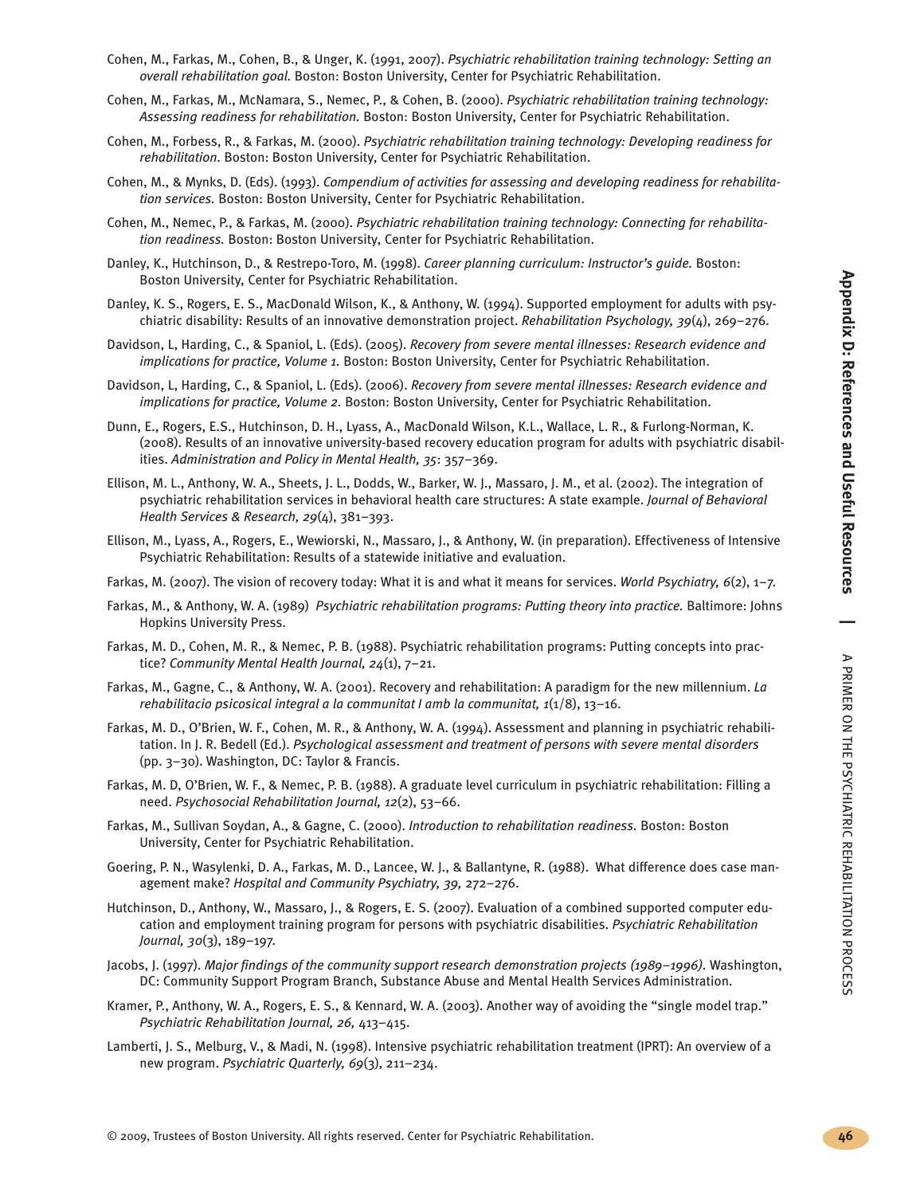Cohen, M., Farkas, M., Cohen, B., & Unger, K. (1991, 2007). *Psychiatric rehabilitation training technology: Setting an overall rehabilitation goal.* Boston: Boston University, Center for Psychiatric Rehabilitation.

Cohen, M., Farkas, M., McNamara, S., Nemec, P., & Cohen, B. (2000). *Psychiatric rehabilitation training technology: Assessing readiness for rehabilitation.* Boston: Boston University, Center for Psychiatric Rehabilitation.

Cohen, M., Forbess, R., & Farkas, M. (2000). *Psychiatric rehabilitation training technology: Developing readiness for rehabilitation.* Boston: Boston University, Center for Psychiatric Rehabilitation.

Cohen, M., & Mynks, D. (Eds). (1993). *Compendium of activities for assessing and developing readiness for rehabilitation services.* Boston: Boston University, Center for Psychiatric Rehabilitation.

Cohen, M., Nemec, P., & Farkas, M. (2000). *Psychiatric rehabilitation training technology: Connecting for rehabilitation readiness.* Boston: Boston University, Center for Psychiatric Rehabilitation.

Danley, K., Hutchinson, D., & Restrepo-Toro, M. (1998). *Career planning curriculum: Instructor's guide.* Boston: Boston University, Center for Psychiatric Rehabilitation.

Danley, K. S., Rogers, E. S., MacDonald Wilson, K., & Anthony, W. (1994). Supported employment for adults with psychiatric disability: Results of an innovative demonstration project. *Rehabilitation Psychology, 39*(4), 269–276.

Davidson, L, Harding, C., & Spaniol, L. (Eds). (2005). *Recovery from severe mental illnesses: Research evidence and implications for practice, Volume 1.* Boston: Boston University, Center for Psychiatric Rehabilitation.

Davidson, L, Harding, C., & Spaniol, L. (Eds). (2006). *Recovery from severe mental illnesses: Research evidence and implications for practice, Volume 2.* Boston: Boston University, Center for Psychiatric Rehabilitation.

Dunn, E., Rogers, E.S., Hutchinson, D. H., Lyass, A., MacDonald Wilson, K.L., Wallace, L. R., & Furlong-Norman, K. (2008). Results of an innovative university-based recovery education program for adults with psychiatric disabilities. *Administration and Policy in Mental Health, 35*: 357–369.

Ellison, M. L., Anthony, W. A., Sheets, J. L., Dodds, W., Barker, W. J., Massaro, J. M., et al. (2002). The integration of psychiatric rehabilitation services in behavioral health care structures: A state example. *Journal of Behavioral Health Services & Research, 29*(4), 381–393.

Ellison, M., Lyass, A., Rogers, E., Wewiorski, N., Massaro, J., & Anthony, W. (in preparation). Effectiveness of Intensive Psychiatric Rehabilitation: Results of a statewide initiative and evaluation.

Farkas, M. (2007). The vision of recovery today: What it is and what it means for services. *World Psychiatry, 6*(2), 1–7.

Farkas, M., & Anthony, W. A. (1989) *Psychiatric rehabilitation programs: Putting theory into practice.* Baltimore: Johns Hopkins University Press.

Farkas, M. D., Cohen, M. R., & Nemec, P. B. (1988). Psychiatric rehabilitation programs: Putting concepts into practice? *Community Mental Health Journal, 24*(1), 7–21.

Farkas, M., Gagne, C., & Anthony, W. A. (2001). Recovery and rehabilitation: A paradigm for the new millennium. *La rehabilitacio psicosical integral a la communitat I amb la communitat, 1*(1/8), 13–16.

Farkas, M. D., O'Brien, W. F., Cohen, M. R., & Anthony, W. A. (1994). Assessment and planning in psychiatric rehabilitation. In J. R. Bedell (Ed.). *Psychological assessment and treatment of persons with severe mental disorders* (pp. 3–30). Washington, DC: Taylor & Francis.

Farkas, M. D, O'Brien, W. F., & Nemec, P. B. (1988). A graduate level curriculum in psychiatric rehabilitation: Filling a need. *Psychosocial Rehabilitation Journal, 12*(2), 53–66.

Farkas, M., Sullivan Soydan, A., & Gagne, C. (2000). *Introduction to rehabilitation readiness.* Boston: Boston University, Center for Psychiatric Rehabilitation.

Goering, P. N., Wasylenki, D. A., Farkas, M. D., Lancee, W. J., & Ballantyne, R. (1988). What difference does case management make? *Hospital and Community Psychiatry, 39,* 272–276.

Hutchinson, D., Anthony, W., Massaro, J., & Rogers, E. S. (2007). Evaluation of a combined supported computer education and employment training program for persons with psychiatric disabilities. *Psychiatric Rehabilitation Journal, 30*(3), 189–197.

Jacobs, J. (1997). *Major findings of the community support research demonstration projects (1989–1996).* Washington, DC: Community Support Program Branch, Substance Abuse and Mental Health Services Administration.

Kramer, P., Anthony, W. A., Rogers, E. S., & Kennard, W. A. (2003). Another way of avoiding the "single model trap." *Psychiatric Rehabilitation Journal, 26,* 413–415.

Lamberti, J. S., Melburg, V., & Madi, N. (1998). Intensive psychiatric rehabilitation treatment (IPRT): An overview of a new program. *Psychiatric Quarterly, 69*(3), 211–234.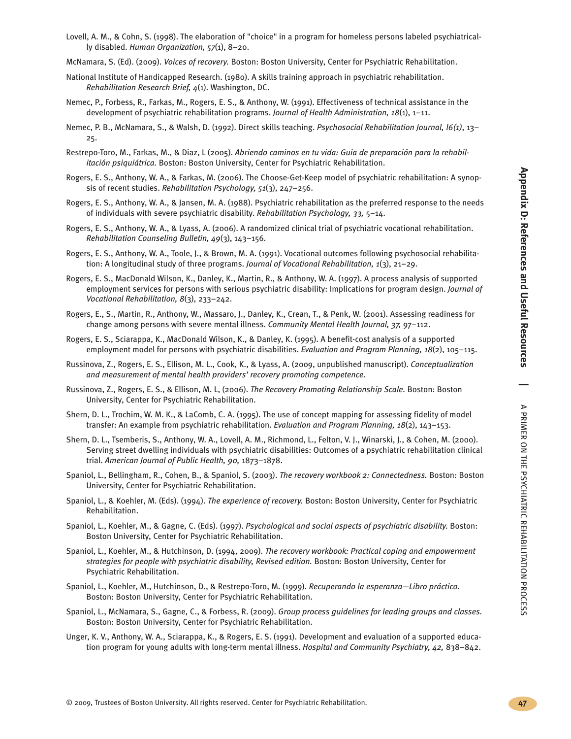Lovell, A. M., & Cohn, S. (1998). The elaboration of "choice" in a program for homeless persons labeled psychiatrically disabled. *Human Organization, 57*(1), 8–20.

McNamara, S. (Ed). (2009). *Voices of recovery.* Boston: Boston University, Center for Psychiatric Rehabilitation.

National Institute of Handicapped Research. (1980). A skills training approach in psychiatric rehabilitation. *Rehabilitation Research Brief, 4*(1). Washington, DC.

Nemec, P., Forbess, R., Farkas, M., Rogers, E. S., & Anthony, W. (1991). Effectiveness of technical assistance in the development of psychiatric rehabilitation programs. *Journal of Health Administration, 18*(1), 1–11.

Nemec, P. B., McNamara, S., & Walsh, D. (1992). Direct skills teaching. *Psychosocial Rehabilitation Journal, l6(1)*, 13–25.

Restrepo-Toro, M., Farkas, M., & Diaz, L (2005). *Abriendo caminos en tu vida: Guia de preparación para la rehabilitación psiquiátrica.* Boston: Boston University, Center for Psychiatric Rehabilitation.

Rogers, E. S., Anthony, W. A., & Farkas, M. (2006). The Choose-Get-Keep model of psychiatric rehabilitation: A synopsis of recent studies. *Rehabilitation Psychology, 51*(3), 247–256.

Rogers, E. S., Anthony, W. A., & Jansen, M. A. (1988). Psychiatric rehabilitation as the preferred response to the needs of individuals with severe psychiatric disability. *Rehabilitation Psychology, 33,* 5–14.

Rogers, E. S., Anthony, W. A., & Lyass, A. (2006). A randomized clinical trial of psychiatric vocational rehabilitation. *Rehabilitation Counseling Bulletin, 49*(3), 143–156.

Rogers, E. S., Anthony, W. A., Toole, J., & Brown, M. A. (1991). Vocational outcomes following psychosocial rehabilitation: A longitudinal study of three programs. *Journal of Vocational Rehabilitation, 1*(3), 21–29.

Rogers, E. S., MacDonald Wilson, K., Danley, K., Martin, R., & Anthony, W. A. (1997). A process analysis of supported employment services for persons with serious psychiatric disability: Implications for program design. *Journal of Vocational Rehabilitation, 8*(3), 233–242.

Rogers, E., S., Martin, R., Anthony, W., Massaro, J., Danley, K., Crean, T., & Penk, W. (2001). Assessing readiness for change among persons with severe mental illness. *Community Mental Health Journal, 37,* 97–112.

Rogers, E. S., Sciarappa, K., MacDonald Wilson, K., & Danley, K. (1995). A benefit-cost analysis of a supported employment model for persons with psychiatric disabilities. *Evaluation and Program Planning, 18*(2), 105–115.

Russinova, Z., Rogers, E. S., Ellison, M. L., Cook, K., & Lyass, A. (2009, unpublished manuscript). *Conceptualization and measurement of mental health providers' recovery promoting competence.*

Russinova, Z., Rogers, E. S., & Ellison, M. L, (2006). *The Recovery Promoting Relationship Scale.* Boston: Boston University, Center for Psychiatric Rehabilitation.

Shern, D. L., Trochim, W. M. K., & LaComb, C. A. (1995). The use of concept mapping for assessing fidelity of model transfer: An example from psychiatric rehabilitation. *Evaluation and Program Planning, 18*(2), 143–153.

Shern, D. L., Tsemberis, S., Anthony, W. A., Lovell, A. M., Richmond, L., Felton, V. J., Winarski, J., & Cohen, M. (2000). Serving street dwelling individuals with psychiatric disabilities: Outcomes of a psychiatric rehabilitation clinical trial. *American Journal of Public Health, 90,* 1873–1878.

Spaniol, L., Bellingham, R., Cohen, B., & Spaniol, S. (2003). *The recovery workbook 2: Connectedness.* Boston: Boston University, Center for Psychiatric Rehabilitation.

Spaniol, L., & Koehler, M. (Eds). (1994). *The experience of recovery.* Boston: Boston University, Center for Psychiatric Rehabilitation.

Spaniol, L., Koehler, M., & Gagne, C. (Eds). (1997). *Psychological and social aspects of psychiatric disability.* Boston: Boston University, Center for Psychiatric Rehabilitation.

Spaniol, L., Koehler, M., & Hutchinson, D. (1994, 2009). *The recovery workbook: Practical coping and empowerment strategies for people with psychiatric disability, Revised edition.* Boston: Boston University, Center for Psychiatric Rehabilitation.

Spaniol, L., Koehler, M., Hutchinson, D., & Restrepo-Toro, M. (1999). *Recuperando la esperanza—Libro práctico.* Boston: Boston University, Center for Psychiatric Rehabilitation.

Spaniol, L., McNamara, S., Gagne, C., & Forbess, R. (2009). *Group process guidelines for leading groups and classes.* Boston: Boston University, Center for Psychiatric Rehabilitation.

Unger, K. V., Anthony, W. A., Sciarappa, K., & Rogers, E. S. (1991). Development and evaluation of a supported education program for young adults with long-term mental illness. *Hospital and Community Psychiatry, 42,* 838–842.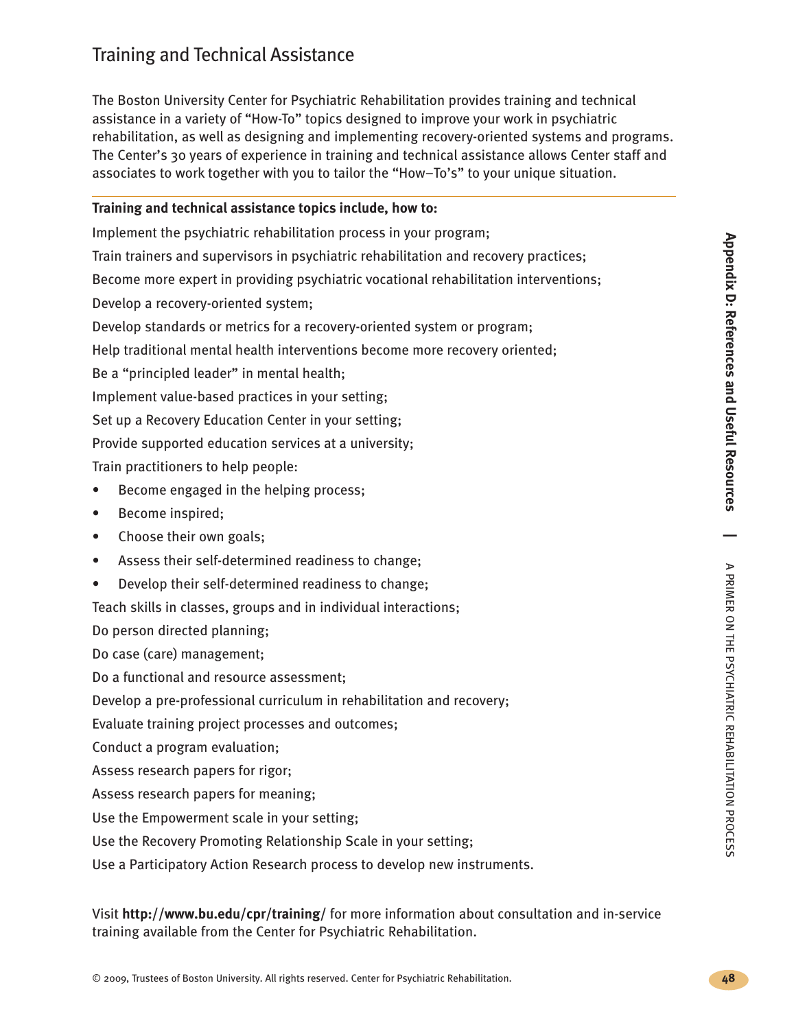## Training and Technical Assistance

The Boston University Center for Psychiatric Rehabilitation provides training and technical assistance in a variety of "How-To" topics designed to improve your work in psychiatric rehabilitation, as well as designing and implementing recovery-oriented systems and programs. The Center's 30 years of experience in training and technical assistance allows Center staff and associates to work together with you to tailor the "How–To's" to your unique situation.

**Training and technical assistance topics include, how to:**

Implement the psychiatric rehabilitation process in your program;

Train trainers and supervisors in psychiatric rehabilitation and recovery practices;

Become more expert in providing psychiatric vocational rehabilitation interventions;

Develop a recovery-oriented system;

Develop standards or metrics for a recovery-oriented system or program;

Help traditional mental health interventions become more recovery oriented;

Be a "principled leader" in mental health;

Implement value-based practices in your setting;

Set up a Recovery Education Center in your setting;

Provide supported education services at a university;

Train practitioners to help people:

- Become engaged in the helping process;
- Become inspired;
- Choose their own goals;
- Assess their self-determined readiness to change;
- Develop their self-determined readiness to change;

Teach skills in classes, groups and in individual interactions;

Do person directed planning;

Do case (care) management;

Do a functional and resource assessment;

Develop a pre-professional curriculum in rehabilitation and recovery;

Evaluate training project processes and outcomes;

Conduct a program evaluation;

Assess research papers for rigor;

Assess research papers for meaning;

Use the Empowerment scale in your setting;

Use the Recovery Promoting Relationship Scale in your setting;

Use a Participatory Action Research process to develop new instruments.

Visit **http://www.bu.edu/cpr/training/** for more information about consultation and in-service training available from the Center for Psychiatric Rehabilitation.

© 2009, Trustees of Boston University. All rights reserved. Center for Psychiatric Rehabilitation.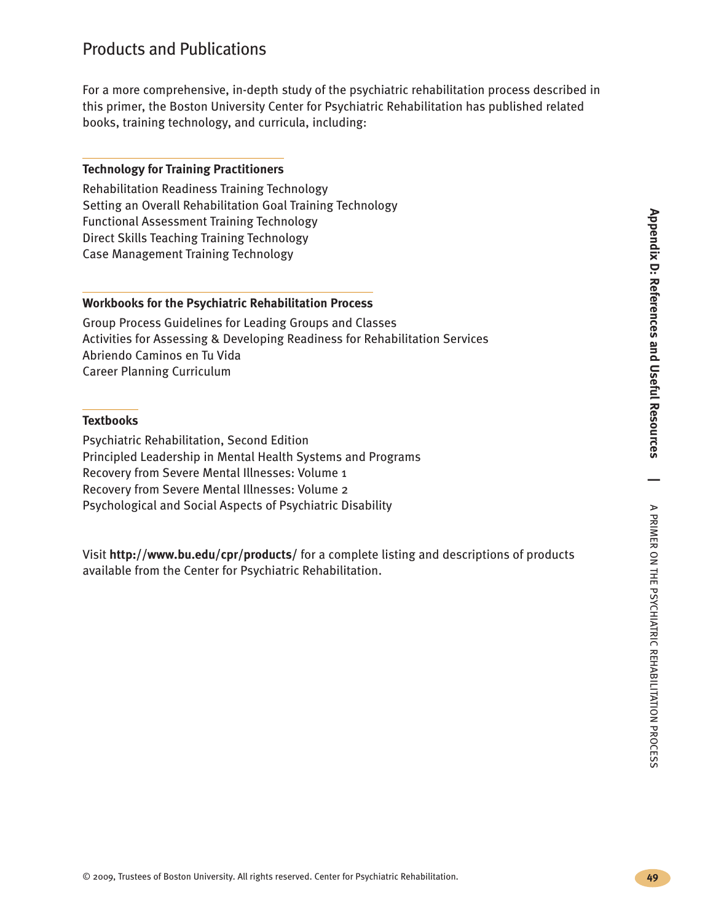## Products and Publications

For a more comprehensive, in-depth study of the psychiatric rehabilitation process described in this primer, the Boston University Center for Psychiatric Rehabilitation has published related books, training technology, and curricula, including:

### Technology for Training Practitioners

Rehabilitation Readiness Training Technology
Setting an Overall Rehabilitation Goal Training Technology
Functional Assessment Training Technology
Direct Skills Teaching Training Technology
Case Management Training Technology

### Workbooks for the Psychiatric Rehabilitation Process

Group Process Guidelines for Leading Groups and Classes
Activities for Assessing & Developing Readiness for Rehabilitation Services
Abriendo Caminos en Tu Vida
Career Planning Curriculum

### Textbooks

Psychiatric Rehabilitation, Second Edition
Principled Leadership in Mental Health Systems and Programs
Recovery from Severe Mental Illnesses: Volume 1
Recovery from Severe Mental Illnesses: Volume 2
Psychological and Social Aspects of Psychiatric Disability

Visit **http://www.bu.edu/cpr/products/** for a complete listing and descriptions of products available from the Center for Psychiatric Rehabilitation.